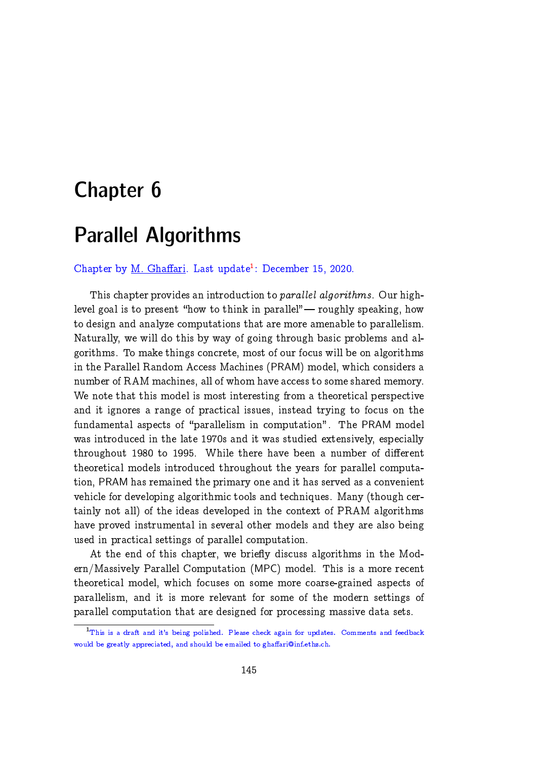# Chapter 6

# Parallel Algorithms

Chapter by M. Ghaffari. Last update[1]: December 15, 2020.

This chapter provides an introduction to *parallel algorithms*. Our high-level goal is to present "how to think in parallel"— roughly speaking, how to design and analyze computations that are more amenable to parallelism. Naturally, we will do this by way of going through basic problems and algorithms. To make things concrete, most of our focus will be on algorithms in the Parallel Random Access Machines (PRAM) model, which considers a number of RAM machines, all of whom have access to some shared memory. We note that this model is most interesting from a theoretical perspective and it ignores a range of practical issues, instead trying to focus on the fundamental aspects of "parallelism in computation". The PRAM model was introduced in the late 1970s and it was studied extensively, especially throughout 1980 to 1995. While there have been a number of different theoretical models introduced throughout the years for parallel computation, PRAM has remained the primary one and it has served as a convenient vehicle for developing algorithmic tools and techniques. Many (though certainly not all) of the ideas developed in the context of PRAM algorithms have proved instrumental in several other models and they are also being used in practical settings of parallel computation.

At the end of this chapter, we briefly discuss algorithms in the Modern/Massively Parallel Computation (MPC) model. This is a more recent theoretical model, which focuses on some more coarse-grained aspects of parallelism, and it is more relevant for some of the modern settings of parallel computation that are designed for processing massive data sets.

[1] This is a draft and it's being polished. Please check again for updates. Comments and feedback would be greatly appreciated, and should be emailed to ghaffari@inf.ethz.ch.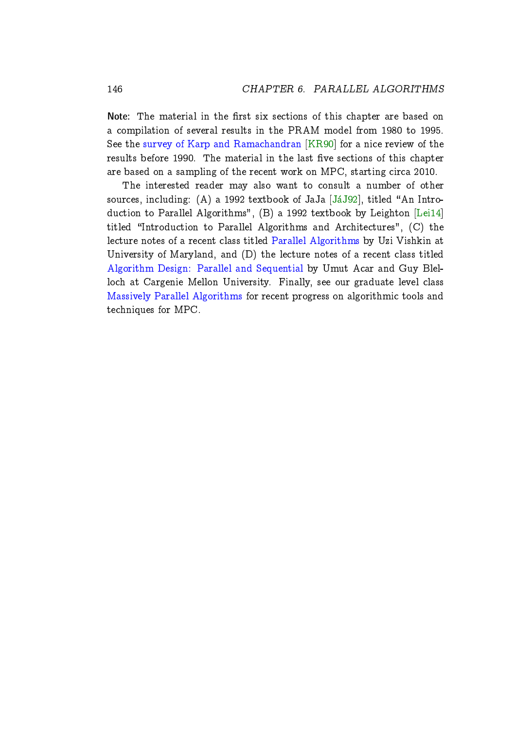**Note:** The material in the first six sections of this chapter are based on a compilation of several results in the PRAM model from 1980 to 1995. See the survey of Karp and Ramachandran [KR90] for a nice review of the results before 1990. The material in the last five sections of this chapter are based on a sampling of the recent work on MPC, starting circa 2010.

The interested reader may also want to consult a number of other sources, including: (A) a 1992 textbook of JaJa [JáJ92], titled "An Introduction to Parallel Algorithms", (B) a 1992 textbook by Leighton [Lei14] titled "Introduction to Parallel Algorithms and Architectures", (C) the lecture notes of a recent class titled Parallel Algorithms by Uzi Vishkin at University of Maryland, and (D) the lecture notes of a recent class titled Algorithm Design: Parallel and Sequential by Umut Acar and Guy Blelloch at Cargenie Mellon University. Finally, see our graduate level class Massively Parallel Algorithms for recent progress on algorithmic tools and techniques for MPC.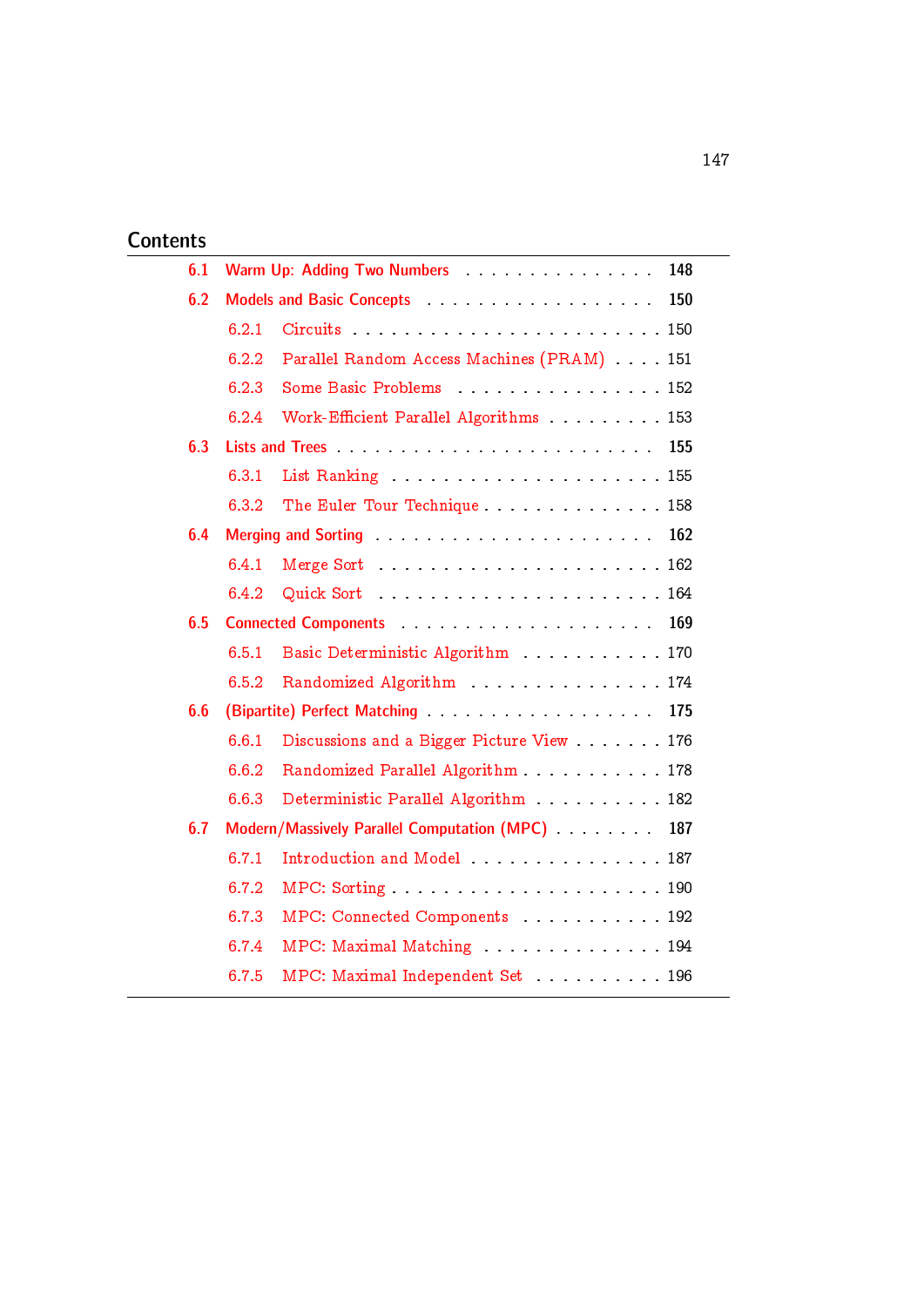## Contents

- 6.1 Warm Up: Adding Two Numbers . . . . . 148
- 6.2 Models and Basic Concepts . . . . . 150
  - 6.2.1 Circuits . . . . . 150
  - 6.2.2 Parallel Random Access Machines (PRAM) . . . . . 151
  - 6.2.3 Some Basic Problems . . . . . 152
  - 6.2.4 Work-Efficient Parallel Algorithms . . . . . 153
- 6.3 Lists and Trees . . . . . 155
  - 6.3.1 List Ranking . . . . . 155
  - 6.3.2 The Euler Tour Technique . . . . . 158
- 6.4 Merging and Sorting . . . . . 162
  - 6.4.1 Merge Sort . . . . . 162
  - 6.4.2 Quick Sort . . . . . 164
- 6.5 Connected Components . . . . . 169
  - 6.5.1 Basic Deterministic Algorithm . . . . . 170
  - 6.5.2 Randomized Algorithm . . . . . 174
- 6.6 (Bipartite) Perfect Matching . . . . . 175
  - 6.6.1 Discussions and a Bigger Picture View . . . . . 176
  - 6.6.2 Randomized Parallel Algorithm . . . . . 178
  - 6.6.3 Deterministic Parallel Algorithm . . . . . 182
- 6.7 Modern/Massively Parallel Computation (MPC) . . . . . 187
  - 6.7.1 Introduction and Model . . . . . 187
  - 6.7.2 MPC: Sorting . . . . . 190
  - 6.7.3 MPC: Connected Components . . . . . 192
  - 6.7.4 MPC: Maximal Matching . . . . . 194
  - 6.7.5 MPC: Maximal Independent Set . . . . . 196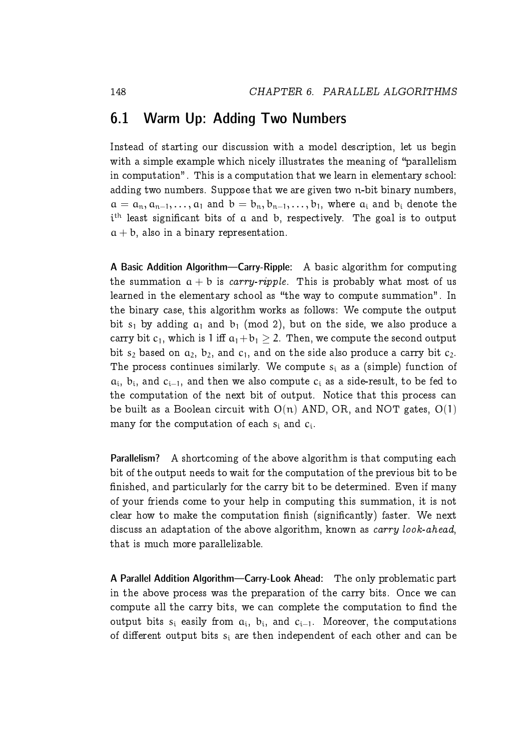## 6.1 Warm Up: Adding Two Numbers

Instead of starting our discussion with a model description, let us begin with a simple example which nicely illustrates the meaning of "parallelism in computation". This is a computation that we learn in elementary school: adding two numbers. Suppose that we are given two $n$-bit binary numbers, $a = a_n, a_{n-1}, \ldots, a_1$ and $b = b_n, b_{n-1}, \ldots, b_1$, where $a_i$ and $b_i$ denote the $i^{th}$ least significant bits of $a$ and $b$, respectively. The goal is to output $a + b$, also in a binary representation.

**A Basic Addition Algorithm—Carry-Ripple:** A basic algorithm for computing the summation $a + b$ is *carry-ripple*. This is probably what most of us learned in the elementary school as "the way to compute summation". In the binary case, this algorithm works as follows: We compute the output bit $s_1$ by adding $a_1$ and $b_1$ (mod 2), but on the side, we also produce a carry bit $c_1$, which is 1 iff $a_1 + b_1 \geq 2$. Then, we compute the second output bit $s_2$ based on $a_2$, $b_2$, and $c_1$, and on the side also produce a carry bit $c_2$. The process continues similarly. We compute $s_i$ as a (simple) function of $a_i$, $b_i$, and $c_{i-1}$, and then we also compute $c_i$ as a side-result, to be fed to the computation of the next bit of output. Notice that this process can be built as a Boolean circuit with $O(n)$ AND, OR, and NOT gates, $O(1)$ many for the computation of each $s_i$ and $c_i$.

**Parallelism?** A shortcoming of the above algorithm is that computing each bit of the output needs to wait for the computation of the previous bit to be finished, and particularly for the carry bit to be determined. Even if many of your friends come to your help in computing this summation, it is not clear how to make the computation finish (significantly) faster. We next discuss an adaptation of the above algorithm, known as *carry look-ahead*, that is much more parallelizable.

**A Parallel Addition Algorithm—Carry-Look Ahead:** The only problematic part in the above process was the preparation of the carry bits. Once we can compute all the carry bits, we can complete the computation to find the output bits $s_i$ easily from $a_i$, $b_i$, and $c_{i-1}$. Moreover, the computations of different output bits $s_i$ are then independent of each other and can be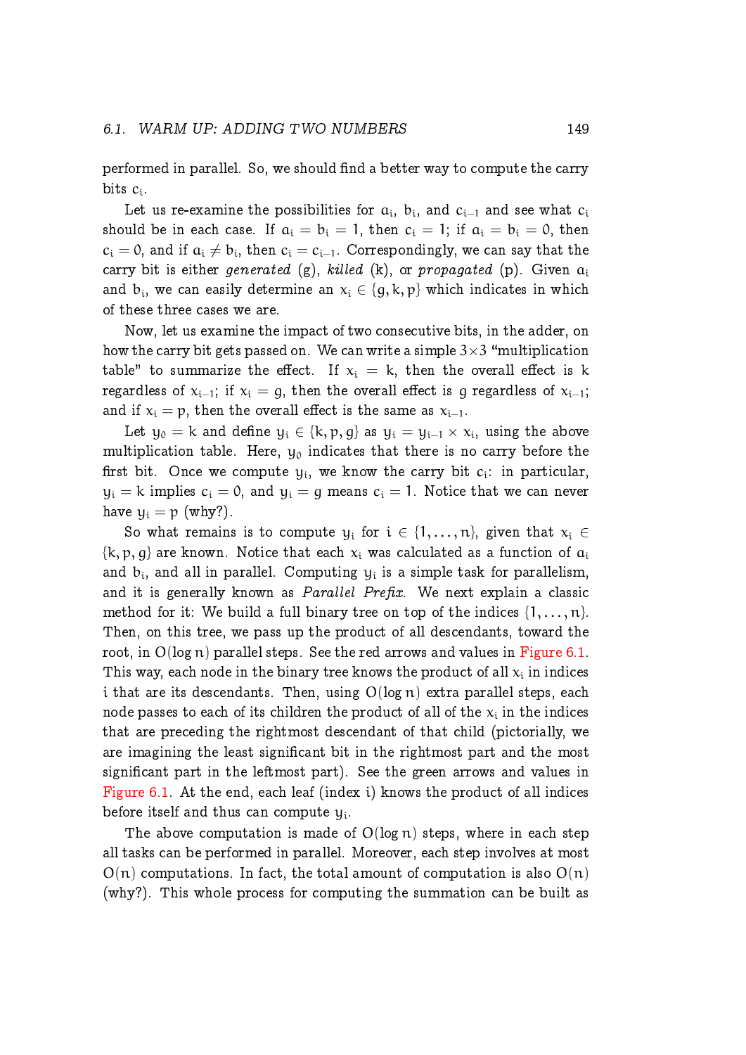performed in parallel. So, we should find a better way to compute the carry bits $c_i$.

Let us re-examine the possibilities for $a_i$, $b_i$, and $c_{i-1}$ and see what $c_i$ should be in each case. If $a_i = b_i = 1$, then $c_i = 1$; if $a_i = b_i = 0$, then $c_i = 0$, and if $a_i \neq b_i$, then $c_i = c_{i-1}$. Correspondingly, we can say that the carry bit is either *generated* (g), *killed* (k), or *propagated* (p). Given $a_i$ and $b_i$, we can easily determine an $x_i \in \{g, k, p\}$ which indicates in which of these three cases we are.

Now, let us examine the impact of two consecutive bits, in the adder, on how the carry bit gets passed on. We can write a simple $3 \times 3$ "multiplication table" to summarize the effect. If $x_i = k$, then the overall effect is $k$ regardless of $x_{i-1}$; if $x_i = g$, then the overall effect is $g$ regardless of $x_{i-1}$; and if $x_i = p$, then the overall effect is the same as $x_{i-1}$.

Let $y_0 = k$ and define $y_i \in \{k, p, g\}$ as $y_i = y_{i-1} \times x_i$, using the above multiplication table. Here, $y_0$ indicates that there is no carry before the first bit. Once we compute $y_i$, we know the carry bit $c_i$: in particular, $y_i = k$ implies $c_i = 0$, and $y_i = g$ means $c_i = 1$. Notice that we can never have $y_i = p$ (why?).

So what remains is to compute $y_i$ for $i \in \{1, \ldots, n\}$, given that $x_i \in \{k, p, g\}$ are known. Notice that each $x_i$ was calculated as a function of $a_i$ and $b_i$, and all in parallel. Computing $y_i$ is a simple task for parallelism, and it is generally known as *Parallel Prefix*. We next explain a classic method for it: We build a full binary tree on top of the indices $\{1, \ldots, n\}$. Then, on this tree, we pass up the product of all descendants, toward the root, in $O(\log n)$ parallel steps. See the red arrows and values in Figure 6.1. This way, each node in the binary tree knows the product of all $x_i$ in indices $i$ that are its descendants. Then, using $O(\log n)$ extra parallel steps, each node passes to each of its children the product of all of the $x_i$ in the indices that are preceding the rightmost descendant of that child (pictorially, we are imagining the least significant bit in the rightmost part and the most significant part in the leftmost part). See the green arrows and values in Figure 6.1. At the end, each leaf (index $i$) knows the product of all indices before itself and thus can compute $y_i$.

The above computation is made of $O(\log n)$ steps, where in each step all tasks can be performed in parallel. Moreover, each step involves at most $O(n)$ computations. In fact, the total amount of computation is also $O(n)$ (why?). This whole process for computing the summation can be built as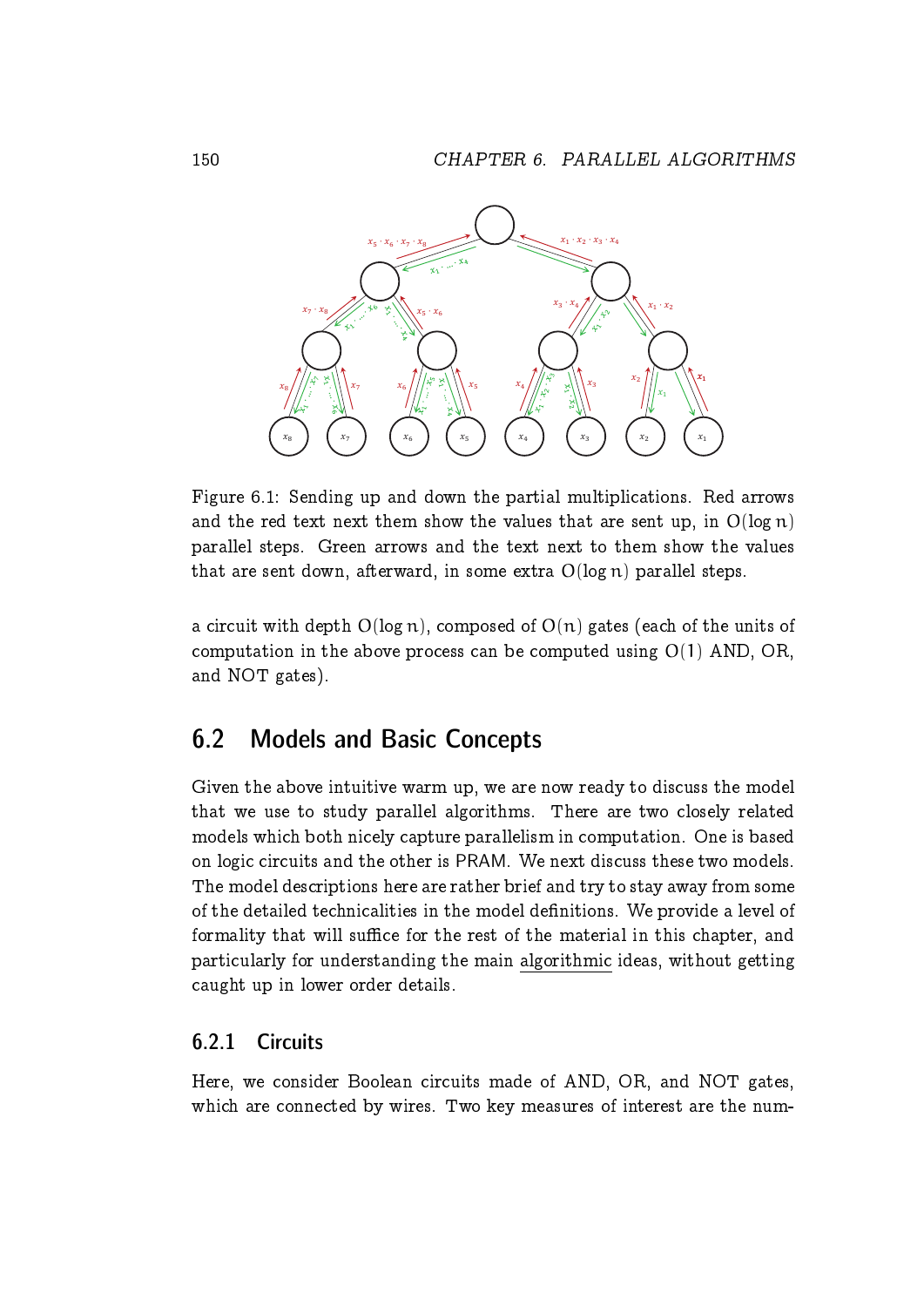Figure 6.1: Sending up and down the partial multiplications. Red arrows and the red text next them show the values that are sent up, in $O(\log n)$ parallel steps. Green arrows and the text next to them show the values that are sent down, afterward, in some extra $O(\log n)$ parallel steps.

a circuit with depth $O(\log n)$, composed of $O(n)$ gates (each of the units of computation in the above process can be computed using $O(1)$ AND, OR, and NOT gates).

## 6.2 Models and Basic Concepts

Given the above intuitive warm up, we are now ready to discuss the model that we use to study parallel algorithms. There are two closely related models which both nicely capture parallelism in computation. One is based on logic circuits and the other is PRAM. We next discuss these two models. The model descriptions here are rather brief and try to stay away from some of the detailed technicalities in the model definitions. We provide a level of formality that will suffice for the rest of the material in this chapter, and particularly for understanding the main algorithmic ideas, without getting caught up in lower order details.

### 6.2.1 Circuits

Here, we consider Boolean circuits made of AND, OR, and NOT gates, which are connected by wires. Two key measures of interest are the num-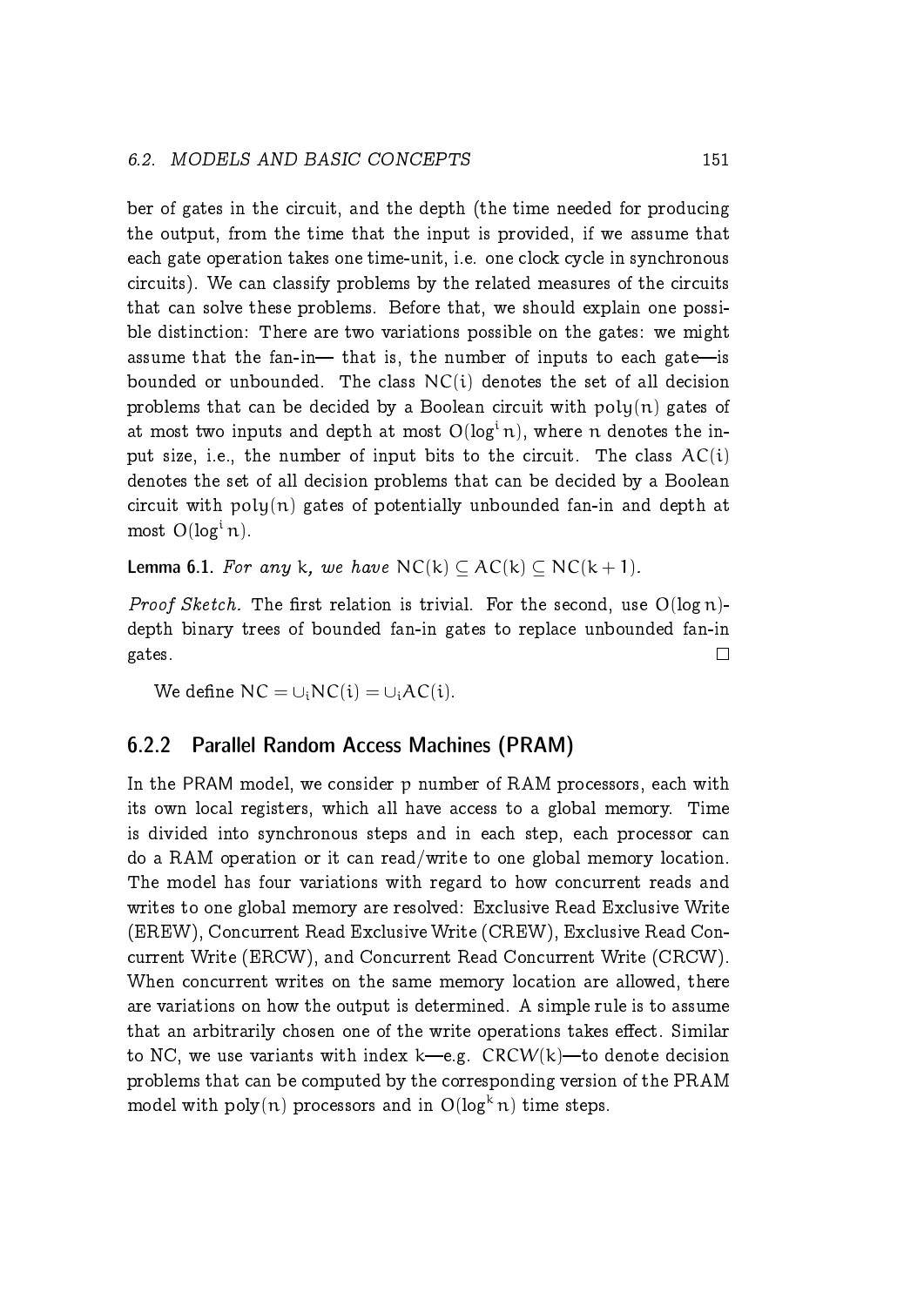ber of gates in the circuit, and the depth (the time needed for producing the output, from the time that the input is provided, if we assume that each gate operation takes one time-unit, i.e. one clock cycle in synchronous circuits). We can classify problems by the related measures of the circuits that can solve these problems. Before that, we should explain one possible distinction: There are two variations possible on the gates: we might assume that the fan-in— that is, the number of inputs to each gate—is bounded or unbounded. The class $NC(i)$ denotes the set of all decision problems that can be decided by a Boolean circuit with $poly(n)$ gates of at most two inputs and depth at most $O(\log^i n)$, where $n$ denotes the input size, i.e., the number of input bits to the circuit. The class $AC(i)$ denotes the set of all decision problems that can be decided by a Boolean circuit with $poly(n)$ gates of potentially unbounded fan-in and depth at most $O(\log^i n)$.

**Lemma 6.1.** *For any* $k$*, we have* $NC(k) \subseteq AC(k) \subseteq NC(k+1)$*.*

*Proof Sketch.* The first relation is trivial. For the second, use $O(\log n)$-depth binary trees of bounded fan-in gates to replace unbounded fan-in gates. □

We define $NC = \cup_i NC(i) = \cup_i AC(i)$.

### 6.2.2 Parallel Random Access Machines (PRAM)

In the PRAM model, we consider $p$ number of RAM processors, each with its own local registers, which all have access to a global memory. Time is divided into synchronous steps and in each step, each processor can do a RAM operation or it can read/write to one global memory location. The model has four variations with regard to how concurrent reads and writes to one global memory are resolved: Exclusive Read Exclusive Write (EREW), Concurrent Read Exclusive Write (CREW), Exclusive Read Concurrent Write (ERCW), and Concurrent Read Concurrent Write (CRCW). When concurrent writes on the same memory location are allowed, there are variations on how the output is determined. A simple rule is to assume that an arbitrarily chosen one of the write operations takes effect. Similar to NC, we use variants with index $k$—e.g. $CRCW(k)$—to denote decision problems that can be computed by the corresponding version of the PRAM model with $poly(n)$ processors and in $O(\log^k n)$ time steps.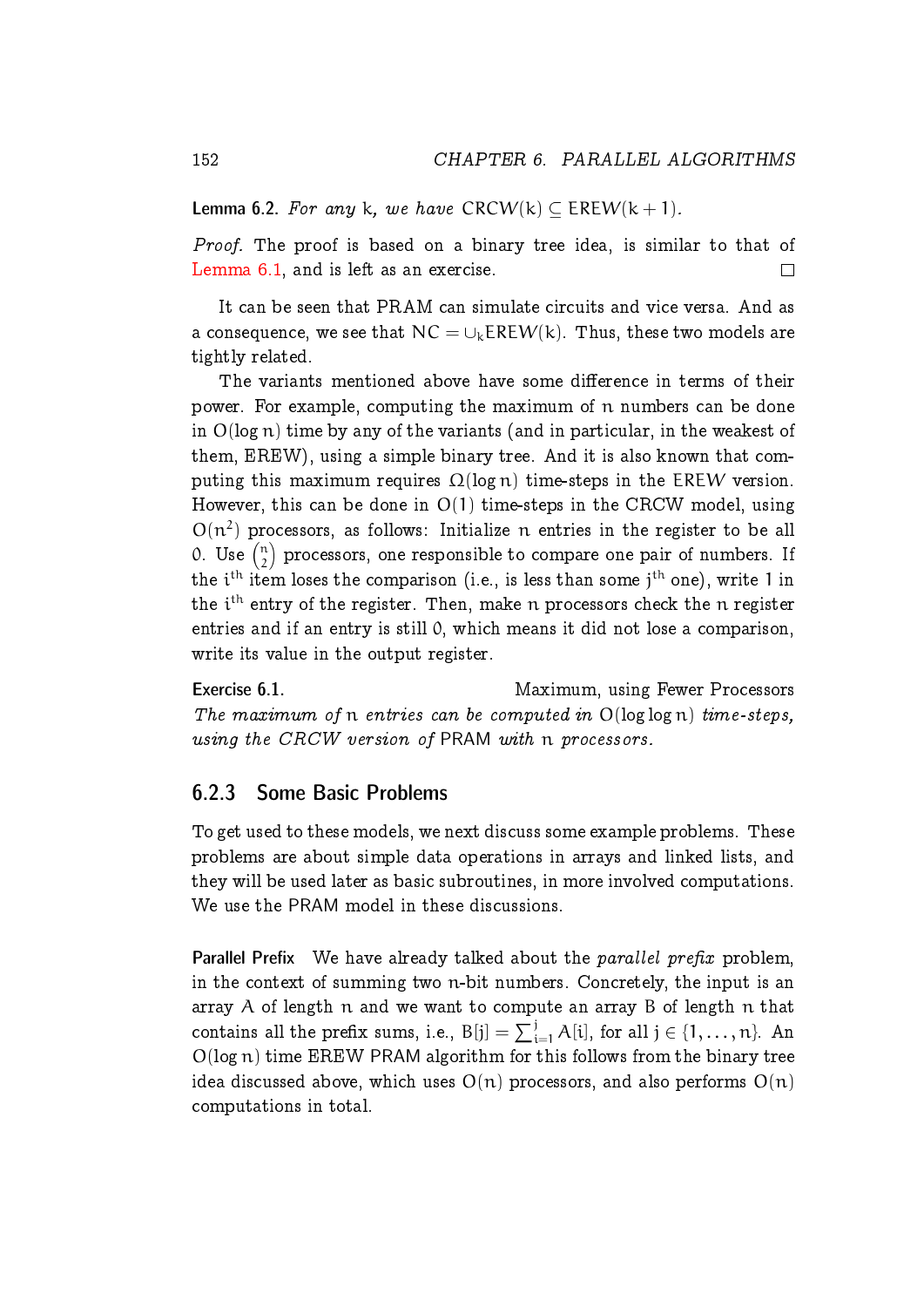**Lemma 6.2.** *For any* k*, we have* $\mathsf{CRCW}(k) \subseteq \mathsf{EREW}(k+1)$.

*Proof.* The proof is based on a binary tree idea, is similar to that of Lemma 6.1, and is left as an exercise. □

It can be seen that PRAM can simulate circuits and vice versa. And as a consequence, we see that $\mathsf{NC} = \cup_k \mathsf{EREW}(k)$. Thus, these two models are tightly related.

The variants mentioned above have some difference in terms of their power. For example, computing the maximum of $n$ numbers can be done in $O(\log n)$ time by any of the variants (and in particular, in the weakest of them, EREW), using a simple binary tree. And it is also known that computing this maximum requires $\Omega(\log n)$ time-steps in the EREW version. However, this can be done in $O(1)$ time-steps in the CRCW model, using $O(n^2)$ processors, as follows: Initialize $n$ entries in the register to be all 0. Use $\binom{n}{2}$ processors, one responsible to compare one pair of numbers. If the $i^{th}$ item loses the comparison (i.e., is less than some $j^{th}$ one), write 1 in the $i^{th}$ entry of the register. Then, make $n$ processors check the $n$ register entries and if an entry is still 0, which means it did not lose a comparison, write its value in the output register.

**Exercise 6.1.** Maximum, using Fewer Processors
*The maximum of* $n$ *entries can be computed in* $O(\log \log n)$ *time-steps, using the CRCW version of* PRAM *with* $n$ *processors.*

### 6.2.3 Some Basic Problems

To get used to these models, we next discuss some example problems. These problems are about simple data operations in arrays and linked lists, and they will be used later as basic subroutines, in more involved computations. We use the PRAM model in these discussions.

**Parallel Prefix** We have already talked about the *parallel prefix* problem, in the context of summing two $n$-bit numbers. Concretely, the input is an array $A$ of length $n$ and we want to compute an array $B$ of length $n$ that contains all the prefix sums, i.e., $B[j] = \sum_{i=1}^{j} A[i]$, for all $j \in \{1, \ldots, n\}$. An $O(\log n)$ time EREW PRAM algorithm for this follows from the binary tree idea discussed above, which uses $O(n)$ processors, and also performs $O(n)$ computations in total.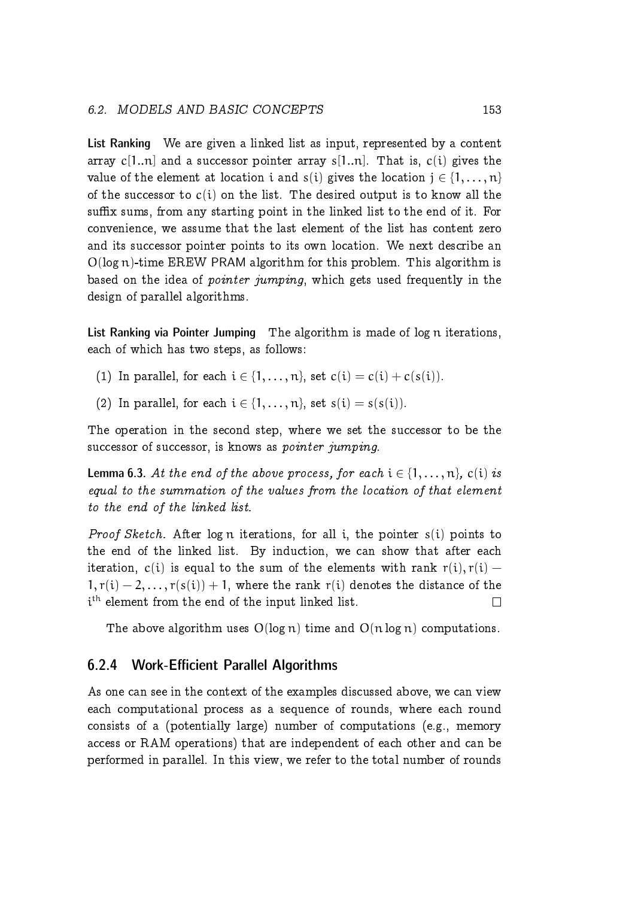**List Ranking** We are given a linked list as input, represented by a content array $c[1..n]$ and a successor pointer array $s[1..n]$. That is, $c(i)$ gives the value of the element at location $i$ and $s(i)$ gives the location $j \in \{1, \dots, n\}$ of the successor to $c(i)$ on the list. The desired output is to know all the suffix sums, from any starting point in the linked list to the end of it. For convenience, we assume that the last element of the list has content zero and its successor pointer points to its own location. We next describe an $O(\log n)$-time EREW PRAM algorithm for this problem. This algorithm is based on the idea of *pointer jumping*, which gets used frequently in the design of parallel algorithms.

**List Ranking via Pointer Jumping** The algorithm is made of $\log n$ iterations, each of which has two steps, as follows:

(1) In parallel, for each $i \in \{1, \dots, n\}$, set $c(i) = c(i) + c(s(i))$.

(2) In parallel, for each $i \in \{1, \dots, n\}$, set $s(i) = s(s(i))$.

The operation in the second step, where we set the successor to be the successor of successor, is knows as *pointer jumping*.

**Lemma 6.3.** *At the end of the above process, for each $i \in \{1, \dots, n\}$, $c(i)$ is equal to the summation of the values from the location of that element to the end of the linked list.*

*Proof Sketch.* After $\log n$ iterations, for all $i$, the pointer $s(i)$ points to the end of the linked list. By induction, we can show that after each iteration, $c(i)$ is equal to the sum of the elements with rank $r(i), r(i) - 1, r(i) - 2, \dots, r(s(i)) + 1$, where the rank $r(i)$ denotes the distance of the $i^{th}$ element from the end of the input linked list. □

The above algorithm uses $O(\log n)$ time and $O(n \log n)$ computations.

### 6.2.4 Work-Efficient Parallel Algorithms

As one can see in the context of the examples discussed above, we can view each computational process as a sequence of rounds, where each round consists of a (potentially large) number of computations (e.g., memory access or RAM operations) that are independent of each other and can be performed in parallel. In this view, we refer to the total number of rounds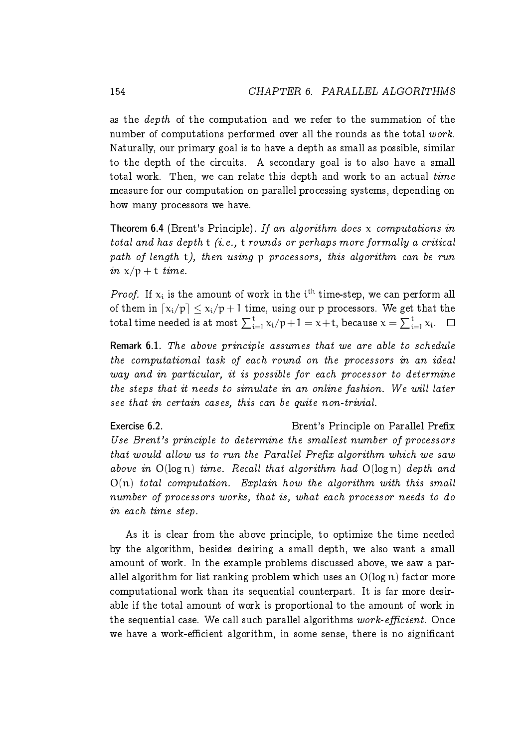as the *depth* of the computation and we refer to the summation of the number of computations performed over all the rounds as the total *work*. Naturally, our primary goal is to have a depth as small as possible, similar to the depth of the circuits. A secondary goal is to also have a small total work. Then, we can relate this depth and work to an actual *time* measure for our computation on parallel processing systems, depending on how many processors we have.

**Theorem 6.4** (Brent's Principle). *If an algorithm does $x$ computations in total and has depth $t$ (i.e., $t$ rounds or perhaps more formally a critical path of length $t$), then using $p$ processors, this algorithm can be run in $x/p + t$ time.*

*Proof.* If $x_i$ is the amount of work in the $i^{th}$ time-step, we can perform all of them in $\lceil x_i/p \rceil \leq x_i/p + 1$ time, using our $p$ processors. We get that the total time needed is at most $\sum_{i=1}^{t} x_i/p + 1 = x + t$, because $x = \sum_{i=1}^{t} x_i$. $\square$

**Remark 6.1.** *The above principle assumes that we are able to schedule the computational task of each round on the processors in an ideal way and in particular, it is possible for each processor to determine the steps that it needs to simulate in an online fashion. We will later see that in certain cases, this can be quite non-trivial.*

**Exercise 6.2.** Brent's Principle on Parallel Prefix

*Use Brent's principle to determine the smallest number of processors that would allow us to run the Parallel Prefix algorithm which we saw above in $O(\log n)$ time. Recall that algorithm had $O(\log n)$ depth and $O(n)$ total computation. Explain how the algorithm with this small number of processors works, that is, what each processor needs to do in each time step.*

As it is clear from the above principle, to optimize the time needed by the algorithm, besides desiring a small depth, we also want a small amount of work. In the example problems discussed above, we saw a parallel algorithm for list ranking problem which uses an $O(\log n)$ factor more computational work than its sequential counterpart. It is far more desirable if the total amount of work is proportional to the amount of work in the sequential case. We call such parallel algorithms *work-efficient*. Once we have a work-efficient algorithm, in some sense, there is no significant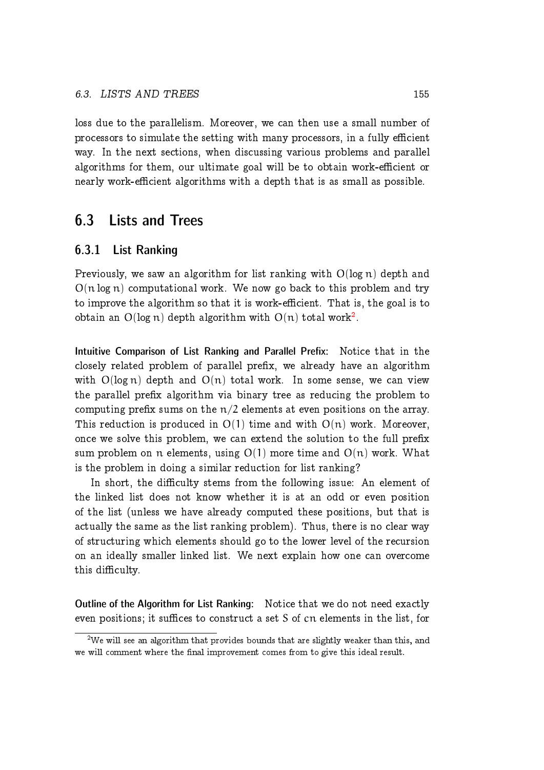loss due to the parallelism. Moreover, we can then use a small number of processors to simulate the setting with many processors, in a fully efficient way. In the next sections, when discussing various problems and parallel algorithms for them, our ultimate goal will be to obtain work-efficient or nearly work-efficient algorithms with a depth that is as small as possible.

## 6.3 Lists and Trees

### 6.3.1 List Ranking

Previously, we saw an algorithm for list ranking with $O(\log n)$ depth and $O(n \log n)$ computational work. We now go back to this problem and try to improve the algorithm so that it is work-efficient. That is, the goal is to obtain an $O(\log n)$ depth algorithm with $O(n)$ total work[2].

**Intuitive Comparison of List Ranking and Parallel Prefix:** Notice that in the closely related problem of parallel prefix, we already have an algorithm with $O(\log n)$ depth and $O(n)$ total work. In some sense, we can view the parallel prefix algorithm via binary tree as reducing the problem to computing prefix sums on the $n/2$ elements at even positions on the array. This reduction is produced in $O(1)$ time and with $O(n)$ work. Moreover, once we solve this problem, we can extend the solution to the full prefix sum problem on $n$ elements, using $O(1)$ more time and $O(n)$ work. What is the problem in doing a similar reduction for list ranking?

In short, the difficulty stems from the following issue: An element of the linked list does not know whether it is at an odd or even position of the list (unless we have already computed these positions, but that is actually the same as the list ranking problem). Thus, there is no clear way of structuring which elements should go to the lower level of the recursion on an ideally smaller linked list. We next explain how one can overcome this difficulty.

**Outline of the Algorithm for List Ranking:** Notice that we do not need exactly even positions; it suffices to construct a set $S$ of $cn$ elements in the list, for

[2] We will see an algorithm that provides bounds that are slightly weaker than this, and we will comment where the final improvement comes from to give this ideal result.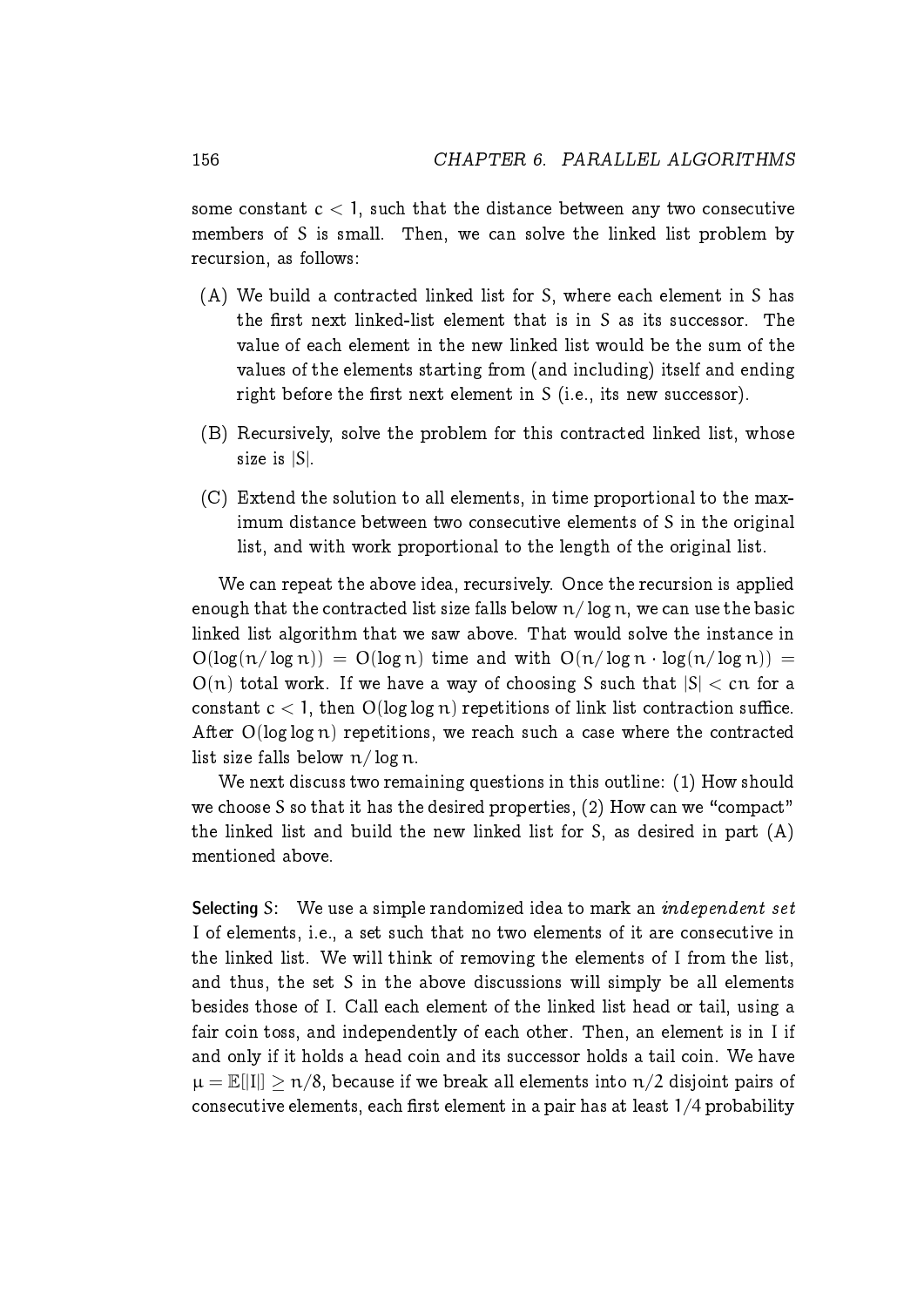some constant $c < 1$, such that the distance between any two consecutive members of S is small. Then, we can solve the linked list problem by recursion, as follows:

(A) We build a contracted linked list for S, where each element in S has the first next linked-list element that is in S as its successor. The value of each element in the new linked list would be the sum of the values of the elements starting from (and including) itself and ending right before the first next element in S (i.e., its new successor).

(B) Recursively, solve the problem for this contracted linked list, whose size is $|S|$.

(C) Extend the solution to all elements, in time proportional to the maximum distance between two consecutive elements of S in the original list, and with work proportional to the length of the original list.

We can repeat the above idea, recursively. Once the recursion is applied enough that the contracted list size falls below $n/\log n$, we can use the basic linked list algorithm that we saw above. That would solve the instance in $O(\log(n/\log n)) = O(\log n)$ time and with $O(n/\log n \cdot \log(n/\log n)) = O(n)$ total work. If we have a way of choosing S such that $|S| < cn$ for a constant $c < 1$, then $O(\log \log n)$ repetitions of link list contraction suffice. After $O(\log \log n)$ repetitions, we reach such a case where the contracted list size falls below $n/\log n$.

We next discuss two remaining questions in this outline: (1) How should we choose S so that it has the desired properties, (2) How can we "compact" the linked list and build the new linked list for S, as desired in part (A) mentioned above.

**Selecting** S: We use a simple randomized idea to mark an *independent set* I of elements, i.e., a set such that no two elements of it are consecutive in the linked list. We will think of removing the elements of I from the list, and thus, the set S in the above discussions will simply be all elements besides those of I. Call each element of the linked list head or tail, using a fair coin toss, and independently of each other. Then, an element is in I if and only if it holds a head coin and its successor holds a tail coin. We have $\mu = \mathbb{E}[|I|] \geq n/8$, because if we break all elements into $n/2$ disjoint pairs of consecutive elements, each first element in a pair has at least $1/4$ probability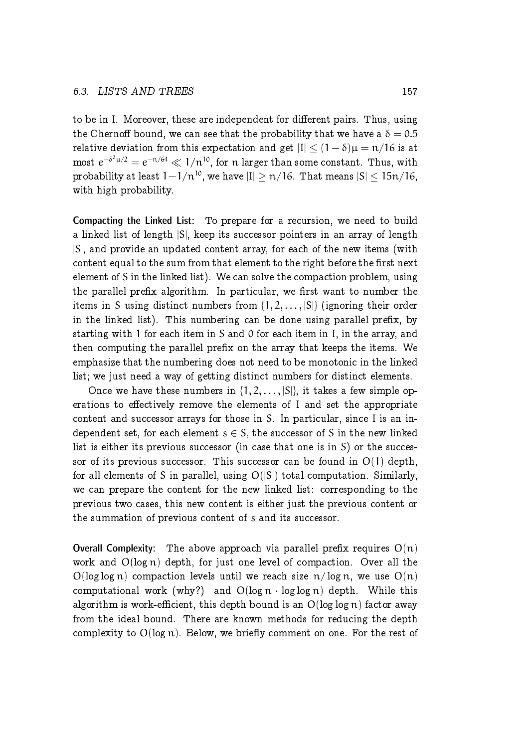to be in I. Moreover, these are independent for different pairs. Thus, using the Chernoff bound, we can see that the probability that we have a $\delta = 0.5$ relative deviation from this expectation and get $|I| \leq (1-\delta)\mu = n/16$ is at most $e^{-\delta^2\mu/2} = e^{-n/64} \ll 1/n^{10}$, for $n$ larger than some constant. Thus, with probability at least $1-1/n^{10}$, we have $|I| \geq n/16$. That means $|S| \leq 15n/16$, with high probability.

**Compacting the Linked List:** To prepare for a recursion, we need to build a linked list of length $|S|$, keep its successor pointers in an array of length $|S|$, and provide an updated content array, for each of the new items (with content equal to the sum from that element to the right before the first next element of S in the linked list). We can solve the compaction problem, using the parallel prefix algorithm. In particular, we first want to number the items in S using distinct numbers from $\{1, 2, \ldots, |S|\}$ (ignoring their order in the linked list). This numbering can be done using parallel prefix, by starting with 1 for each item in S and 0 for each item in I, in the array, and then computing the parallel prefix on the array that keeps the items. We emphasize that the numbering does not need to be monotonic in the linked list; we just need a way of getting distinct numbers for distinct elements.

Once we have these numbers in $\{1, 2, \ldots, |S|\}$, it takes a few simple operations to effectively remove the elements of I and set the appropriate content and successor arrays for those in S. In particular, since I is an independent set, for each element $s \in S$, the successor of S in the new linked list is either its previous successor (in case that one is in S) or the successor of its previous successor. This successor can be found in $O(1)$ depth, for all elements of S in parallel, using $O(|S|)$ total computation. Similarly, we can prepare the content for the new linked list: corresponding to the previous two cases, this new content is either just the previous content or the summation of previous content of s and its successor.

**Overall Complexity:** The above approach via parallel prefix requires $O(n)$ work and $O(\log n)$ depth, for just one level of compaction. Over all the $O(\log \log n)$ compaction levels until we reach size $n/\log n$, we use $O(n)$ computational work (why?) and $O(\log n \cdot \log \log n)$ depth. While this algorithm is work-efficient, this depth bound is an $O(\log \log n)$ factor away from the ideal bound. There are known methods for reducing the depth complexity to $O(\log n)$. Below, we briefly comment on one. For the rest of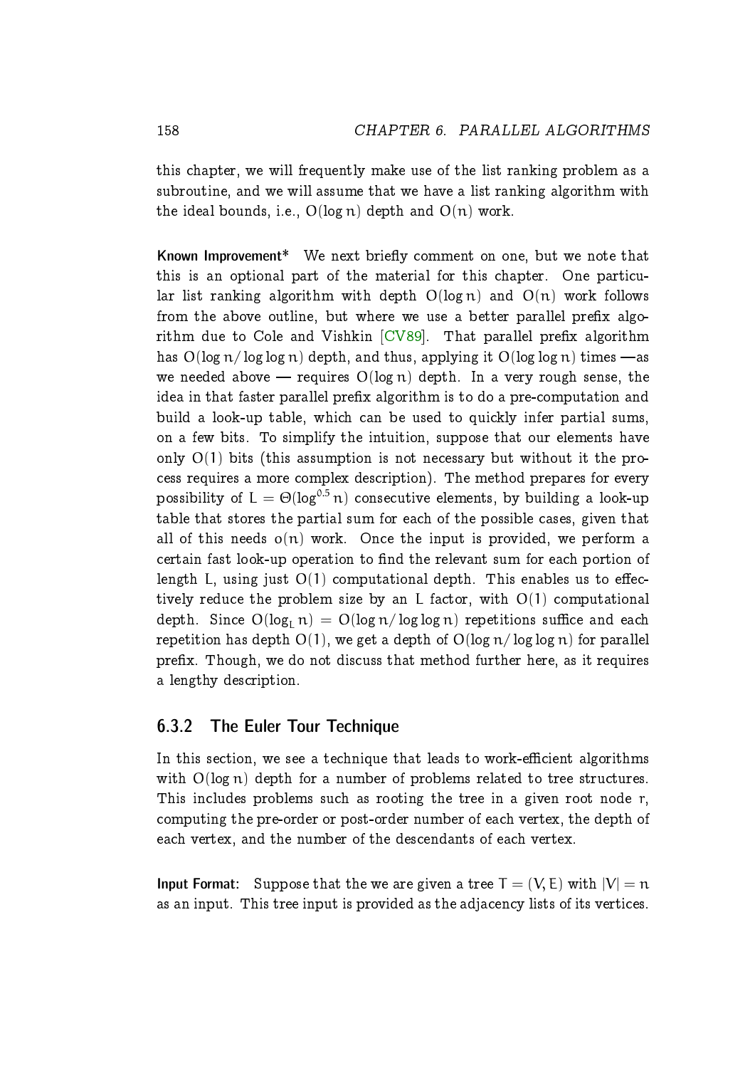this chapter, we will frequently make use of the list ranking problem as a subroutine, and we will assume that we have a list ranking algorithm with the ideal bounds, i.e., $O(\log n)$ depth and $O(n)$ work.

**Known Improvement*** We next briefly comment on one, but we note that this is an optional part of the material for this chapter. One particular list ranking algorithm with depth $O(\log n)$ and $O(n)$ work follows from the above outline, but where we use a better parallel prefix algorithm due to Cole and Vishkin [CV89]. That parallel prefix algorithm has $O(\log n / \log \log n)$ depth, and thus, applying it $O(\log \log n)$ times —as we needed above — requires $O(\log n)$ depth. In a very rough sense, the idea in that faster parallel prefix algorithm is to do a pre-computation and build a look-up table, which can be used to quickly infer partial sums, on a few bits. To simplify the intuition, suppose that our elements have only $O(1)$ bits (this assumption is not necessary but without it the process requires a more complex description). The method prepares for every possibility of $L = \Theta(\log^{0.5} n)$ consecutive elements, by building a look-up table that stores the partial sum for each of the possible cases, given that all of this needs $o(n)$ work. Once the input is provided, we perform a certain fast look-up operation to find the relevant sum for each portion of length L, using just $O(1)$ computational depth. This enables us to effectively reduce the problem size by an L factor, with $O(1)$ computational depth. Since $O(\log_L n) = O(\log n / \log \log n)$ repetitions suffice and each repetition has depth $O(1)$, we get a depth of $O(\log n / \log \log n)$ for parallel prefix. Though, we do not discuss that method further here, as it requires a lengthy description.

### 6.3.2 The Euler Tour Technique

In this section, we see a technique that leads to work-efficient algorithms with $O(\log n)$ depth for a number of problems related to tree structures. This includes problems such as rooting the tree in a given root node r, computing the pre-order or post-order number of each vertex, the depth of each vertex, and the number of the descendants of each vertex.

**Input Format:** Suppose that the we are given a tree $T = (V, E)$ with $|V| = n$ as an input. This tree input is provided as the adjacency lists of its vertices.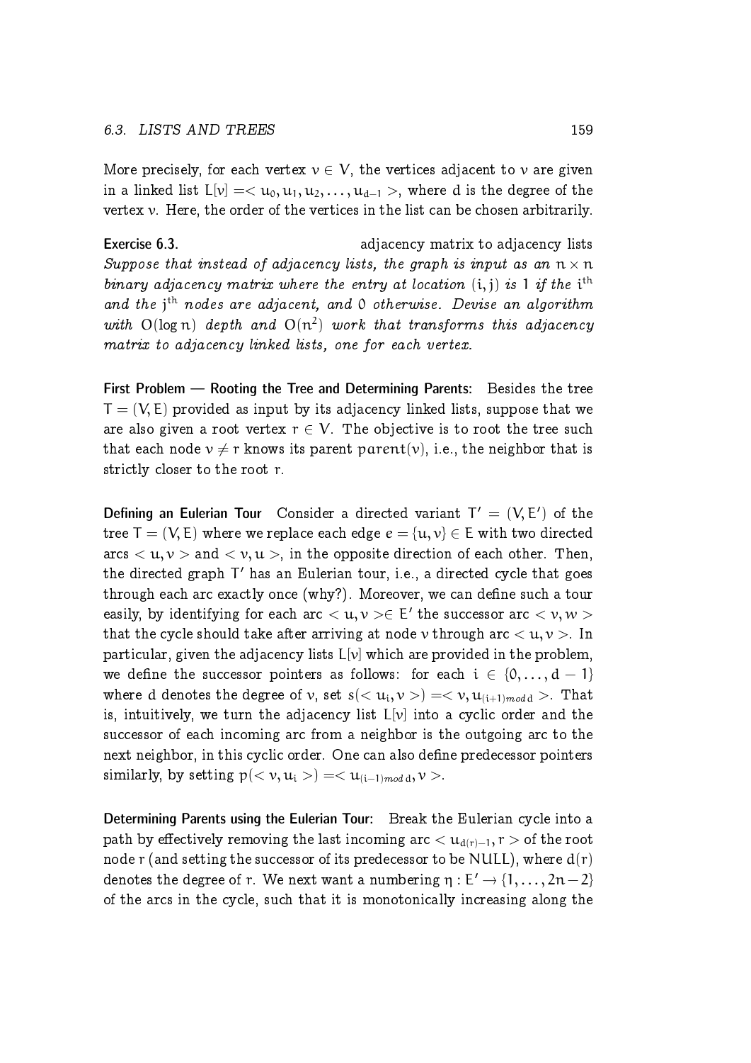More precisely, for each vertex $v \in V$, the vertices adjacent to $v$ are given in a linked list $L[v] = < u_0, u_1, u_2, \ldots, u_{d-1} >$, where $d$ is the degree of the vertex $v$. Here, the order of the vertices in the list can be chosen arbitrarily.

**Exercise 6.3.** adjacency matrix to adjacency lists
*Suppose that instead of adjacency lists, the graph is input as an $n \times n$ binary adjacency matrix where the entry at location $(i, j)$ is 1 if the $i^{th}$ and the $j^{th}$ nodes are adjacent, and 0 otherwise. Devise an algorithm with $O(\log n)$ depth and $O(n^2)$ work that transforms this adjacency matrix to adjacency linked lists, one for each vertex.*

**First Problem — Rooting the Tree and Determining Parents:** Besides the tree $T = (V, E)$ provided as input by its adjacency linked lists, suppose that we are also given a root vertex $r \in V$. The objective is to root the tree such that each node $v \neq r$ knows its parent $parent(v)$, i.e., the neighbor that is strictly closer to the root $r$.

**Defining an Eulerian Tour** Consider a directed variant $T' = (V, E')$ of the tree $T = (V, E)$ where we replace each edge $e = \{u, v\} \in E$ with two directed arcs $< u, v >$ and $< v, u >$, in the opposite direction of each other. Then, the directed graph $T'$ has an Eulerian tour, i.e., a directed cycle that goes through each arc exactly once (why?). Moreover, we can define such a tour easily, by identifying for each arc $< u, v > \in E'$ the successor arc $< v, w >$ that the cycle should take after arriving at node $v$ through arc $< u, v >$. In particular, given the adjacency lists $L[v]$ which are provided in the problem, we define the successor pointers as follows: for each $i \in \{0, \ldots, d-1\}$ where $d$ denotes the degree of $v$, set $s(< u_i, v >) = < v, u_{(i+1) mod\, d} >$. That is, intuitively, we turn the adjacency list $L[v]$ into a cyclic order and the successor of each incoming arc from a neighbor is the outgoing arc to the next neighbor, in this cyclic order. One can also define predecessor pointers similarly, by setting $p(< v, u_i >) = < u_{(i-1) mod\, d}, v >$.

**Determining Parents using the Eulerian Tour:** Break the Eulerian cycle into a path by effectively removing the last incoming arc $< u_{d(r)-1}, r >$ of the root node $r$ (and setting the successor of its predecessor to be NULL), where $d(r)$ denotes the degree of $r$. We next want a numbering $\eta : E' \rightarrow \{1, \ldots, 2n-2\}$ of the arcs in the cycle, such that it is monotonically increasing along the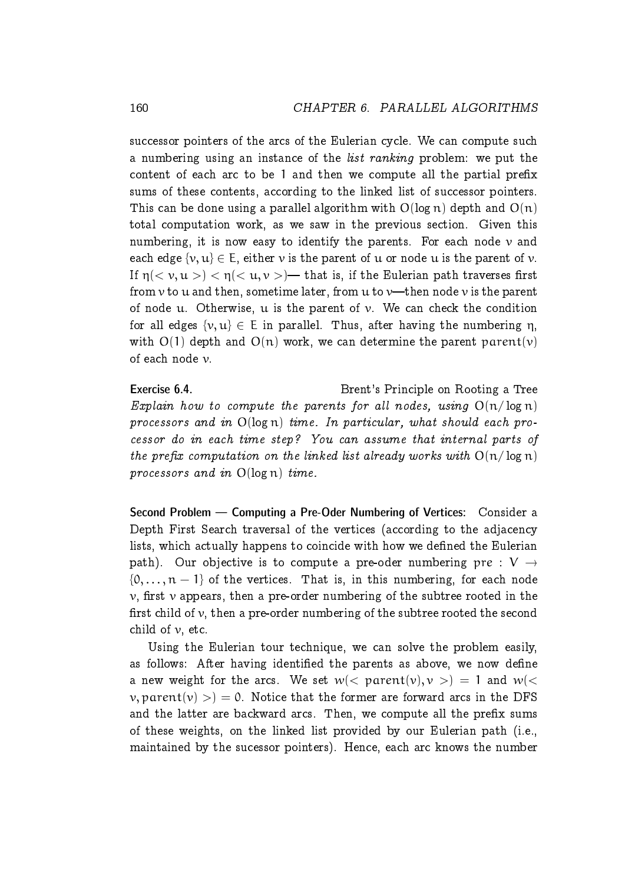successor pointers of the arcs of the Eulerian cycle. We can compute such a numbering using an instance of the *list ranking* problem: we put the content of each arc to be 1 and then we compute all the partial prefix sums of these contents, according to the linked list of successor pointers. This can be done using a parallel algorithm with $O(\log n)$ depth and $O(n)$ total computation work, as we saw in the previous section. Given this numbering, it is now easy to identify the parents. For each node $v$ and each edge $\{v, u\} \in E$, either $v$ is the parent of $u$ or node $u$ is the parent of $v$. If $\eta(< v, u >) < \eta(< u, v >)$— that is, if the Eulerian path traverses first from $v$ to $u$ and then, sometime later, from $u$ to $v$—then node $v$ is the parent of node $u$. Otherwise, $u$ is the parent of $v$. We can check the condition for all edges $\{v, u\} \in E$ in parallel. Thus, after having the numbering $\eta$, with $O(1)$ depth and $O(n)$ work, we can determine the parent $parent(v)$ of each node $v$.

**Exercise 6.4.** Brent's Principle on Rooting a Tree

*Explain how to compute the parents for all nodes, using* $O(n/\log n)$ *processors and in* $O(\log n)$ *time. In particular, what should each processor do in each time step? You can assume that internal parts of the prefix computation on the linked list already works with* $O(n/\log n)$ *processors and in* $O(\log n)$ *time.*

**Second Problem — Computing a Pre-Oder Numbering of Vertices:** Consider a Depth First Search traversal of the vertices (according to the adjacency lists, which actually happens to coincide with how we defined the Eulerian path). Our objective is to compute a pre-oder numbering $pre : V \to \{0, \ldots, n-1\}$ of the vertices. That is, in this numbering, for each node $v$, first $v$ appears, then a pre-order numbering of the subtree rooted in the first child of $v$, then a pre-order numbering of the subtree rooted the second child of $v$, etc.

Using the Eulerian tour technique, we can solve the problem easily, as follows: After having identified the parents as above, we now define a new weight for the arcs. We set $w(< parent(v), v >) = 1$ and $w(< v, parent(v) >) = 0$. Notice that the former are forward arcs in the DFS and the latter are backward arcs. Then, we compute all the prefix sums of these weights, on the linked list provided by our Eulerian path (i.e., maintained by the sucessor pointers). Hence, each arc knows the number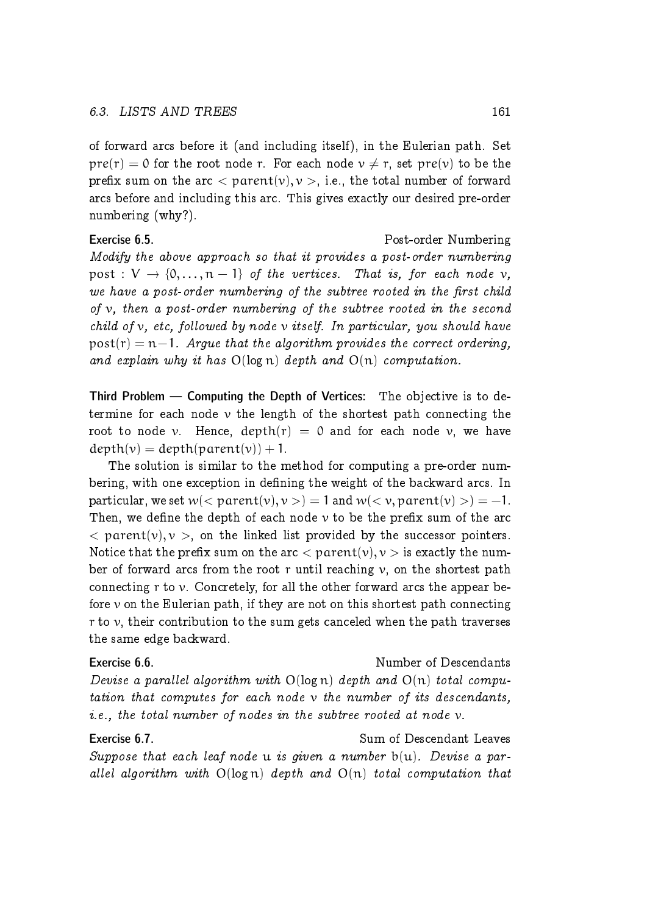of forward arcs before it (and including itself), in the Eulerian path. Set $\mathrm{pre}(r) = 0$ for the root node $r$. For each node $v \neq r$, set $\mathrm{pre}(v)$ to be the prefix sum on the arc $< \mathrm{parent}(v), v >$, i.e., the total number of forward arcs before and including this arc. This gives exactly our desired pre-order numbering (why?).

**Exercise 6.5.** Post-order Numbering

*Modify the above approach so that it provides a post-order numbering* $\mathrm{post} : V \to \{0, \ldots, n-1\}$ *of the vertices. That is, for each node* $v$*, we have a post-order numbering of the subtree rooted in the first child of* $v$*, then a post-order numbering of the subtree rooted in the second child of* $v$*, etc, followed by node* $v$ *itself. In particular, you should have* $\mathrm{post}(r) = n-1$*. Argue that the algorithm provides the correct ordering, and explain why it has* $O(\log n)$ *depth and* $O(n)$ *computation.*

**Third Problem — Computing the Depth of Vertices:** The objective is to determine for each node $v$ the length of the shortest path connecting the root to node $v$. Hence, $\mathrm{depth}(r) = 0$ and for each node $v$, we have $\mathrm{depth}(v) = \mathrm{depth}(\mathrm{parent}(v)) + 1$.

The solution is similar to the method for computing a pre-order numbering, with one exception in defining the weight of the backward arcs. In particular, we set $w(< \mathrm{parent}(v), v >) = 1$ and $w(< v, \mathrm{parent}(v) >) = -1$. Then, we define the depth of each node $v$ to be the prefix sum of the arc $< \mathrm{parent}(v), v >$, on the linked list provided by the successor pointers. Notice that the prefix sum on the arc $< \mathrm{parent}(v), v >$ is exactly the number of forward arcs from the root $r$ until reaching $v$, on the shortest path connecting $r$ to $v$. Concretely, for all the other forward arcs the appear before $v$ on the Eulerian path, if they are not on this shortest path connecting $r$ to $v$, their contribution to the sum gets canceled when the path traverses the same edge backward.

**Exercise 6.6.** Number of Descendants

*Devise a parallel algorithm with* $O(\log n)$ *depth and* $O(n)$ *total computation that computes for each node* $v$ *the number of its descendants, i.e., the total number of nodes in the subtree rooted at node* $v$.

**Exercise 6.7.** Sum of Descendant Leaves

*Suppose that each leaf node* $u$ *is given a number* $b(u)$*. Devise a parallel algorithm with* $O(\log n)$ *depth and* $O(n)$ *total computation that*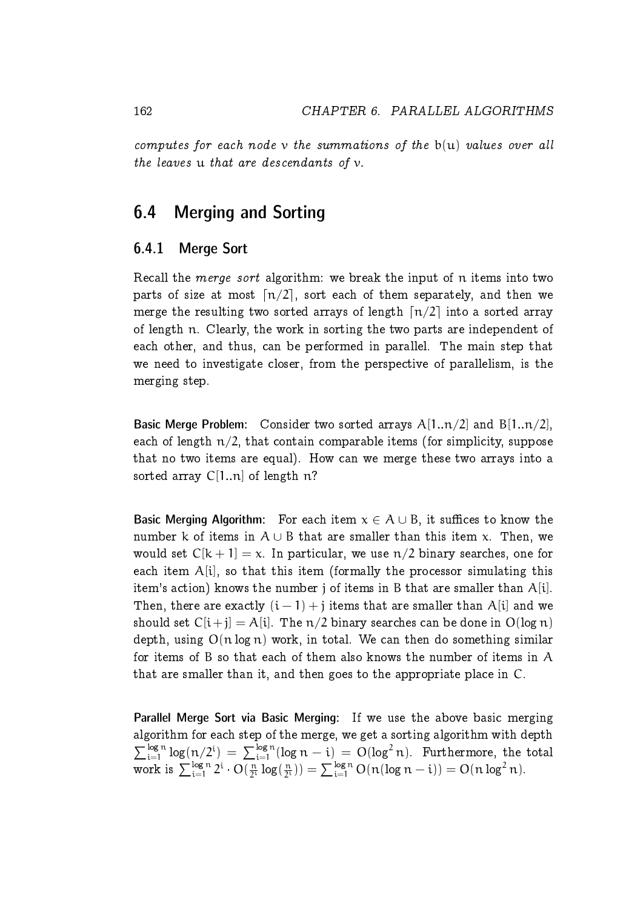*computes for each node $v$ the summations of the $b(u)$ values over all the leaves $u$ that are descendants of $v$.*

## 6.4 Merging and Sorting

### 6.4.1 Merge Sort

Recall the *merge sort* algorithm: we break the input of $n$ items into two parts of size at most $\lceil n/2 \rceil$, sort each of them separately, and then we merge the resulting two sorted arrays of length $\lceil n/2 \rceil$ into a sorted array of length $n$. Clearly, the work in sorting the two parts are independent of each other, and thus, can be performed in parallel. The main step that we need to investigate closer, from the perspective of parallelism, is the merging step.

**Basic Merge Problem:** Consider two sorted arrays $A[1..n/2]$ and $B[1..n/2]$, each of length $n/2$, that contain comparable items (for simplicity, suppose that no two items are equal). How can we merge these two arrays into a sorted array $C[1..n]$ of length $n$?

**Basic Merging Algorithm:** For each item $x \in A \cup B$, it suffices to know the number $k$ of items in $A \cup B$ that are smaller than this item $x$. Then, we would set $C[k+1] = x$. In particular, we use $n/2$ binary searches, one for each item $A[i]$, so that this item (formally the processor simulating this item's action) knows the number $j$ of items in $B$ that are smaller than $A[i]$. Then, there are exactly $(i-1)+j$ items that are smaller than $A[i]$ and we should set $C[i+j] = A[i]$. The $n/2$ binary searches can be done in $O(\log n)$ depth, using $O(n \log n)$ work, in total. We can then do something similar for items of $B$ so that each of them also knows the number of items in $A$ that are smaller than it, and then goes to the appropriate place in $C$.

**Parallel Merge Sort via Basic Merging:** If we use the above basic merging algorithm for each step of the merge, we get a sorting algorithm with depth $\sum_{i=1}^{\log n} \log(n/2^i) = \sum_{i=1}^{\log n}(\log n - i) = O(\log^2 n)$. Furthermore, the total work is $\sum_{i=1}^{\log n} 2^i \cdot O(\frac{n}{2^i} \log(\frac{n}{2^i})) = \sum_{i=1}^{\log n} O(n(\log n - i)) = O(n \log^2 n)$.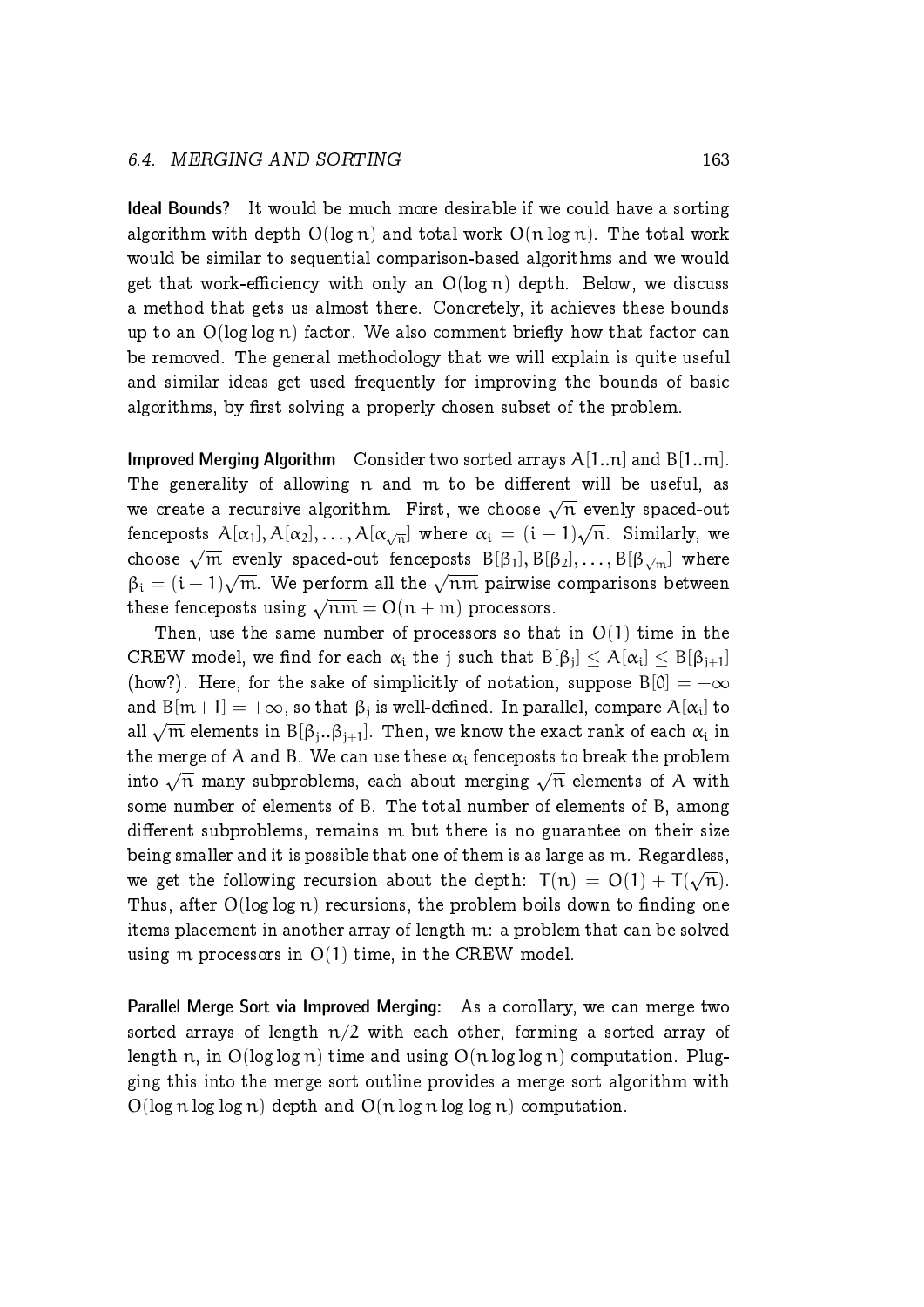**Ideal Bounds?** It would be much more desirable if we could have a sorting algorithm with depth $O(\log n)$ and total work $O(n \log n)$. The total work would be similar to sequential comparison-based algorithms and we would get that work-efficiency with only an $O(\log n)$ depth. Below, we discuss a method that gets us almost there. Concretely, it achieves these bounds up to an $O(\log \log n)$ factor. We also comment briefly how that factor can be removed. The general methodology that we will explain is quite useful and similar ideas get used frequently for improving the bounds of basic algorithms, by first solving a properly chosen subset of the problem.

**Improved Merging Algorithm** Consider two sorted arrays $A[1..n]$ and $B[1..m]$. The generality of allowing $n$ and $m$ to be different will be useful, as we create a recursive algorithm. First, we choose $\sqrt{n}$ evenly spaced-out fenceposts $A[\alpha_1], A[\alpha_2], \ldots, A[\alpha_{\sqrt{n}}]$ where $\alpha_i = (i-1)\sqrt{n}$. Similarly, we choose $\sqrt{m}$ evenly spaced-out fenceposts $B[\beta_1], B[\beta_2], \ldots, B[\beta_{\sqrt{m}}]$ where $\beta_i = (i-1)\sqrt{m}$. We perform all the $\sqrt{nm}$ pairwise comparisons between these fenceposts using $\sqrt{nm} = O(n+m)$ processors.

Then, use the same number of processors so that in $O(1)$ time in the CREW model, we find for each $\alpha_i$ the $j$ such that $B[\beta_j] \leq A[\alpha_i] \leq B[\beta_{j+1}]$ (how?). Here, for the sake of simplicitly of notation, suppose $B[0] = -\infty$ and $B[m+1] = +\infty$, so that $\beta_j$ is well-defined. In parallel, compare $A[\alpha_i]$ to all $\sqrt{m}$ elements in $B[\beta_j..\beta_{j+1}]$. Then, we know the exact rank of each $\alpha_i$ in the merge of $A$ and $B$. We can use these $\alpha_i$ fenceposts to break the problem into $\sqrt{n}$ many subproblems, each about merging $\sqrt{n}$ elements of $A$ with some number of elements of $B$. The total number of elements of $B$, among different subproblems, remains $m$ but there is no guarantee on their size being smaller and it is possible that one of them is as large as $m$. Regardless, we get the following recursion about the depth: $T(n) = O(1) + T(\sqrt{n})$. Thus, after $O(\log \log n)$ recursions, the problem boils down to finding one items placement in another array of length $m$: a problem that can be solved using $m$ processors in $O(1)$ time, in the CREW model.

**Parallel Merge Sort via Improved Merging:** As a corollary, we can merge two sorted arrays of length $n/2$ with each other, forming a sorted array of length $n$, in $O(\log \log n)$ time and using $O(n \log \log n)$ computation. Plugging this into the merge sort outline provides a merge sort algorithm with $O(\log n \log \log n)$ depth and $O(n \log n \log \log n)$ computation.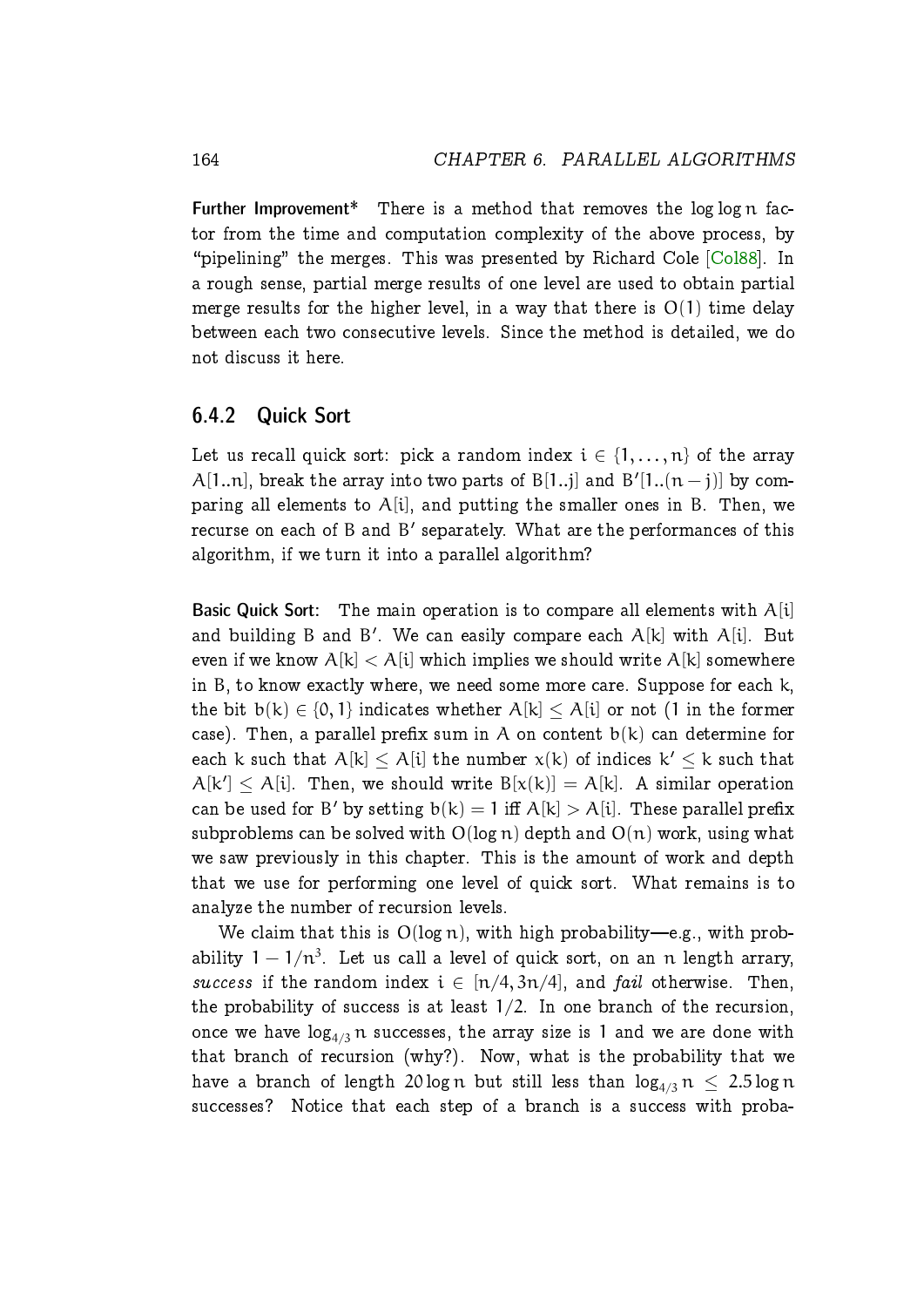**Further Improvement*** There is a method that removes the $\log \log n$ factor from the time and computation complexity of the above process, by "pipelining" the merges. This was presented by Richard Cole [Col88]. In a rough sense, partial merge results of one level are used to obtain partial merge results for the higher level, in a way that there is $O(1)$ time delay between each two consecutive levels. Since the method is detailed, we do not discuss it here.

### 6.4.2 Quick Sort

Let us recall quick sort: pick a random index $i \in \{1, \ldots, n\}$ of the array $A[1..n]$, break the array into two parts of $B[1..j]$ and $B'[1..(n-j)]$ by comparing all elements to $A[i]$, and putting the smaller ones in $B$. Then, we recurse on each of $B$ and $B'$ separately. What are the performances of this algorithm, if we turn it into a parallel algorithm?

**Basic Quick Sort:** The main operation is to compare all elements with $A[i]$ and building $B$ and $B'$. We can easily compare each $A[k]$ with $A[i]$. But even if we know $A[k] < A[i]$ which implies we should write $A[k]$ somewhere in $B$, to know exactly where, we need some more care. Suppose for each $k$, the bit $b(k) \in \{0, 1\}$ indicates whether $A[k] \leq A[i]$ or not (1 in the former case). Then, a parallel prefix sum in $A$ on content $b(k)$ can determine for each $k$ such that $A[k] \leq A[i]$ the number $x(k)$ of indices $k' \leq k$ such that $A[k'] \leq A[i]$. Then, we should write $B[x(k)] = A[k]$. A similar operation can be used for $B'$ by setting $b(k) = 1$ iff $A[k] > A[i]$. These parallel prefix subproblems can be solved with $O(\log n)$ depth and $O(n)$ work, using what we saw previously in this chapter. This is the amount of work and depth that we use for performing one level of quick sort. What remains is to analyze the number of recursion levels.

We claim that this is $O(\log n)$, with high probability—e.g., with probability $1 - 1/n^3$. Let us call a level of quick sort, on an $n$ length arrary, *success* if the random index $i \in [n/4, 3n/4]$, and *fail* otherwise. Then, the probability of success is at least $1/2$. In one branch of the recursion, once we have $\log_{4/3} n$ successes, the array size is 1 and we are done with that branch of recursion (why?). Now, what is the probability that we have a branch of length $20 \log n$ but still less than $\log_{4/3} n \leq 2.5 \log n$ successes? Notice that each step of a branch is a success with proba-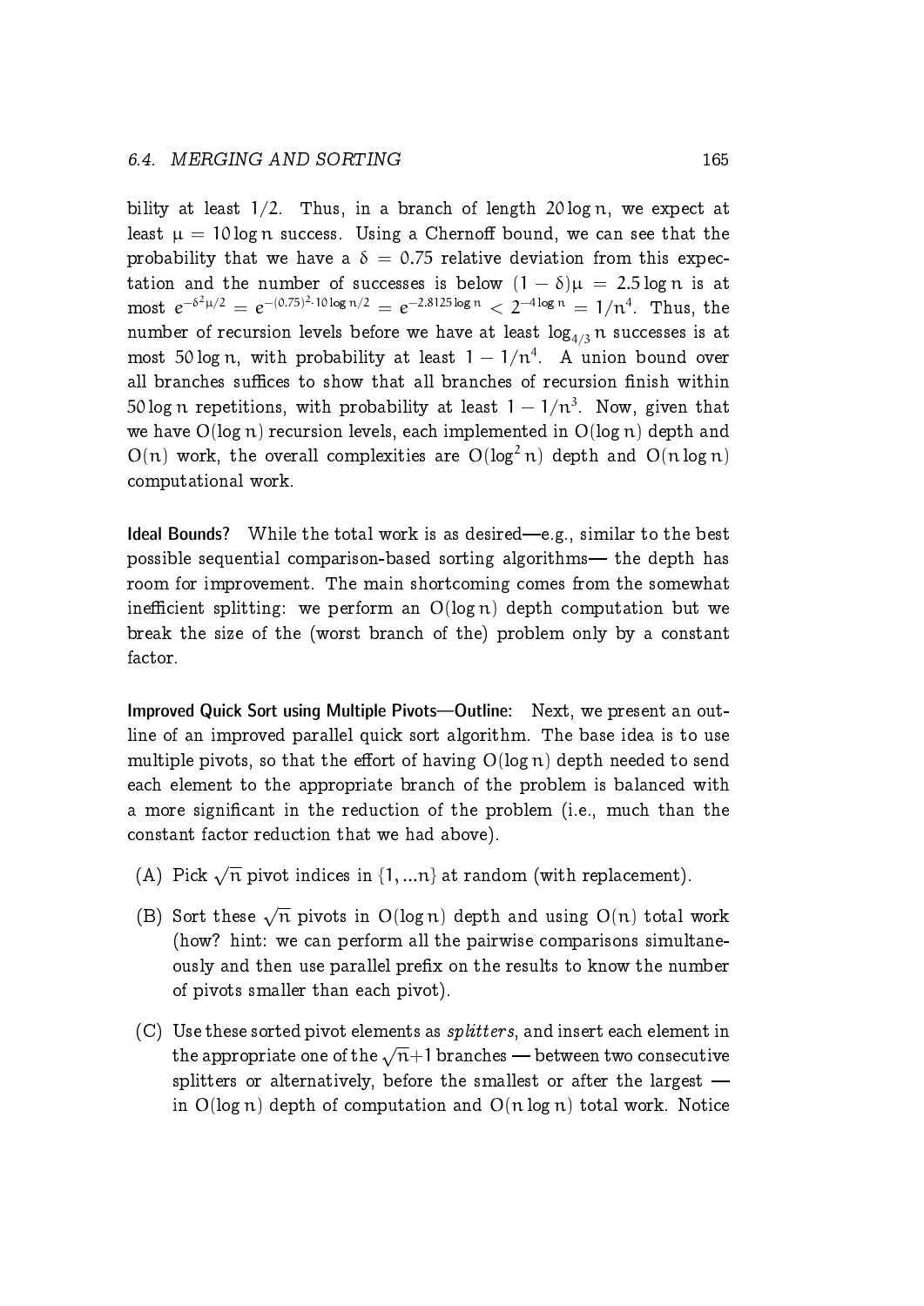bility at least $1/2$. Thus, in a branch of length $20 \log n$, we expect at least $\mu = 10 \log n$ success. Using a Chernoff bound, we can see that the probability that we have a $\delta = 0.75$ relative deviation from this expectation and the number of successes is below $(1-\delta)\mu = 2.5 \log n$ is at most $e^{-\delta^2 \mu/2} = e^{-(0.75)^2 \cdot 10 \log n/2} = e^{-2.8125 \log n} < 2^{-4 \log n} = 1/n^4$. Thus, the number of recursion levels before we have at least $\log_{4/3} n$ successes is at most $50 \log n$, with probability at least $1 - 1/n^4$. A union bound over all branches suffices to show that all branches of recursion finish within $50 \log n$ repetitions, with probability at least $1 - 1/n^3$. Now, given that we have $O(\log n)$ recursion levels, each implemented in $O(\log n)$ depth and $O(n)$ work, the overall complexities are $O(\log^2 n)$ depth and $O(n \log n)$ computational work.

**Ideal Bounds?** While the total work is as desired—e.g., similar to the best possible sequential comparison-based sorting algorithms— the depth has room for improvement. The main shortcoming comes from the somewhat inefficient splitting: we perform an $O(\log n)$ depth computation but we break the size of the (worst branch of the) problem only by a constant factor.

**Improved Quick Sort using Multiple Pivots—Outline:** Next, we present an outline of an improved parallel quick sort algorithm. The base idea is to use multiple pivots, so that the effort of having $O(\log n)$ depth needed to send each element to the appropriate branch of the problem is balanced with a more significant in the reduction of the problem (i.e., much than the constant factor reduction that we had above).

(A) Pick $\sqrt{n}$ pivot indices in $\{1, ...n\}$ at random (with replacement).

(B) Sort these $\sqrt{n}$ pivots in $O(\log n)$ depth and using $O(n)$ total work (how? hint: we can perform all the pairwise comparisons simultaneously and then use parallel prefix on the results to know the number of pivots smaller than each pivot).

(C) Use these sorted pivot elements as *splitters*, and insert each element in the appropriate one of the $\sqrt{n}+1$ branches — between two consecutive splitters or alternatively, before the smallest or after the largest — in $O(\log n)$ depth of computation and $O(n \log n)$ total work. Notice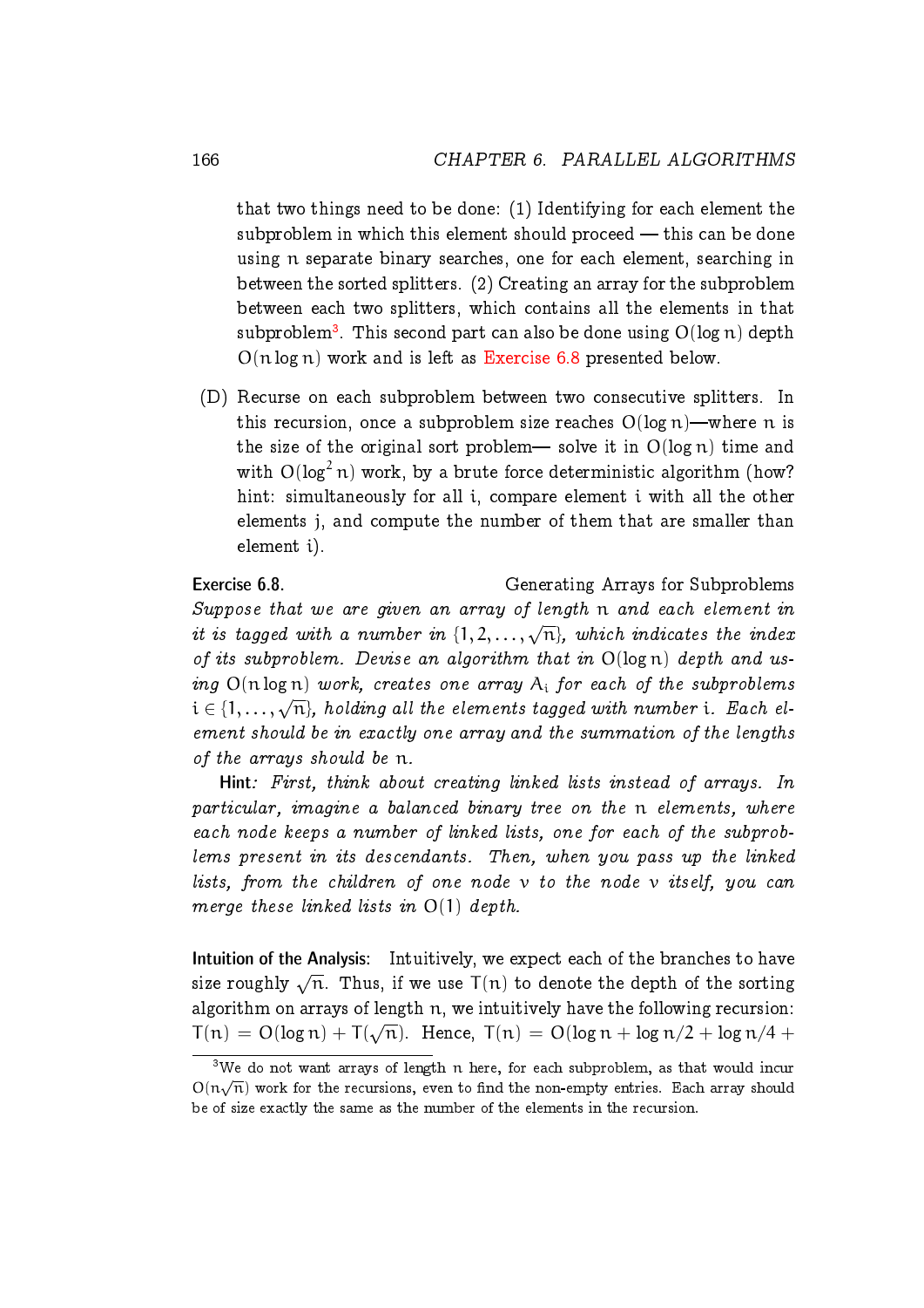that two things need to be done: (1) Identifying for each element the subproblem in which this element should proceed — this can be done using $n$ separate binary searches, one for each element, searching in between the sorted splitters. (2) Creating an array for the subproblem between each two splitters, which contains all the elements in that subproblem[3]. This second part can also be done using $O(\log n)$ depth $O(n \log n)$ work and is left as Exercise 6.8 presented below.

(D) Recurse on each subproblem between two consecutive splitters. In this recursion, once a subproblem size reaches $O(\log n)$—where $n$ is the size of the original sort problem— solve it in $O(\log n)$ time and with $O(\log^2 n)$ work, by a brute force deterministic algorithm (how? hint: simultaneously for all $i$, compare element $i$ with all the other elements $j$, and compute the number of them that are smaller than element $i$).

**Exercise 6.8.** Generating Arrays for Subproblems

*Suppose that we are given an array of length $n$ and each element in it is tagged with a number in $\{1, 2, \dots, \sqrt{n}\}$, which indicates the index of its subproblem. Devise an algorithm that in $O(\log n)$ depth and using $O(n \log n)$ work, creates one array $A_i$ for each of the subproblems $i \in \{1, \dots, \sqrt{n}\}$, holding all the elements tagged with number $i$. Each element should be in exactly one array and the summation of the lengths of the arrays should be $n$.*

**Hint**: *First, think about creating linked lists instead of arrays. In particular, imagine a balanced binary tree on the $n$ elements, where each node keeps a number of linked lists, one for each of the subproblems present in its descendants. Then, when you pass up the linked lists, from the children of one node $v$ to the node $v$ itself, you can merge these linked lists in $O(1)$ depth.*

**Intuition of the Analysis:** Intuitively, we expect each of the branches to have size roughly $\sqrt{n}$. Thus, if we use $T(n)$ to denote the depth of the sorting algorithm on arrays of length $n$, we intuitively have the following recursion: $T(n) = O(\log n) + T(\sqrt{n})$. Hence, $T(n) = O(\log n + \log n/2 + \log n/4 +$

[3] We do not want arrays of length $n$ here, for each subproblem, as that would incur $O(n\sqrt{n})$ work for the recursions, even to find the non-empty entries. Each array should be of size exactly the same as the number of the elements in the recursion.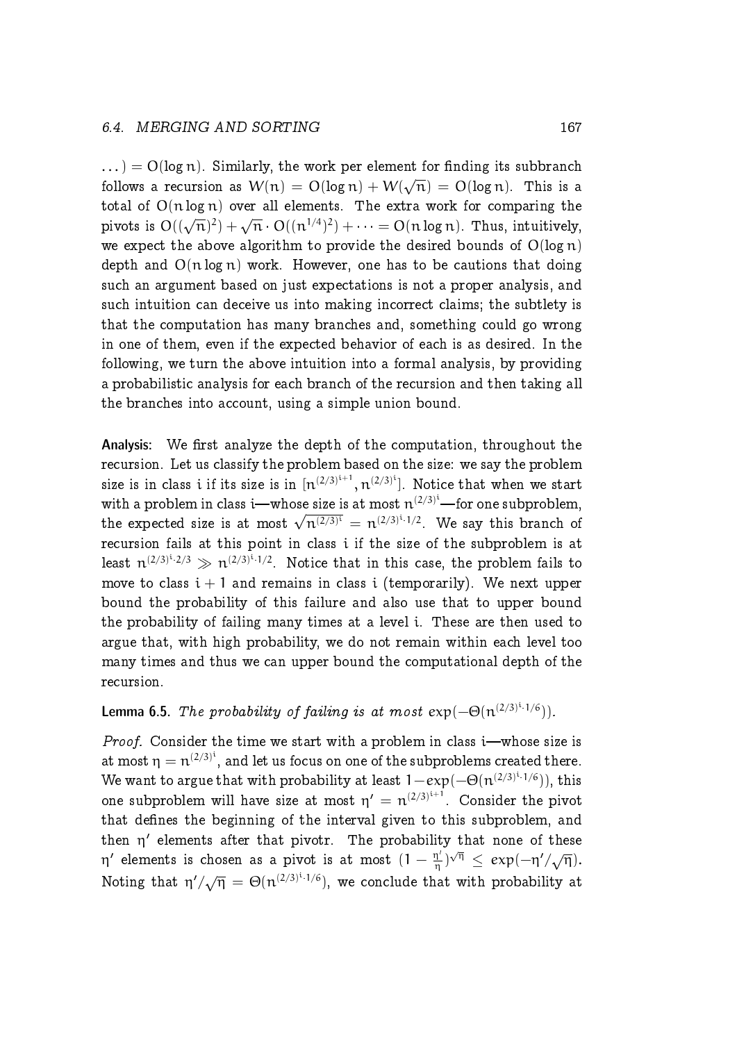$\dots) = O(\log n)$. Similarly, the work per element for finding its subbranch follows a recursion as $W(n) = O(\log n) + W(\sqrt{n}) = O(\log n)$. This is a total of $O(n \log n)$ over all elements. The extra work for comparing the pivots is $O((\sqrt{n})^2) + \sqrt{n} \cdot O((n^{1/4})^2) + \dots = O(n \log n)$. Thus, intuitively, we expect the above algorithm to provide the desired bounds of $O(\log n)$ depth and $O(n \log n)$ work. However, one has to be cautions that doing such an argument based on just expectations is not a proper analysis, and such intuition can deceive us into making incorrect claims; the subtlety is that the computation has many branches and, something could go wrong in one of them, even if the expected behavior of each is as desired. In the following, we turn the above intuition into a formal analysis, by providing a probabilistic analysis for each branch of the recursion and then taking all the branches into account, using a simple union bound.

**Analysis:** We first analyze the depth of the computation, throughout the recursion. Let us classify the problem based on the size: we say the problem size is in class $i$ if its size is in $[n^{(2/3)^{i+1}}, n^{(2/3)^i}]$. Notice that when we start with a problem in class $i$—whose size is at most $n^{(2/3)^i}$—for one subproblem, the expected size is at most $\sqrt{n^{(2/3)^i}} = n^{(2/3)^i \cdot 1/2}$. We say this branch of recursion fails at this point in class $i$ if the size of the subproblem is at least $n^{(2/3)^i \cdot 2/3} \gg n^{(2/3)^i \cdot 1/2}$. Notice that in this case, the problem fails to move to class $i+1$ and remains in class $i$ (temporarily). We next upper bound the probability of this failure and also use that to upper bound the probability of failing many times at a level $i$. These are then used to argue that, with high probability, we do not remain within each level too many times and thus we can upper bound the computational depth of the recursion.

**Lemma 6.5.** *The probability of failing is at most* $\exp(-\Theta(n^{(2/3)^i \cdot 1/6}))$.

*Proof.* Consider the time we start with a problem in class $i$—whose size is at most $\eta = n^{(2/3)^i}$, and let us focus on one of the subproblems created there. We want to argue that with probability at least $1 - \exp(-\Theta(n^{(2/3)^i \cdot 1/6}))$, this one subproblem will have size at most $\eta' = n^{(2/3)^{i+1}}$. Consider the pivot that defines the beginning of the interval given to this subproblem, and then $\eta'$ elements after that pivotr. The probability that none of these $\eta'$ elements is chosen as a pivot is at most $(1 - \frac{\eta'}{\eta})^{\sqrt{\eta}} \leq \exp(-\eta'/\sqrt{\eta})$. Noting that $\eta'/\sqrt{\eta} = \Theta(n^{(2/3)^i \cdot 1/6})$, we conclude that with probability at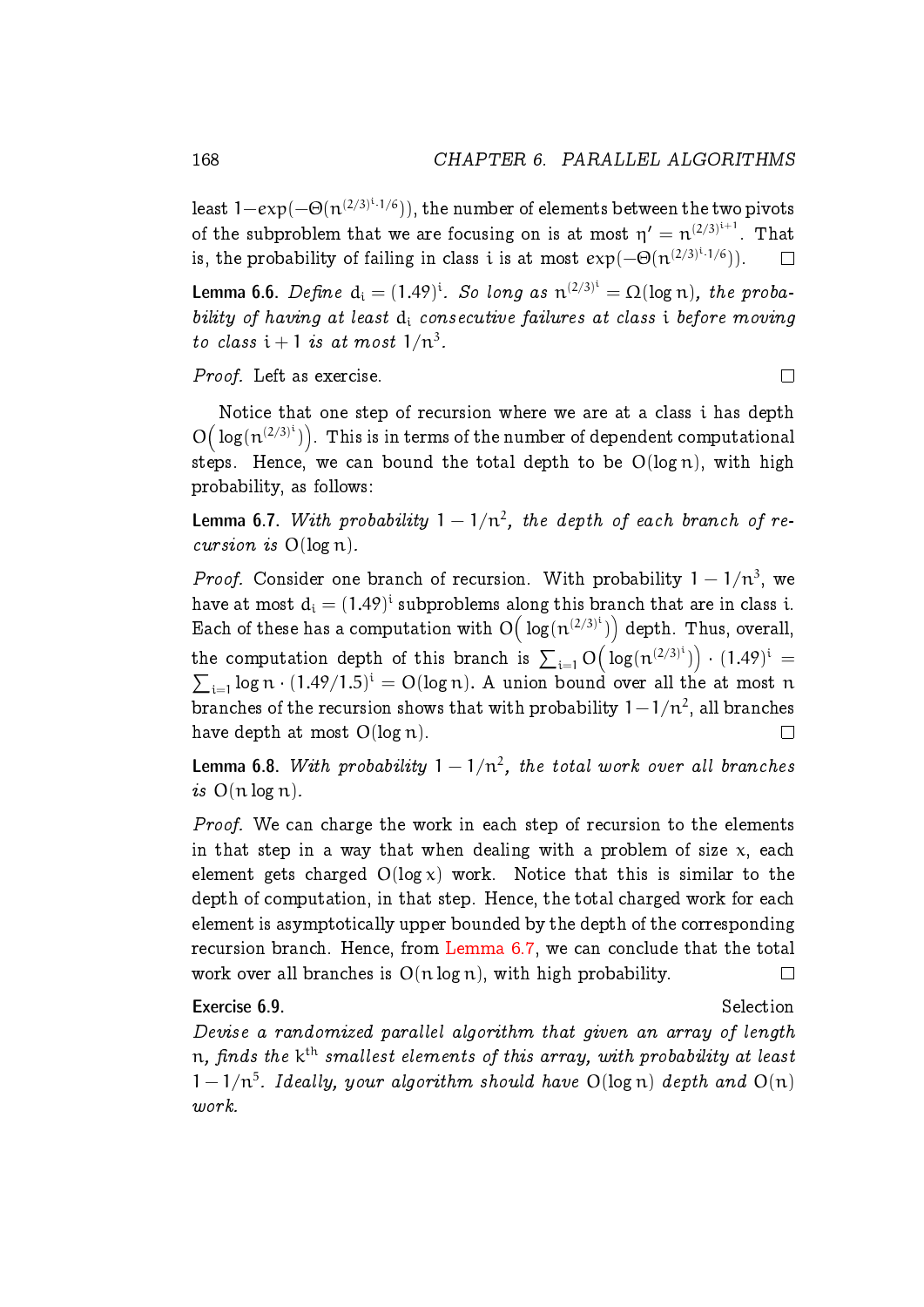least $1-\exp(-\Theta(n^{(2/3)^i \cdot 1/6}))$, the number of elements between the two pivots of the subproblem that we are focusing on is at most $\eta' = n^{(2/3)^{i+1}}$. That is, the probability of failing in class $i$ is at most $\exp(-\Theta(n^{(2/3)^i \cdot 1/6}))$. □

**Lemma 6.6.** *Define $d_i = (1.49)^i$. So long as $n^{(2/3)^i} = \Omega(\log n)$, the probability of having at least $d_i$ consecutive failures at class $i$ before moving to class $i+1$ is at most $1/n^3$.*

*Proof.* Left as exercise. □

Notice that one step of recursion where we are at a class $i$ has depth $O\Big(\log(n^{(2/3)^i})\Big)$. This is in terms of the number of dependent computational steps. Hence, we can bound the total depth to be $O(\log n)$, with high probability, as follows:

**Lemma 6.7.** *With probability $1 - 1/n^2$, the depth of each branch of recursion is $O(\log n)$.*

*Proof.* Consider one branch of recursion. With probability $1 - 1/n^3$, we have at most $d_i = (1.49)^i$ subproblems along this branch that are in class $i$. Each of these has a computation with $O\Big(\log(n^{(2/3)^i})\Big)$ depth. Thus, overall, the computation depth of this branch is $\sum_{i=1} O\Big(\log(n^{(2/3)^i})\Big) \cdot (1.49)^i = \sum_{i=1} \log n \cdot (1.49/1.5)^i = O(\log n)$. A union bound over all the at most $n$ branches of the recursion shows that with probability $1-1/n^2$, all branches have depth at most $O(\log n)$. □

**Lemma 6.8.** *With probability $1 - 1/n^2$, the total work over all branches is $O(n \log n)$.*

*Proof.* We can charge the work in each step of recursion to the elements in that step in a way that when dealing with a problem of size $x$, each element gets charged $O(\log x)$ work. Notice that this is similar to the depth of computation, in that step. Hence, the total charged work for each element is asymptotically upper bounded by the depth of the corresponding recursion branch. Hence, from Lemma 6.7, we can conclude that the total work over all branches is $O(n \log n)$, with high probability. □

**Exercise 6.9.** Selection

*Devise a randomized parallel algorithm that given an array of length $n$, finds the $k^{\text{th}}$ smallest elements of this array, with probability at least $1 - 1/n^5$. Ideally, your algorithm should have $O(\log n)$ depth and $O(n)$ work.*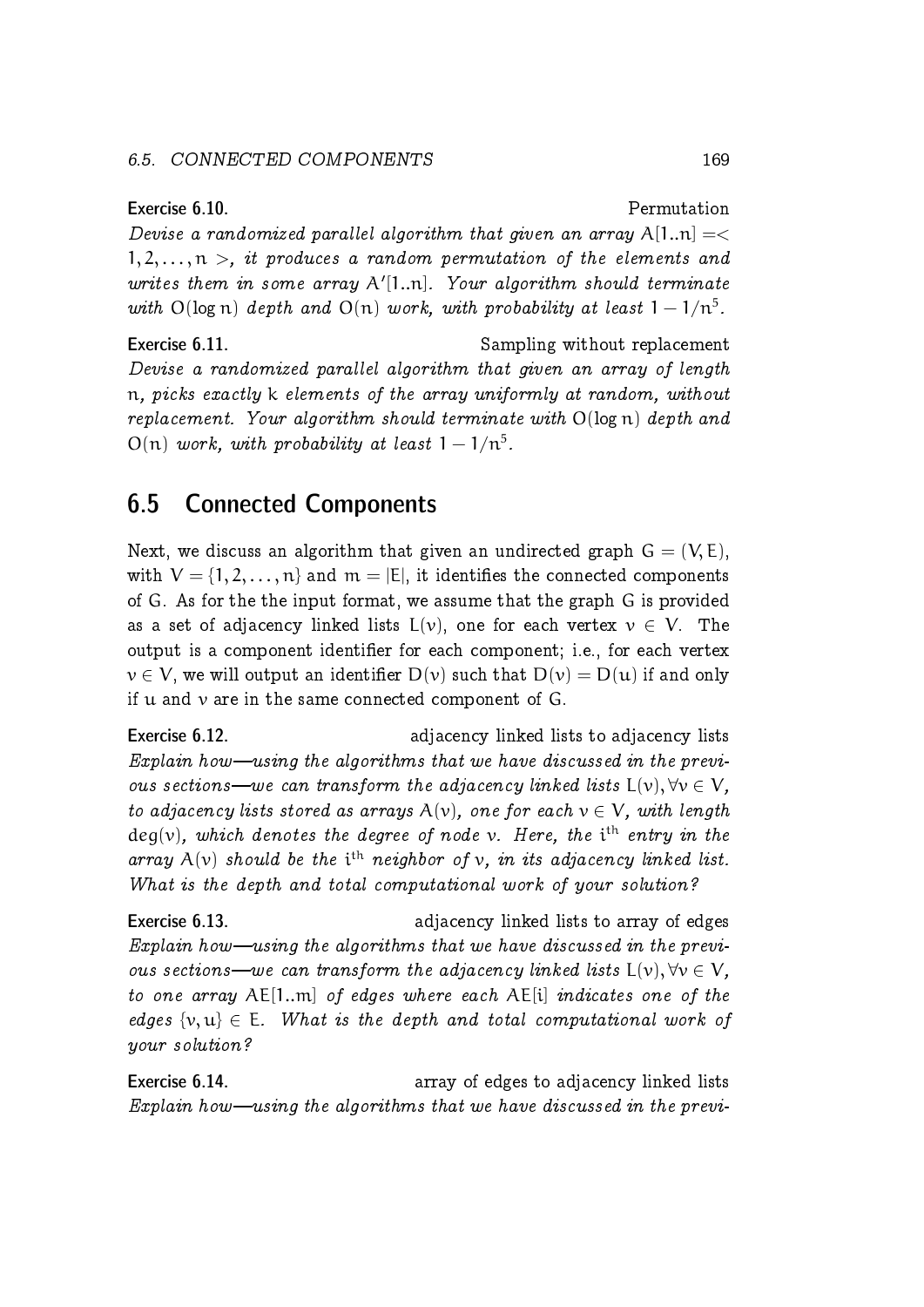**Exercise 6.10.** Permutation

*Devise a randomized parallel algorithm that given an array $A[1..n] = < 1, 2, \ldots, n >$, it produces a random permutation of the elements and writes them in some array $A'[1..n]$. Your algorithm should terminate with $O(\log n)$ depth and $O(n)$ work, with probability at least $1 - 1/n^5$.*

**Exercise 6.11.** Sampling without replacement

*Devise a randomized parallel algorithm that given an array of length $n$, picks exactly $k$ elements of the array uniformly at random, without replacement. Your algorithm should terminate with $O(\log n)$ depth and $O(n)$ work, with probability at least $1 - 1/n^5$.*

## 6.5 Connected Components

Next, we discuss an algorithm that given an undirected graph $G = (V, E)$, with $V = \{1, 2, \ldots, n\}$ and $m = |E|$, it identifies the connected components of $G$. As for the the input format, we assume that the graph $G$ is provided as a set of adjacency linked lists $L(v)$, one for each vertex $v \in V$. The output is a component identifier for each component; i.e., for each vertex $v \in V$, we will output an identifier $D(v)$ such that $D(v) = D(u)$ if and only if $u$ and $v$ are in the same connected component of $G$.

**Exercise 6.12.** adjacency linked lists to adjacency lists

*Explain how—using the algorithms that we have discussed in the previous sections—we can transform the adjacency linked lists $L(v), \forall v \in V$, to adjacency lists stored as arrays $A(v)$, one for each $v \in V$, with length $\deg(v)$, which denotes the degree of node $v$. Here, the $i^{th}$ entry in the array $A(v)$ should be the $i^{th}$ neighbor of $v$, in its adjacency linked list. What is the depth and total computational work of your solution?*

**Exercise 6.13.** adjacency linked lists to array of edges

*Explain how—using the algorithms that we have discussed in the previous sections—we can transform the adjacency linked lists $L(v), \forall v \in V$, to one array $AE[1..m]$ of edges where each $AE[i]$ indicates one of the edges $\{v, u\} \in E$. What is the depth and total computational work of your solution?*

**Exercise 6.14.** array of edges to adjacency linked lists

*Explain how—using the algorithms that we have discussed in the previ-*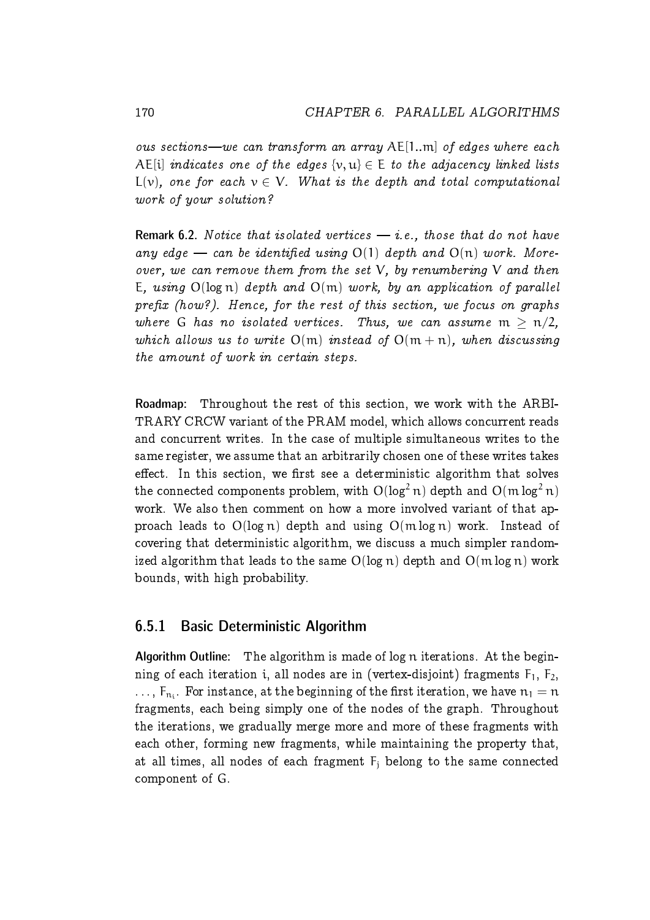*ous sections—we can transform an array $AE[1..m]$ of edges where each $AE[i]$ indicates one of the edges $\{v, u\} \in E$ to the adjacency linked lists $L(v)$, one for each $v \in V$. What is the depth and total computational work of your solution?*

**Remark 6.2.** *Notice that isolated vertices — i.e., those that do not have any edge — can be identified using $O(1)$ depth and $O(n)$ work. Moreover, we can remove them from the set $V$, by renumbering $V$ and then $E$, using $O(\log n)$ depth and $O(m)$ work, by an application of parallel prefix (how?). Hence, for the rest of this section, we focus on graphs where $G$ has no isolated vertices. Thus, we can assume $m \geq n/2$, which allows us to write $O(m)$ instead of $O(m+n)$, when discussing the amount of work in certain steps.*

**Roadmap:** Throughout the rest of this section, we work with the ARBITRARY CRCW variant of the PRAM model, which allows concurrent reads and concurrent writes. In the case of multiple simultaneous writes to the same register, we assume that an arbitrarily chosen one of these writes takes effect. In this section, we first see a deterministic algorithm that solves the connected components problem, with $O(\log^2 n)$ depth and $O(m \log^2 n)$ work. We also then comment on how a more involved variant of that approach leads to $O(\log n)$ depth and using $O(m \log n)$ work. Instead of covering that deterministic algorithm, we discuss a much simpler randomized algorithm that leads to the same $O(\log n)$ depth and $O(m \log n)$ work bounds, with high probability.

### 6.5.1 Basic Deterministic Algorithm

**Algorithm Outline:** The algorithm is made of $\log n$ iterations. At the beginning of each iteration $i$, all nodes are in (vertex-disjoint) fragments $F_1$, $F_2$, $\ldots$, $F_{n_i}$. For instance, at the beginning of the first iteration, we have $n_1 = n$ fragments, each being simply one of the nodes of the graph. Throughout the iterations, we gradually merge more and more of these fragments with each other, forming new fragments, while maintaining the property that, at all times, all nodes of each fragment $F_j$ belong to the same connected component of $G$.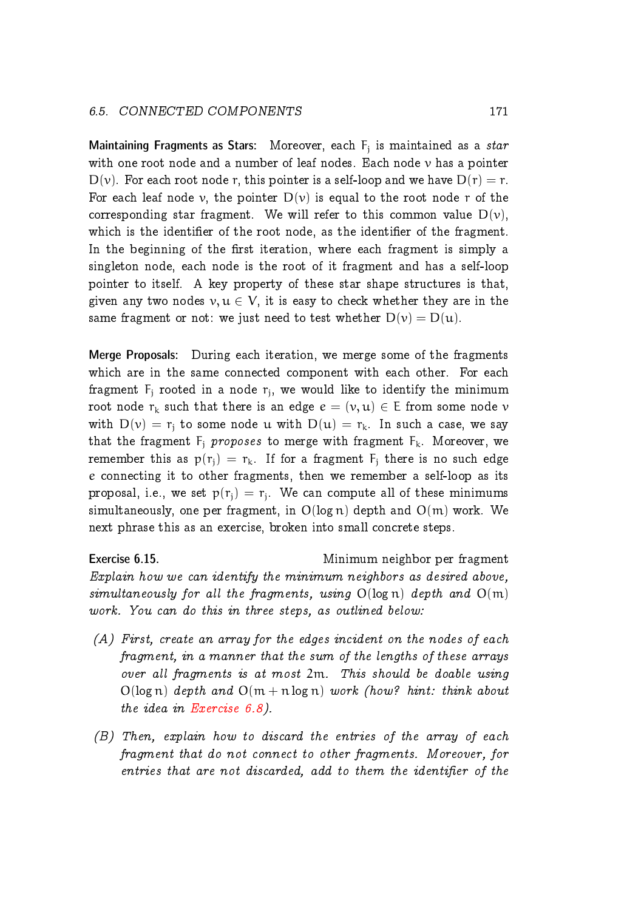**Maintaining Fragments as Stars:** Moreover, each $F_j$ is maintained as a *star* with one root node and a number of leaf nodes. Each node $v$ has a pointer $D(v)$. For each root node $r$, this pointer is a self-loop and we have $D(r) = r$. For each leaf node $v$, the pointer $D(v)$ is equal to the root node $r$ of the corresponding star fragment. We will refer to this common value $D(v)$, which is the identifier of the root node, as the identifier of the fragment. In the beginning of the first iteration, where each fragment is simply a singleton node, each node is the root of it fragment and has a self-loop pointer to itself. A key property of these star shape structures is that, given any two nodes $v, u \in V$, it is easy to check whether they are in the same fragment or not: we just need to test whether $D(v) = D(u)$.

**Merge Proposals:** During each iteration, we merge some of the fragments which are in the same connected component with each other. For each fragment $F_j$ rooted in a node $r_j$, we would like to identify the minimum root node $r_k$ such that there is an edge $e = (v, u) \in E$ from some node $v$ with $D(v) = r_j$ to some node $u$ with $D(u) = r_k$. In such a case, we say that the fragment $F_j$ *proposes* to merge with fragment $F_k$. Moreover, we remember this as $p(r_j) = r_k$. If for a fragment $F_j$ there is no such edge $e$ connecting it to other fragments, then we remember a self-loop as its proposal, i.e., we set $p(r_j) = r_j$. We can compute all of these minimums simultaneously, one per fragment, in $O(\log n)$ depth and $O(m)$ work. We next phrase this as an exercise, broken into small concrete steps.

**Exercise 6.15.** Minimum neighbor per fragment

*Explain how we can identify the minimum neighbors as desired above, simultaneously for all the fragments, using $O(\log n)$ depth and $O(m)$ work. You can do this in three steps, as outlined below:*

*(A) First, create an array for the edges incident on the nodes of each fragment, in a manner that the sum of the lengths of these arrays over all fragments is at most $2m$. This should be doable using $O(\log n)$ depth and $O(m + n \log n)$ work (how? hint: think about the idea in Exercise 6.8).*

*(B) Then, explain how to discard the entries of the array of each fragment that do not connect to other fragments. Moreover, for entries that are not discarded, add to them the identifier of the*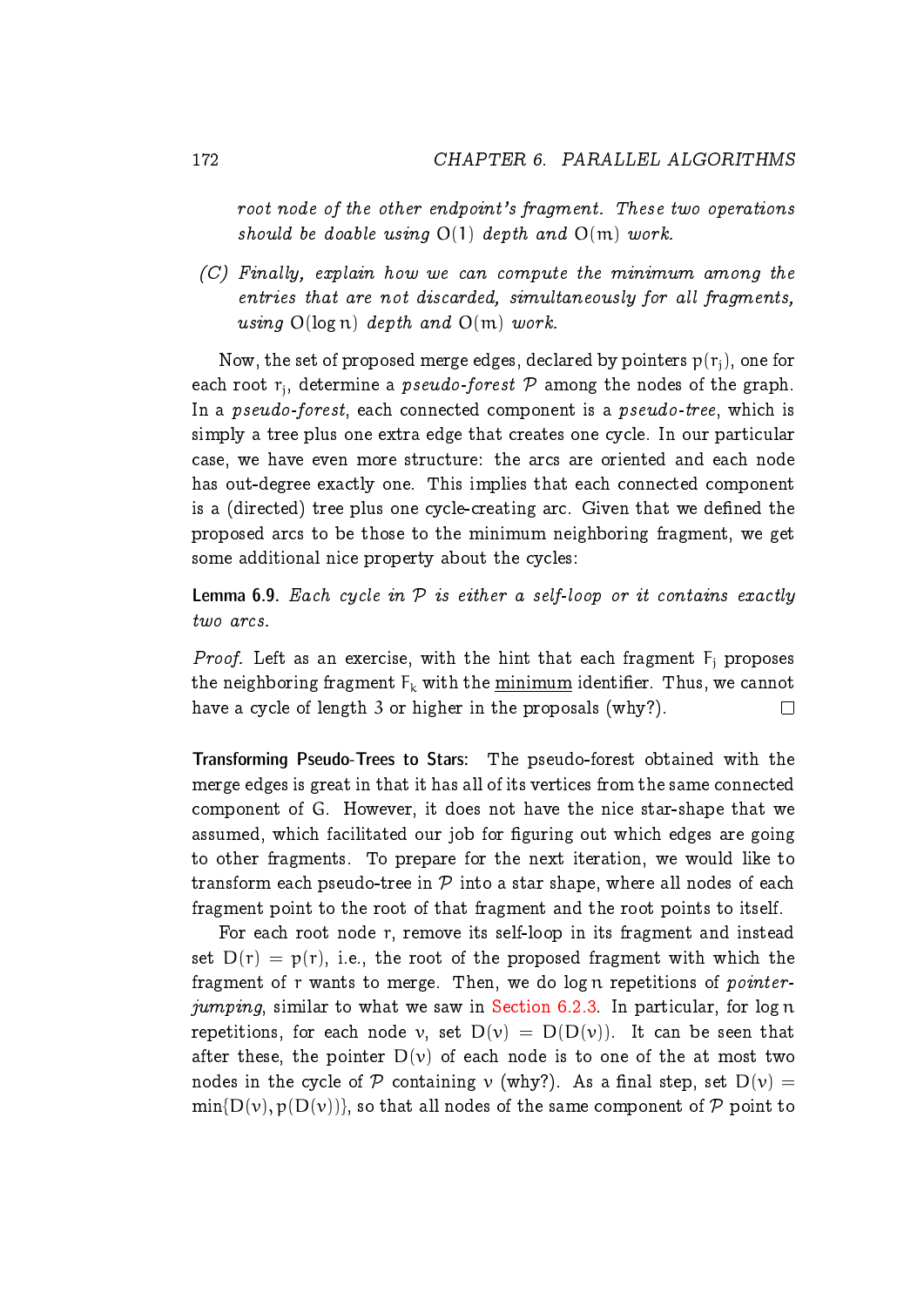*root node of the other endpoint's fragment. These two operations should be doable using $O(1)$ depth and $O(m)$ work.*

*(C) Finally, explain how we can compute the minimum among the entries that are not discarded, simultaneously for all fragments, using $O(\log n)$ depth and $O(m)$ work.*

Now, the set of proposed merge edges, declared by pointers $p(r_j)$, one for each root $r_j$, determine a *pseudo-forest* $\mathcal{P}$ among the nodes of the graph. In a *pseudo-forest*, each connected component is a *pseudo-tree*, which is simply a tree plus one extra edge that creates one cycle. In our particular case, we have even more structure: the arcs are oriented and each node has out-degree exactly one. This implies that each connected component is a (directed) tree plus one cycle-creating arc. Given that we defined the proposed arcs to be those to the minimum neighboring fragment, we get some additional nice property about the cycles:

**Lemma 6.9.** *Each cycle in $\mathcal{P}$ is either a self-loop or it contains exactly two arcs.*

*Proof.* Left as an exercise, with the hint that each fragment $F_j$ proposes the neighboring fragment $F_k$ with the minimum identifier. Thus, we cannot have a cycle of length 3 or higher in the proposals (why?). □

**Transforming Pseudo-Trees to Stars:** The pseudo-forest obtained with the merge edges is great in that it has all of its vertices from the same connected component of $G$. However, it does not have the nice star-shape that we assumed, which facilitated our job for figuring out which edges are going to other fragments. To prepare for the next iteration, we would like to transform each pseudo-tree in $\mathcal{P}$ into a star shape, where all nodes of each fragment point to the root of that fragment and the root points to itself.

For each root node $r$, remove its self-loop in its fragment and instead set $D(r) = p(r)$, i.e., the root of the proposed fragment with which the fragment of $r$ wants to merge. Then, we do $\log n$ repetitions of *pointer-jumping*, similar to what we saw in Section 6.2.3. In particular, for $\log n$ repetitions, for each node $v$, set $D(v) = D(D(v))$. It can be seen that after these, the pointer $D(v)$ of each node is to one of the at most two nodes in the cycle of $\mathcal{P}$ containing $v$ (why?). As a final step, set $D(v) = \min\{D(v), p(D(v))\}$, so that all nodes of the same component of $\mathcal{P}$ point to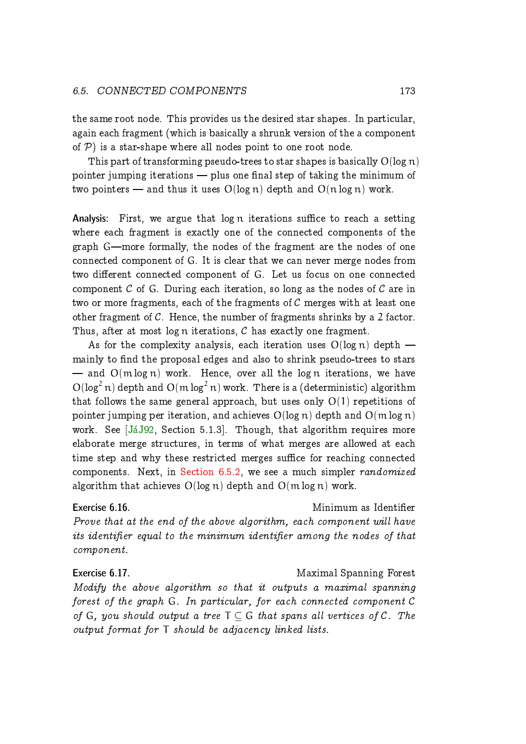the same root node. This provides us the desired star shapes. In particular, again each fragment (which is basically a shrunk version of the a component of $\mathcal{P}$) is a star-shape where all nodes point to one root node.

This part of transforming pseudo-trees to star shapes is basically $O(\log n)$ pointer jumping iterations — plus one final step of taking the minimum of two pointers — and thus it uses $O(\log n)$ depth and $O(n \log n)$ work.

**Analysis:** First, we argue that $\log n$ iterations suffice to reach a setting where each fragment is exactly one of the connected components of the graph G—more formally, the nodes of the fragment are the nodes of one connected component of G. It is clear that we can never merge nodes from two different connected component of G. Let us focus on one connected component $\mathcal{C}$ of G. During each iteration, so long as the nodes of $\mathcal{C}$ are in two or more fragments, each of the fragments of $\mathcal{C}$ merges with at least one other fragment of $\mathcal{C}$. Hence, the number of fragments shrinks by a 2 factor. Thus, after at most $\log n$ iterations, $\mathcal{C}$ has exactly one fragment.

As for the complexity analysis, each iteration uses $O(\log n)$ depth — mainly to find the proposal edges and also to shrink pseudo-trees to stars — and $O(m \log n)$ work. Hence, over all the $\log n$ iterations, we have $O(\log^2 n)$ depth and $O(m \log^2 n)$ work. There is a (deterministic) algorithm that follows the same general approach, but uses only $O(1)$ repetitions of pointer jumping per iteration, and achieves $O(\log n)$ depth and $O(m \log n)$ work. See [JáJ92, Section 5.1.3]. Though, that algorithm requires more elaborate merge structures, in terms of what merges are allowed at each time step and why these restricted merges suffice for reaching connected components. Next, in Section 6.5.2, we see a much simpler *randomized* algorithm that achieves $O(\log n)$ depth and $O(m \log n)$ work.

**Exercise 6.16.** Minimum as Identifier

*Prove that at the end of the above algorithm, each component will have its identifier equal to the minimum identifier among the nodes of that component.*

**Exercise 6.17.** Maximal Spanning Forest

*Modify the above algorithm so that it outputs a maximal spanning forest of the graph G. In particular, for each connected component $\mathcal{C}$ of G, you should output a tree $T \subseteq G$ that spans all vertices of $\mathcal{C}$. The output format for T should be adjacency linked lists.*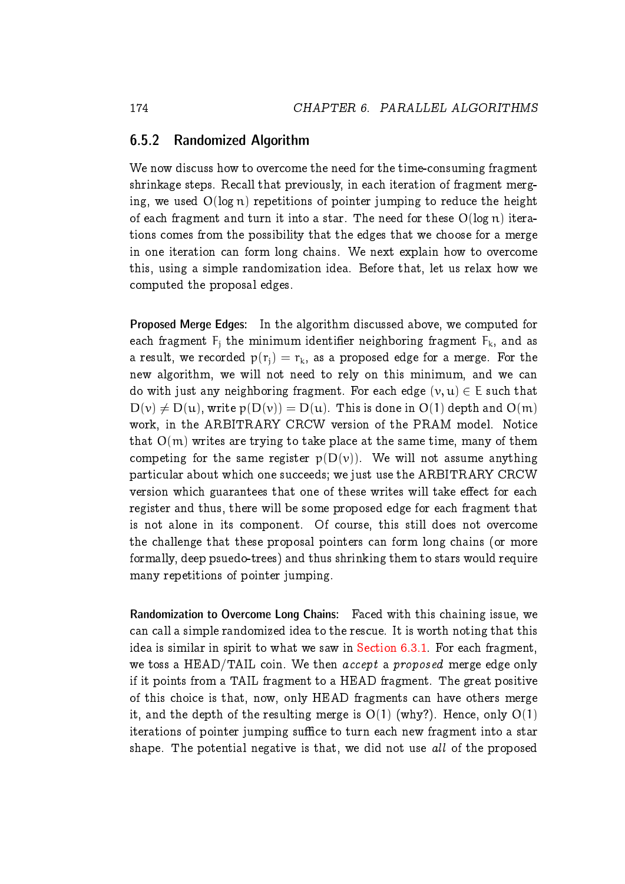### 6.5.2 Randomized Algorithm

We now discuss how to overcome the need for the time-consuming fragment shrinkage steps. Recall that previously, in each iteration of fragment merging, we used $O(\log n)$ repetitions of pointer jumping to reduce the height of each fragment and turn it into a star. The need for these $O(\log n)$ iterations comes from the possibility that the edges that we choose for a merge in one iteration can form long chains. We next explain how to overcome this, using a simple randomization idea. Before that, let us relax how we computed the proposal edges.

**Proposed Merge Edges:** In the algorithm discussed above, we computed for each fragment $F_j$ the minimum identifier neighboring fragment $F_k$, and as a result, we recorded $p(r_j) = r_k$, as a proposed edge for a merge. For the new algorithm, we will not need to rely on this minimum, and we can do with just any neighboring fragment. For each edge $(v, u) \in E$ such that $D(v) \neq D(u)$, write $p(D(v)) = D(u)$. This is done in $O(1)$ depth and $O(m)$ work, in the ARBITRARY CRCW version of the PRAM model. Notice that $O(m)$ writes are trying to take place at the same time, many of them competing for the same register $p(D(v))$. We will not assume anything particular about which one succeeds; we just use the ARBITRARY CRCW version which guarantees that one of these writes will take effect for each register and thus, there will be some proposed edge for each fragment that is not alone in its component. Of course, this still does not overcome the challenge that these proposal pointers can form long chains (or more formally, deep psuedo-trees) and thus shrinking them to stars would require many repetitions of pointer jumping.

**Randomization to Overcome Long Chains:** Faced with this chaining issue, we can call a simple randomized idea to the rescue. It is worth noting that this idea is similar in spirit to what we saw in Section 6.3.1. For each fragment, we toss a HEAD/TAIL coin. We then *accept* a *proposed* merge edge only if it points from a TAIL fragment to a HEAD fragment. The great positive of this choice is that, now, only HEAD fragments can have others merge it, and the depth of the resulting merge is $O(1)$ (why?). Hence, only $O(1)$ iterations of pointer jumping suffice to turn each new fragment into a star shape. The potential negative is that, we did not use *all* of the proposed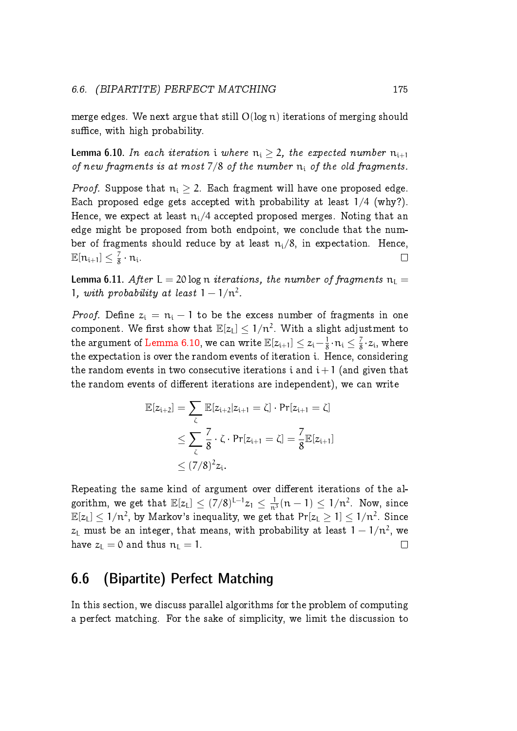merge edges. We next argue that still $O(\log n)$ iterations of merging should suffice, with high probability.

**Lemma 6.10.** *In each iteration $i$ where $n_i \geq 2$, the expected number $n_{i+1}$ of new fragments is at most $7/8$ of the number $n_i$ of the old fragments.*

*Proof.* Suppose that $n_i \geq 2$. Each fragment will have one proposed edge. Each proposed edge gets accepted with probability at least $1/4$ (why?). Hence, we expect at least $n_i/4$ accepted proposed merges. Noting that an edge might be proposed from both endpoint, we conclude that the number of fragments should reduce by at least $n_i/8$, in expectation. Hence, $\mathbb{E}[n_{i+1}] \leq \frac{7}{8} \cdot n_i$. □

**Lemma 6.11.** *After $L = 20 \log n$ iterations, the number of fragments $n_L = 1$, with probability at least $1 - 1/n^2$.*

*Proof.* Define $z_i = n_i - 1$ to be the excess number of fragments in one component. We first show that $\mathbb{E}[z_L] \leq 1/n^2$. With a slight adjustment to the argument of Lemma 6.10, we can write $\mathbb{E}[z_{i+1}] \leq z_i - \frac{1}{8} \cdot n_i \leq \frac{7}{8} \cdot z_i$, where the expectation is over the random events of iteration $i$. Hence, considering the random events in two consecutive iterations $i$ and $i+1$ (and given that the random events of different iterations are independent), we can write

$$\begin{aligned}
\mathbb{E}[z_{i+2}] &= \sum_{\zeta} \mathbb{E}[z_{i+2} | z_{i+1} = \zeta] \cdot \Pr[z_{i+1} = \zeta] \\
&\leq \sum_{\zeta} \frac{7}{8} \cdot \zeta \cdot \Pr[z_{i+1} = \zeta] = \frac{7}{8} \mathbb{E}[z_{i+1}] \\
&\leq (7/8)^2 z_i.
\end{aligned}$$

Repeating the same kind of argument over different iterations of the algorithm, we get that $\mathbb{E}[z_L] \leq (7/8)^{L-1} z_1 \leq \frac{1}{n^3}(n-1) \leq 1/n^2$. Now, since $\mathbb{E}[z_L] \leq 1/n^2$, by Markov's inequality, we get that $\Pr[z_L \geq 1] \leq 1/n^2$. Since $z_L$ must be an integer, that means, with probability at least $1 - 1/n^2$, we have $z_L = 0$ and thus $n_L = 1$. □

## 6.6 (Bipartite) Perfect Matching

In this section, we discuss parallel algorithms for the problem of computing a perfect matching. For the sake of simplicity, we limit the discussion to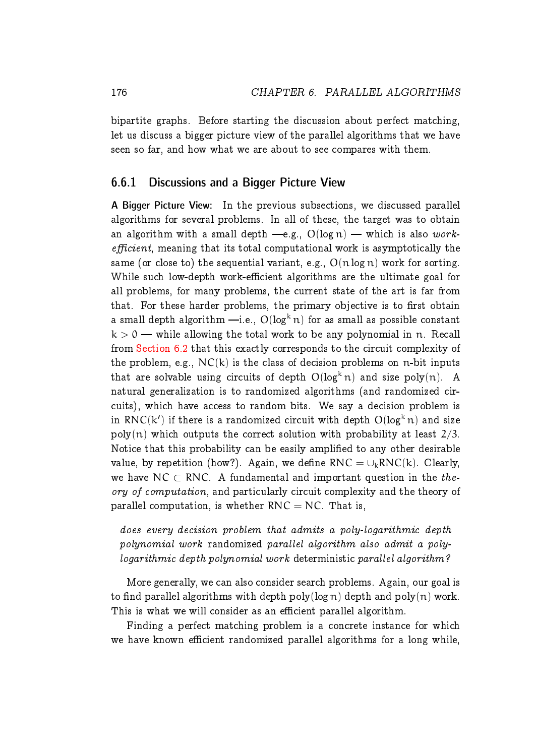bipartite graphs. Before starting the discussion about perfect matching, let us discuss a bigger picture view of the parallel algorithms that we have seen so far, and how what we are about to see compares with them.

### 6.6.1 Discussions and a Bigger Picture View

**A Bigger Picture View:** In the previous subsections, we discussed parallel algorithms for several problems. In all of these, the target was to obtain an algorithm with a small depth —e.g., $O(\log n)$ — which is also *work-efficient*, meaning that its total computational work is asymptotically the same (or close to) the sequential variant, e.g., $O(n \log n)$ work for sorting. While such low-depth work-efficient algorithms are the ultimate goal for all problems, for many problems, the current state of the art is far from that. For these harder problems, the primary objective is to first obtain a small depth algorithm —i.e., $O(\log^k n)$ for as small as possible constant $k > 0$ — while allowing the total work to be any polynomial in $n$. Recall from Section 6.2 that this exactly corresponds to the circuit complexity of the problem, e.g., $NC(k)$ is the class of decision problems on $n$-bit inputs that are solvable using circuits of depth $O(\log^k n)$ and size $\text{poly}(n)$. A natural generalization is to randomized algorithms (and randomized circuits), which have access to random bits. We say a decision problem is in $RNC(k')$ if there is a randomized circuit with depth $O(\log^k n)$ and size $\text{poly}(n)$ which outputs the correct solution with probability at least $2/3$. Notice that this probability can be easily amplified to any other desirable value, by repetition (how?). Again, we define $RNC = \cup_k RNC(k)$. Clearly, we have $NC \subset RNC$. A fundamental and important question in the *theory of computation*, and particularly circuit complexity and the theory of parallel computation, is whether $RNC = NC$. That is,

> *does every decision problem that admits a poly-logarithmic depth polynomial work* randomized *parallel algorithm also admit a poly-logarithmic depth polynomial work* deterministic *parallel algorithm?*

More generally, we can also consider search problems. Again, our goal is to find parallel algorithms with depth $\text{poly}(\log n)$ depth and $\text{poly}(n)$ work. This is what we will consider as an efficient parallel algorithm.

Finding a perfect matching problem is a concrete instance for which we have known efficient randomized parallel algorithms for a long while,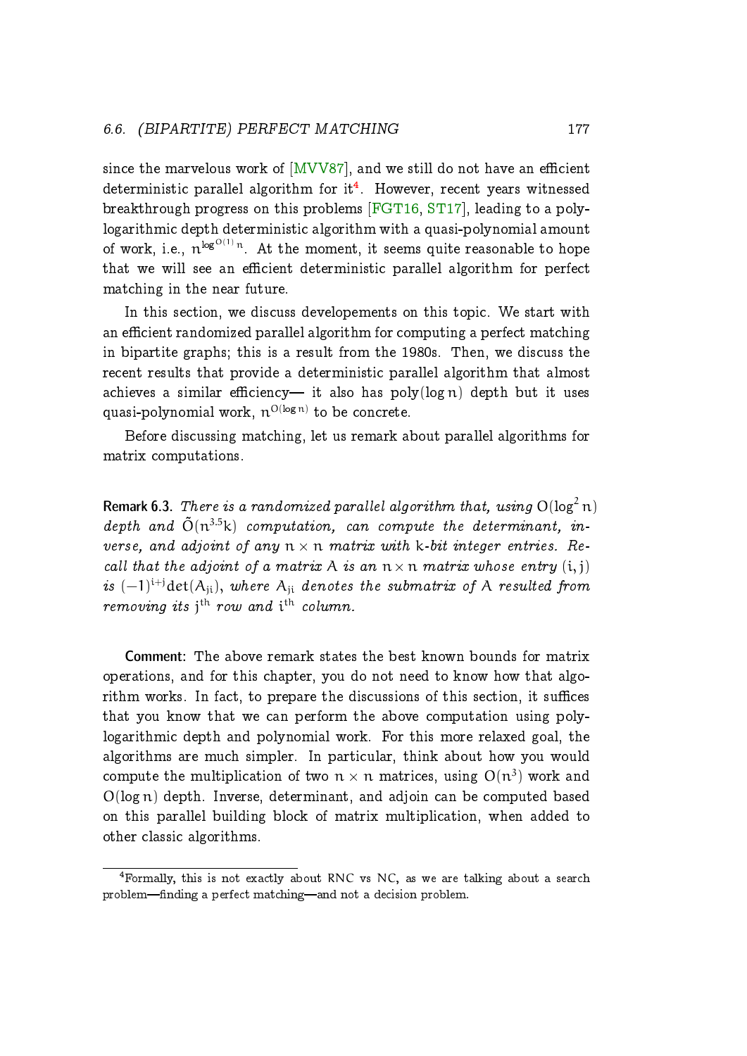since the marvelous work of [MVV87], and we still do not have an efficient deterministic parallel algorithm for it[4]. However, recent years witnessed breakthrough progress on this problems [FGT16, ST17], leading to a polylogarithmic depth deterministic algorithm with a quasi-polynomial amount of work, i.e., $n^{\log^{O(1)} n}$. At the moment, it seems quite reasonable to hope that we will see an efficient deterministic parallel algorithm for perfect matching in the near future.

In this section, we discuss developements on this topic. We start with an efficient randomized parallel algorithm for computing a perfect matching in bipartite graphs; this is a result from the 1980s. Then, we discuss the recent results that provide a deterministic parallel algorithm that almost achieves a similar efficiency— it also has $\text{poly}(\log n)$ depth but it uses quasi-polynomial work, $n^{O(\log n)}$ to be concrete.

Before discussing matching, let us remark about parallel algorithms for matrix computations.

**Remark 6.3.** *There is a randomized parallel algorithm that, using $O(\log^2 n)$ depth and $\tilde{O}(n^{3.5}k)$ computation, can compute the determinant, inverse, and adjoint of any $n \times n$ matrix with $k$-bit integer entries. Recall that the adjoint of a matrix $A$ is an $n \times n$ matrix whose entry $(i, j)$ is $(-1)^{i+j}\det(A_{ji})$, where $A_{ji}$ denotes the submatrix of $A$ resulted from removing its $j^{th}$ row and $i^{th}$ column.*

**Comment:** The above remark states the best known bounds for matrix operations, and for this chapter, you do not need to know how that algorithm works. In fact, to prepare the discussions of this section, it suffices that you know that we can perform the above computation using polylogarithmic depth and polynomial work. For this more relaxed goal, the algorithms are much simpler. In particular, think about how you would compute the multiplication of two $n \times n$ matrices, using $O(n^3)$ work and $O(\log n)$ depth. Inverse, determinant, and adjoin can be computed based on this parallel building block of matrix multiplication, when added to other classic algorithms.

[4] Formally, this is not exactly about RNC vs NC, as we are talking about a search problem—finding a perfect matching—and not a decision problem.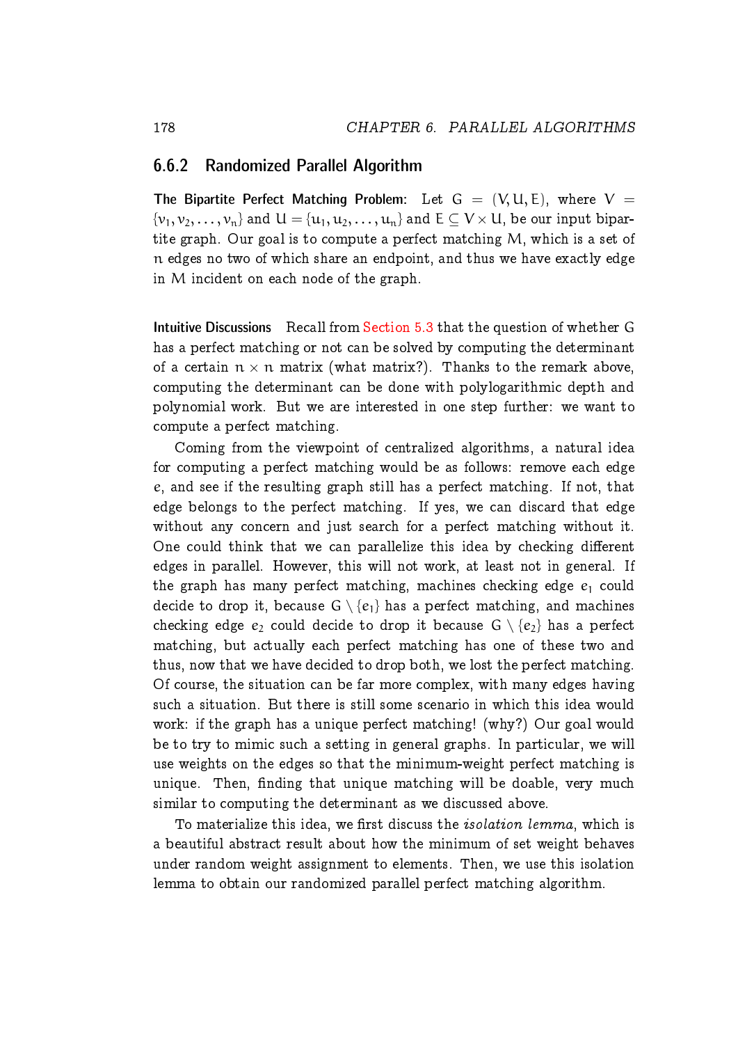### 6.6.2 Randomized Parallel Algorithm

**The Bipartite Perfect Matching Problem:** Let $G = (V, U, E)$, where $V = \{v_1, v_2, \ldots, v_n\}$ and $U = \{u_1, u_2, \ldots, u_n\}$ and $E \subseteq V \times U$, be our input bipartite graph. Our goal is to compute a perfect matching $M$, which is a set of $n$ edges no two of which share an endpoint, and thus we have exactly edge in $M$ incident on each node of the graph.

**Intuitive Discussions** Recall from Section 5.3 that the question of whether $G$ has a perfect matching or not can be solved by computing the determinant of a certain $n \times n$ matrix (what matrix?). Thanks to the remark above, computing the determinant can be done with polylogarithmic depth and polynomial work. But we are interested in one step further: we want to compute a perfect matching.

Coming from the viewpoint of centralized algorithms, a natural idea for computing a perfect matching would be as follows: remove each edge $e$, and see if the resulting graph still has a perfect matching. If not, that edge belongs to the perfect matching. If yes, we can discard that edge without any concern and just search for a perfect matching without it. One could think that we can parallelize this idea by checking different edges in parallel. However, this will not work, at least not in general. If the graph has many perfect matching, machines checking edge $e_1$ could decide to drop it, because $G \setminus \{e_1\}$ has a perfect matching, and machines checking edge $e_2$ could decide to drop it because $G \setminus \{e_2\}$ has a perfect matching, but actually each perfect matching has one of these two and thus, now that we have decided to drop both, we lost the perfect matching. Of course, the situation can be far more complex, with many edges having such a situation. But there is still some scenario in which this idea would work: if the graph has a unique perfect matching! (why?) Our goal would be to try to mimic such a setting in general graphs. In particular, we will use weights on the edges so that the minimum-weight perfect matching is unique. Then, finding that unique matching will be doable, very much similar to computing the determinant as we discussed above.

To materialize this idea, we first discuss the *isolation lemma*, which is a beautiful abstract result about how the minimum of set weight behaves under random weight assignment to elements. Then, we use this isolation lemma to obtain our randomized parallel perfect matching algorithm.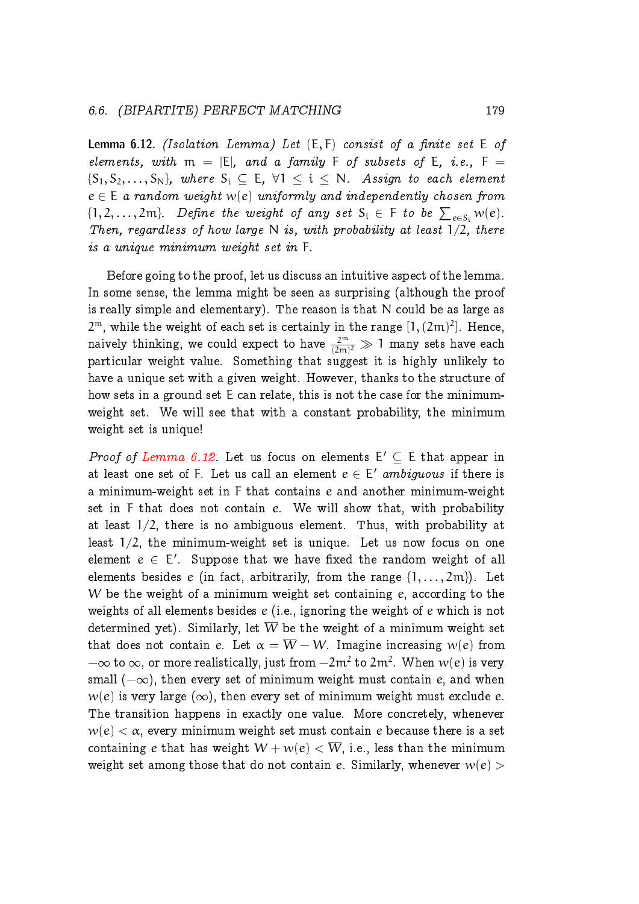**Lemma 6.12.** *(Isolation Lemma) Let $(E, F)$ consist of a finite set $E$ of elements, with $m = |E|$, and a family $F$ of subsets of $E$, i.e., $F = \{S_1, S_2, \ldots, S_N\}$, where $S_i \subseteq E$, $\forall 1 \le i \le N$. Assign to each element $e \in E$ a random weight $w(e)$ uniformly and independently chosen from $\{1, 2, \ldots, 2m\}$. Define the weight of any set $S_i \in F$ to be $\sum_{e \in S_i} w(e)$. Then, regardless of how large $N$ is, with probability at least $1/2$, there is a unique minimum weight set in $F$.*

Before going to the proof, let us discuss an intuitive aspect of the lemma. In some sense, the lemma might be seen as surprising (although the proof is really simple and elementary). The reason is that $N$ could be as large as $2^m$, while the weight of each set is certainly in the range $[1, (2m)^2]$. Hence, naively thinking, we could expect to have $\frac{2^m}{(2m)^2} \gg 1$ many sets have each particular weight value. Something that suggest it is highly unlikely to have a unique set with a given weight. However, thanks to the structure of how sets in a ground set $E$ can relate, this is not the case for the minimum-weight set. We will see that with a constant probability, the minimum weight set is unique!

*Proof of Lemma 6.12.* Let us focus on elements $E' \subseteq E$ that appear in at least one set of $F$. Let us call an element $e \in E'$ *ambiguous* if there is a minimum-weight set in $F$ that contains $e$ and another minimum-weight set in $F$ that does not contain $e$. We will show that, with probability at least $1/2$, there is no ambiguous element. Thus, with probability at least $1/2$, the minimum-weight set is unique. Let us now focus on one element $e \in E'$. Suppose that we have fixed the random weight of all elements besides $e$ (in fact, arbitrarily, from the range $\{1, \ldots, 2m\}$). Let $W$ be the weight of a minimum weight set containing $e$, according to the weights of all elements besides $e$ (i.e., ignoring the weight of $e$ which is not determined yet). Similarly, let $\overline{W}$ be the weight of a minimum weight set that does not contain $e$. Let $\alpha = \overline{W} - W$. Imagine increasing $w(e)$ from $-\infty$ to $\infty$, or more realistically, just from $-2m^2$ to $2m^2$. When $w(e)$ is very small ($-\infty$), then every set of minimum weight must contain $e$, and when $w(e)$ is very large ($\infty$), then every set of minimum weight must exclude $e$. The transition happens in exactly one value. More concretely, whenever $w(e) < \alpha$, every minimum weight set must contain $e$ because there is a set containing $e$ that has weight $W + w(e) < \overline{W}$, i.e., less than the minimum weight set among those that do not contain $e$. Similarly, whenever $w(e) >$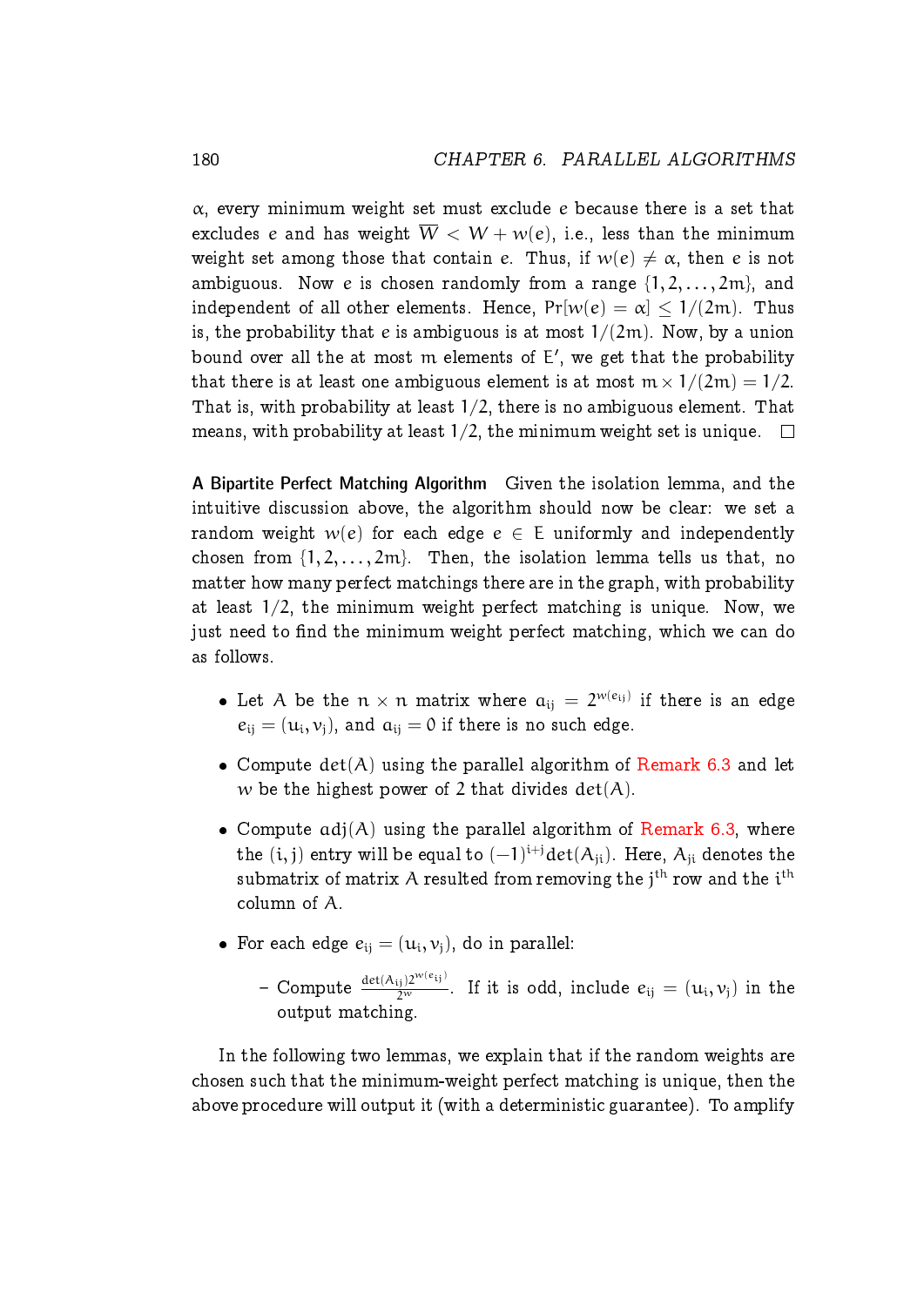$\alpha$, every minimum weight set must exclude $e$ because there is a set that excludes $e$ and has weight $\overline{W} < W + w(e)$, i.e., less than the minimum weight set among those that contain $e$. Thus, if $w(e) \neq \alpha$, then $e$ is not ambiguous. Now $e$ is chosen randomly from a range $\{1, 2, \ldots, 2m\}$, and independent of all other elements. Hence, $\Pr[w(e) = \alpha] \leq 1/(2m)$. Thus is, the probability that $e$ is ambiguous is at most $1/(2m)$. Now, by a union bound over all the at most $m$ elements of $E'$, we get that the probability that there is at least one ambiguous element is at most $m \times 1/(2m) = 1/2$. That is, with probability at least $1/2$, there is no ambiguous element. That means, with probability at least $1/2$, the minimum weight set is unique. □

**A Bipartite Perfect Matching Algorithm** Given the isolation lemma, and the intuitive discussion above, the algorithm should now be clear: we set a random weight $w(e)$ for each edge $e \in E$ uniformly and independently chosen from $\{1, 2, \ldots, 2m\}$. Then, the isolation lemma tells us that, no matter how many perfect matchings there are in the graph, with probability at least $1/2$, the minimum weight perfect matching is unique. Now, we just need to find the minimum weight perfect matching, which we can do as follows.

- Let $A$ be the $n \times n$ matrix where $a_{ij} = 2^{w(e_{ij})}$ if there is an edge $e_{ij} = (u_i, v_j)$, and $a_{ij} = 0$ if there is no such edge.
- Compute $\det(A)$ using the parallel algorithm of Remark 6.3 and let $w$ be the highest power of $2$ that divides $\det(A)$.
- Compute $adj(A)$ using the parallel algorithm of Remark 6.3, where the $(i, j)$ entry will be equal to $(-1)^{i+j}\det(A_{ji})$. Here, $A_{ji}$ denotes the submatrix of matrix $A$ resulted from removing the $j^{th}$ row and the $i^{th}$ column of $A$.
- For each edge $e_{ij} = (u_i, v_j)$, do in parallel:
  - Compute $\frac{\det(A_{ij}) 2^{w(e_{ij})}}{2^w}$. If it is odd, include $e_{ij} = (u_i, v_j)$ in the output matching.

In the following two lemmas, we explain that if the random weights are chosen such that the minimum-weight perfect matching is unique, then the above procedure will output it (with a deterministic guarantee). To amplify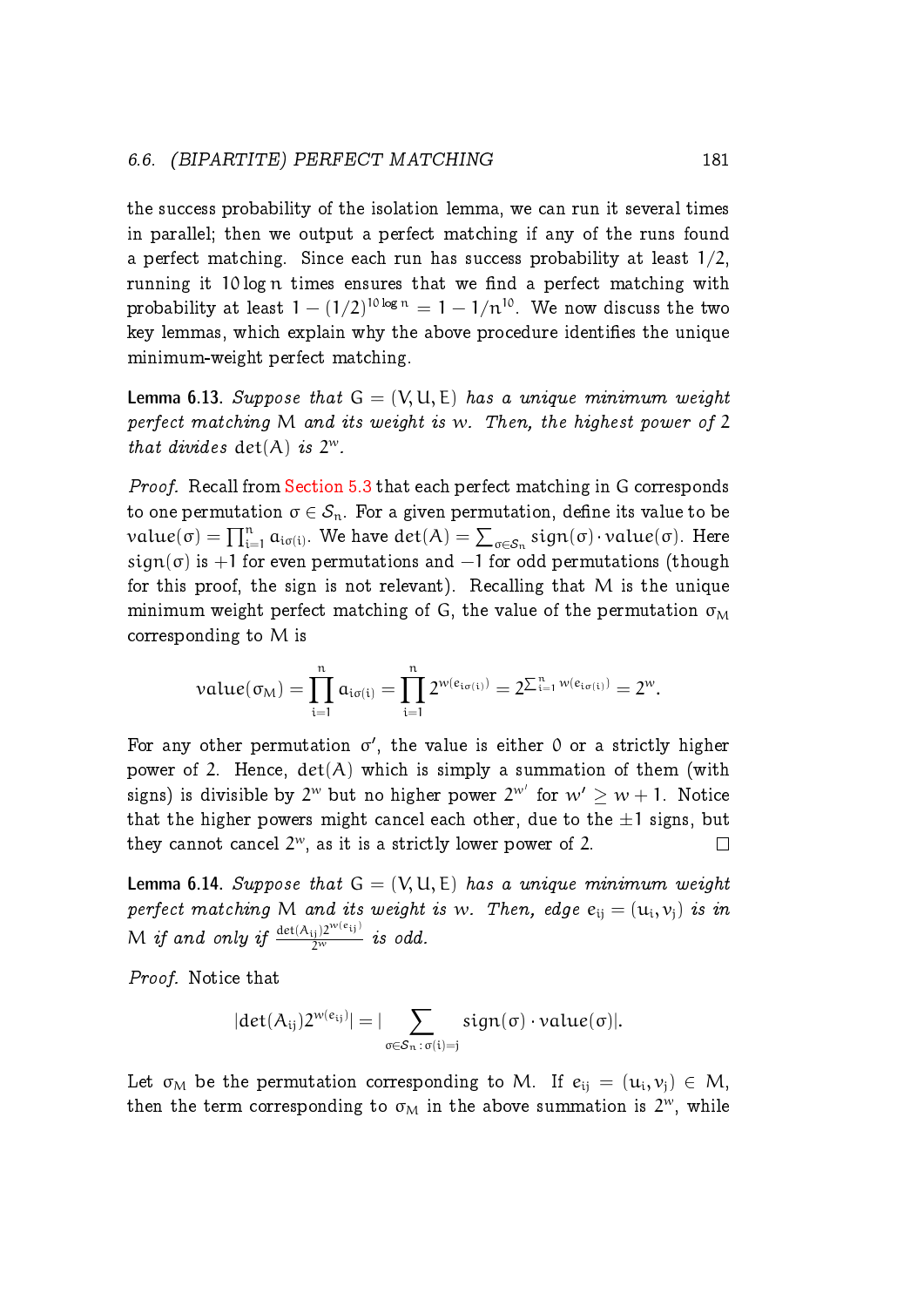the success probability of the isolation lemma, we can run it several times in parallel; then we output a perfect matching if any of the runs found a perfect matching. Since each run has success probability at least $1/2$, running it $10 \log n$ times ensures that we find a perfect matching with probability at least $1 - (1/2)^{10 \log n} = 1 - 1/n^{10}$. We now discuss the two key lemmas, which explain why the above procedure identifies the unique minimum-weight perfect matching.

**Lemma 6.13.** *Suppose that $G = (V, U, E)$ has a unique minimum weight perfect matching $M$ and its weight is $w$. Then, the highest power of 2 that divides $\det(A)$ is $2^w$.*

*Proof.* Recall from Section 5.3 that each perfect matching in $G$ corresponds to one permutation $\sigma \in \mathcal{S}_n$. For a given permutation, define its value to be $value(\sigma) = \prod_{i=1}^{n} a_{i\sigma(i)}$. We have $\det(A) = \sum_{\sigma \in \mathcal{S}_n} sign(\sigma) \cdot value(\sigma)$. Here $sign(\sigma)$ is $+1$ for even permutations and $-1$ for odd permutations (though for this proof, the sign is not relevant). Recalling that $M$ is the unique minimum weight perfect matching of $G$, the value of the permutation $\sigma_M$ corresponding to $M$ is

$$value(\sigma_M) = \prod_{i=1}^{n} a_{i\sigma(i)} = \prod_{i=1}^{n} 2^{w(e_{i\sigma(i)})} = 2^{\sum_{i=1}^{n} w(e_{i\sigma(i)})} = 2^w.$$

For any other permutation $\sigma'$, the value is either 0 or a strictly higher power of 2. Hence, $\det(A)$ which is simply a summation of them (with signs) is divisible by $2^w$ but no higher power $2^{w'}$ for $w' \geq w + 1$. Notice that the higher powers might cancel each other, due to the $\pm 1$ signs, but they cannot cancel $2^w$, as it is a strictly lower power of 2. □

**Lemma 6.14.** *Suppose that $G = (V, U, E)$ has a unique minimum weight perfect matching $M$ and its weight is $w$. Then, edge $e_{ij} = (u_i, v_j)$ is in $M$ if and only if $\frac{\det(A_{ij}) 2^{w(e_{ij})}}{2^w}$ is odd.*

*Proof.* Notice that

$$|\det(A_{ij}) 2^{w(e_{ij})}| = |\sum_{\sigma \in \mathcal{S}_n : \sigma(i) = j} sign(\sigma) \cdot value(\sigma)|.$$

Let $\sigma_M$ be the permutation corresponding to $M$. If $e_{ij} = (u_i, v_j) \in M$, then the term corresponding to $\sigma_M$ in the above summation is $2^w$, while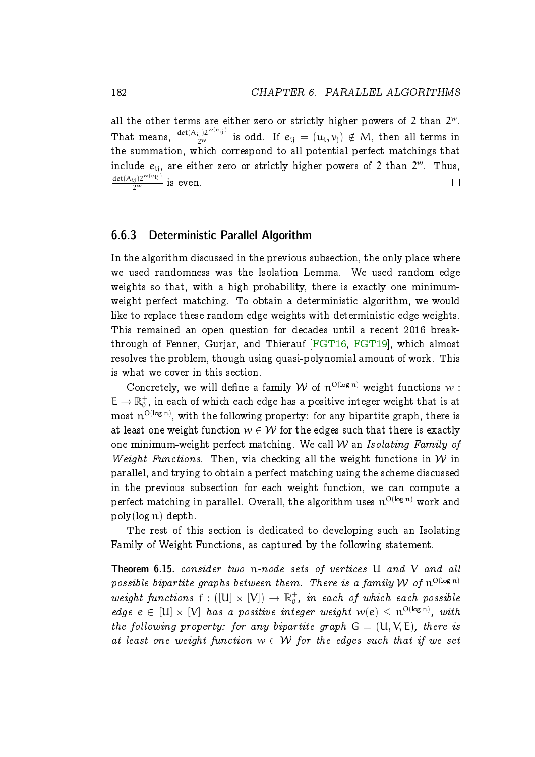all the other terms are either zero or strictly higher powers of 2 than $2^w$. That means, $\frac{\det(A_{ij})2^{w(e_{ij})}}{2^w}$ is odd. If $e_{ij} = (u_i, v_j) \notin M$, then all terms in the summation, which correspond to all potential perfect matchings that include $e_{ij}$, are either zero or strictly higher powers of 2 than $2^w$. Thus, $\frac{\det(A_{ij})2^{w(e_{ij})}}{2^w}$ is even. □

### 6.6.3 Deterministic Parallel Algorithm

In the algorithm discussed in the previous subsection, the only place where we used randomness was the Isolation Lemma. We used random edge weights so that, with a high probability, there is exactly one minimum-weight perfect matching. To obtain a deterministic algorithm, we would like to replace these random edge weights with deterministic edge weights. This remained an open question for decades until a recent 2016 breakthrough of Fenner, Gurjar, and Thierauf [FGT16, FGT19], which almost resolves the problem, though using quasi-polynomial amount of work. This is what we cover in this section.

Concretely, we will define a family $\mathcal{W}$ of $n^{O(\log n)}$ weight functions $w : E \to \mathbb{R}_0^+$, in each of which each edge has a positive integer weight that is at most $n^{O(\log n)}$, with the following property: for any bipartite graph, there is at least one weight function $w \in \mathcal{W}$ for the edges such that there is exactly one minimum-weight perfect matching. We call $\mathcal{W}$ an *Isolating Family of Weight Functions.* Then, via checking all the weight functions in $\mathcal{W}$ in parallel, and trying to obtain a perfect matching using the scheme discussed in the previous subsection for each weight function, we can compute a perfect matching in parallel. Overall, the algorithm uses $n^{O(\log n)}$ work and $\text{poly}(\log n)$ depth.

The rest of this section is dedicated to developing such an Isolating Family of Weight Functions, as captured by the following statement.

**Theorem 6.15.** *consider two n-node sets of vertices U and V and all possible bipartite graphs between them. There is a family $\mathcal{W}$ of $n^{O(\log n)}$ weight functions $f : ([U] \times [V]) \to \mathbb{R}_0^+$, in each of which each possible edge $e \in [U] \times [V]$ has a positive integer weight $w(e) \leq n^{O(\log n)}$, with the following property: for any bipartite graph $G = (U, V, E)$, there is at least one weight function $w \in \mathcal{W}$ for the edges such that if we set*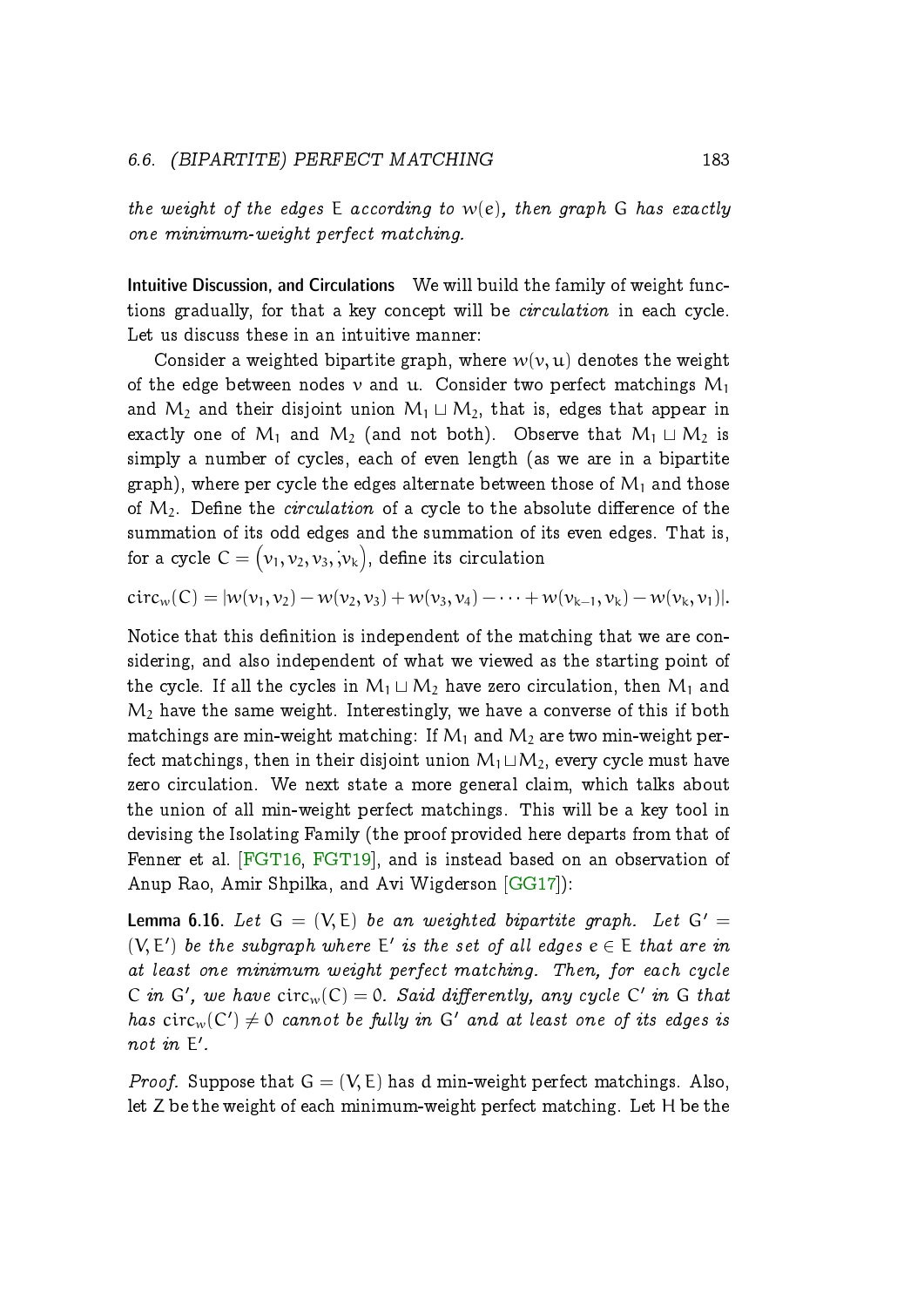*the weight of the edges* $E$ *according to* $w(e)$*, then graph* $G$ *has exactly one minimum-weight perfect matching.*

**Intuitive Discussion, and Circulations** We will build the family of weight functions gradually, for that a key concept will be *circulation* in each cycle. Let us discuss these in an intuitive manner:

Consider a weighted bipartite graph, where $w(v, u)$ denotes the weight of the edge between nodes $v$ and $u$. Consider two perfect matchings $M_1$ and $M_2$ and their disjoint union $M_1 \sqcup M_2$, that is, edges that appear in exactly one of $M_1$ and $M_2$ (and not both). Observe that $M_1 \sqcup M_2$ is simply a number of cycles, each of even length (as we are in a bipartite graph), where per cycle the edges alternate between those of $M_1$ and those of $M_2$. Define the *circulation* of a cycle to the absolute difference of the summation of its odd edges and the summation of its even edges. That is, for a cycle $C = \left(v_1, v_2, v_3, \dot{;} v_k\right)$, define its circulation

$$\mathrm{circ}_w(C) = |w(v_1, v_2) - w(v_2, v_3) + w(v_3, v_4) - \cdots + w(v_{k-1}, v_k) - w(v_k, v_1)|.$$

Notice that this definition is independent of the matching that we are considering, and also independent of what we viewed as the starting point of the cycle. If all the cycles in $M_1 \sqcup M_2$ have zero circulation, then $M_1$ and $M_2$ have the same weight. Interestingly, we have a converse of this if both matchings are min-weight matching: If $M_1$ and $M_2$ are two min-weight perfect matchings, then in their disjoint union $M_1 \sqcup M_2$, every cycle must have zero circulation. We next state a more general claim, which talks about the union of all min-weight perfect matchings. This will be a key tool in devising the Isolating Family (the proof provided here departs from that of Fenner et al. [FGT16, FGT19], and is instead based on an observation of Anup Rao, Amir Shpilka, and Avi Wigderson [GG17]):

**Lemma 6.16.** *Let* $G = (V, E)$ *be an weighted bipartite graph. Let* $G' = (V, E')$ *be the subgraph where* $E'$ *is the set of all edges* $e \in E$ *that are in at least one minimum weight perfect matching. Then, for each cycle* $C$ *in* $G'$*, we have* $\mathrm{circ}_w(C) = 0$*. Said differently, any cycle* $C'$ *in* $G$ *that has* $\mathrm{circ}_w(C') \neq 0$ *cannot be fully in* $G'$ *and at least one of its edges is not in* $E'$.

*Proof.* Suppose that $G = (V, E)$ has $d$ min-weight perfect matchings. Also, let $Z$ be the weight of each minimum-weight perfect matching. Let $H$ be the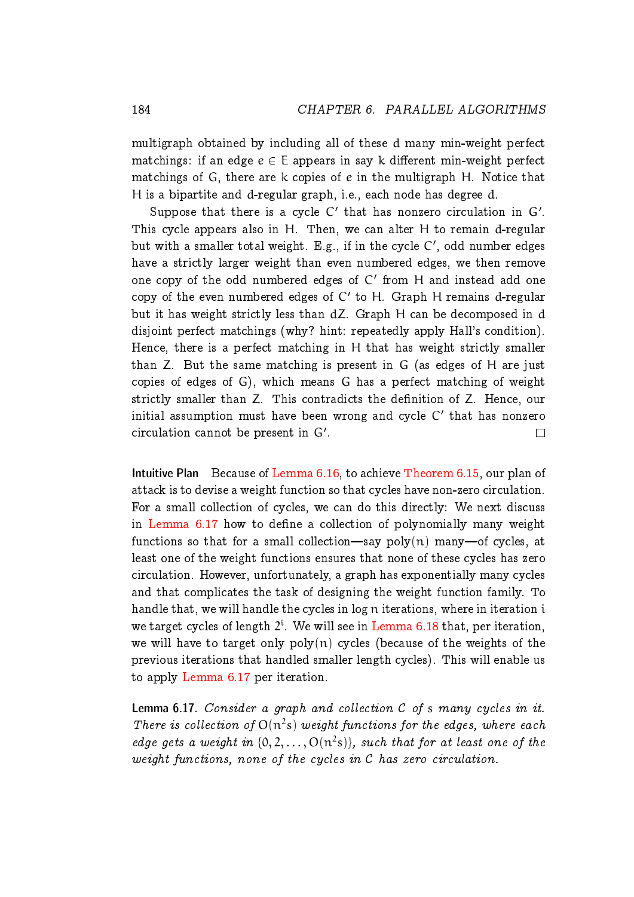multigraph obtained by including all of these $d$ many min-weight perfect matchings: if an edge $e \in E$ appears in say $k$ different min-weight perfect matchings of $G$, there are $k$ copies of $e$ in the multigraph $H$. Notice that $H$ is a bipartite and $d$-regular graph, i.e., each node has degree $d$.

Suppose that there is a cycle $C'$ that has nonzero circulation in $G'$. This cycle appears also in $H$. Then, we can alter $H$ to remain $d$-regular but with a smaller total weight. E.g., if in the cycle $C'$, odd number edges have a strictly larger weight than even numbered edges, we then remove one copy of the odd numbered edges of $C'$ from $H$ and instead add one copy of the even numbered edges of $C'$ to $H$. Graph $H$ remains $d$-regular but it has weight strictly less than $dZ$. Graph $H$ can be decomposed in $d$ disjoint perfect matchings (why? hint: repeatedly apply Hall's condition). Hence, there is a perfect matching in $H$ that has weight strictly smaller than $Z$. But the same matching is present in $G$ (as edges of $H$ are just copies of edges of $G$), which means $G$ has a perfect matching of weight strictly smaller than $Z$. This contradicts the definition of $Z$. Hence, our initial assumption must have been wrong and cycle $C'$ that has nonzero circulation cannot be present in $G'$. □

**Intuitive Plan** Because of Lemma 6.16, to achieve Theorem 6.15, our plan of attack is to devise a weight function so that cycles have non-zero circulation. For a small collection of cycles, we can do this directly: We next discuss in Lemma 6.17 how to define a collection of polynomially many weight functions so that for a small collection—say $\text{poly}(n)$ many—of cycles, at least one of the weight functions ensures that none of these cycles has zero circulation. However, unfortunately, a graph has exponentially many cycles and that complicates the task of designing the weight function family. To handle that, we will handle the cycles in $\log n$ iterations, where in iteration $i$ we target cycles of length $2^i$. We will see in Lemma 6.18 that, per iteration, we will have to target only $\text{poly}(n)$ cycles (because of the weights of the previous iterations that handled smaller length cycles). This will enable us to apply Lemma 6.17 per iteration.

**Lemma 6.17.** *Consider a graph and collection $C$ of $s$ many cycles in it. There is collection of $O(n^2 s)$ weight functions for the edges, where each edge gets a weight in $\{0, 2, \ldots, O(n^2 s)\}$, such that for at least one of the weight functions, none of the cycles in $C$ has zero circulation.*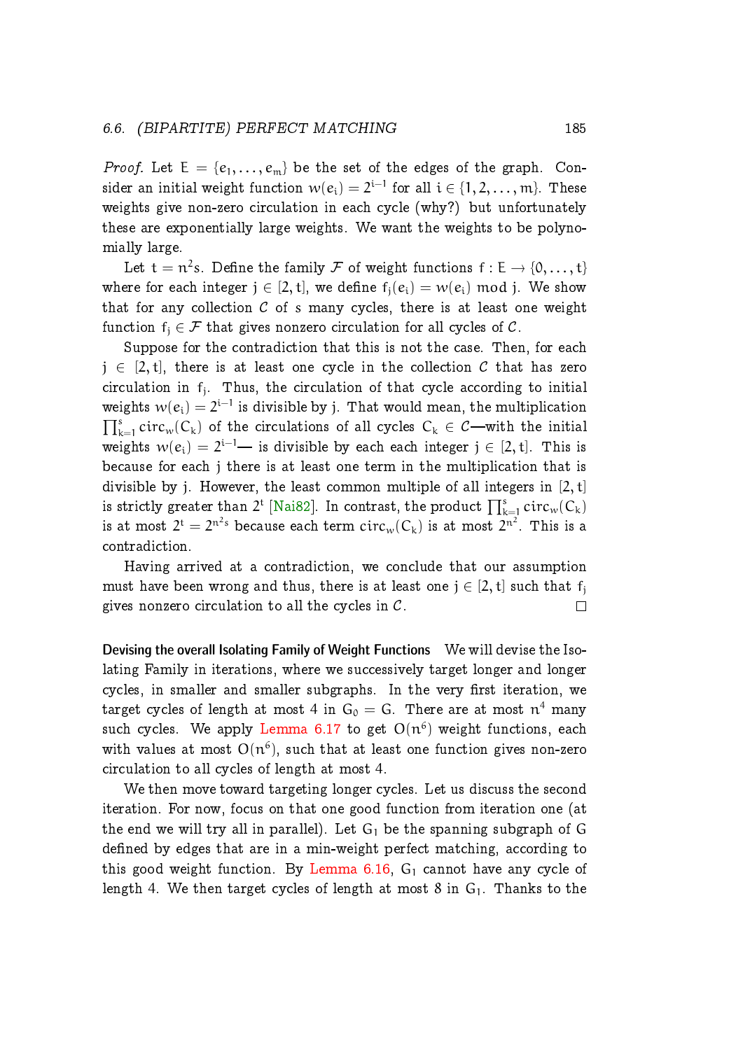*Proof.* Let $E = \{e_1, \ldots, e_m\}$ be the set of the edges of the graph. Consider an initial weight function $w(e_i) = 2^{i-1}$ for all $i \in \{1, 2, \ldots, m\}$. These weights give non-zero circulation in each cycle (why?) but unfortunately these are exponentially large weights. We want the weights to be polynomially large.

Let $t = n^2 s$. Define the family $\mathcal{F}$ of weight functions $f : E \to \{0, \ldots, t\}$ where for each integer $j \in [2, t]$, we define $f_j(e_i) = w(e_i) \bmod j$. We show that for any collection $\mathcal{C}$ of $s$ many cycles, there is at least one weight function $f_j \in \mathcal{F}$ that gives nonzero circulation for all cycles of $\mathcal{C}$.

Suppose for the contradiction that this is not the case. Then, for each $j \in [2, t]$, there is at least one cycle in the collection $\mathcal{C}$ that has zero circulation in $f_j$. Thus, the circulation of that cycle according to initial weights $w(e_i) = 2^{i-1}$ is divisible by $j$. That would mean, the multiplication $\prod_{k=1}^{s} \text{circ}_w(C_k)$ of the circulations of all cycles $C_k \in \mathcal{C}$—with the initial weights $w(e_i) = 2^{i-1}$— is divisible by each each integer $j \in [2, t]$. This is because for each $j$ there is at least one term in the multiplication that is divisible by $j$. However, the least common multiple of all integers in $[2, t]$ is strictly greater than $2^t$ [Nai82]. In contrast, the product $\prod_{k=1}^{s} \text{circ}_w(C_k)$ is at most $2^t = 2^{n^2 s}$ because each term $\text{circ}_w(C_k)$ is at most $2^{n^2}$. This is a contradiction.

Having arrived at a contradiction, we conclude that our assumption must have been wrong and thus, there is at least one $j \in [2, t]$ such that $f_j$ gives nonzero circulation to all the cycles in $\mathcal{C}$. □

**Devising the overall Isolating Family of Weight Functions** We will devise the Isolating Family in iterations, where we successively target longer and longer cycles, in smaller and smaller subgraphs. In the very first iteration, we target cycles of length at most 4 in $G_0 = G$. There are at most $n^4$ many such cycles. We apply Lemma 6.17 to get $O(n^6)$ weight functions, each with values at most $O(n^6)$, such that at least one function gives non-zero circulation to all cycles of length at most 4.

We then move toward targeting longer cycles. Let us discuss the second iteration. For now, focus on that one good function from iteration one (at the end we will try all in parallel). Let $G_1$ be the spanning subgraph of $G$ defined by edges that are in a min-weight perfect matching, according to this good weight function. By Lemma 6.16, $G_1$ cannot have any cycle of length 4. We then target cycles of length at most 8 in $G_1$. Thanks to the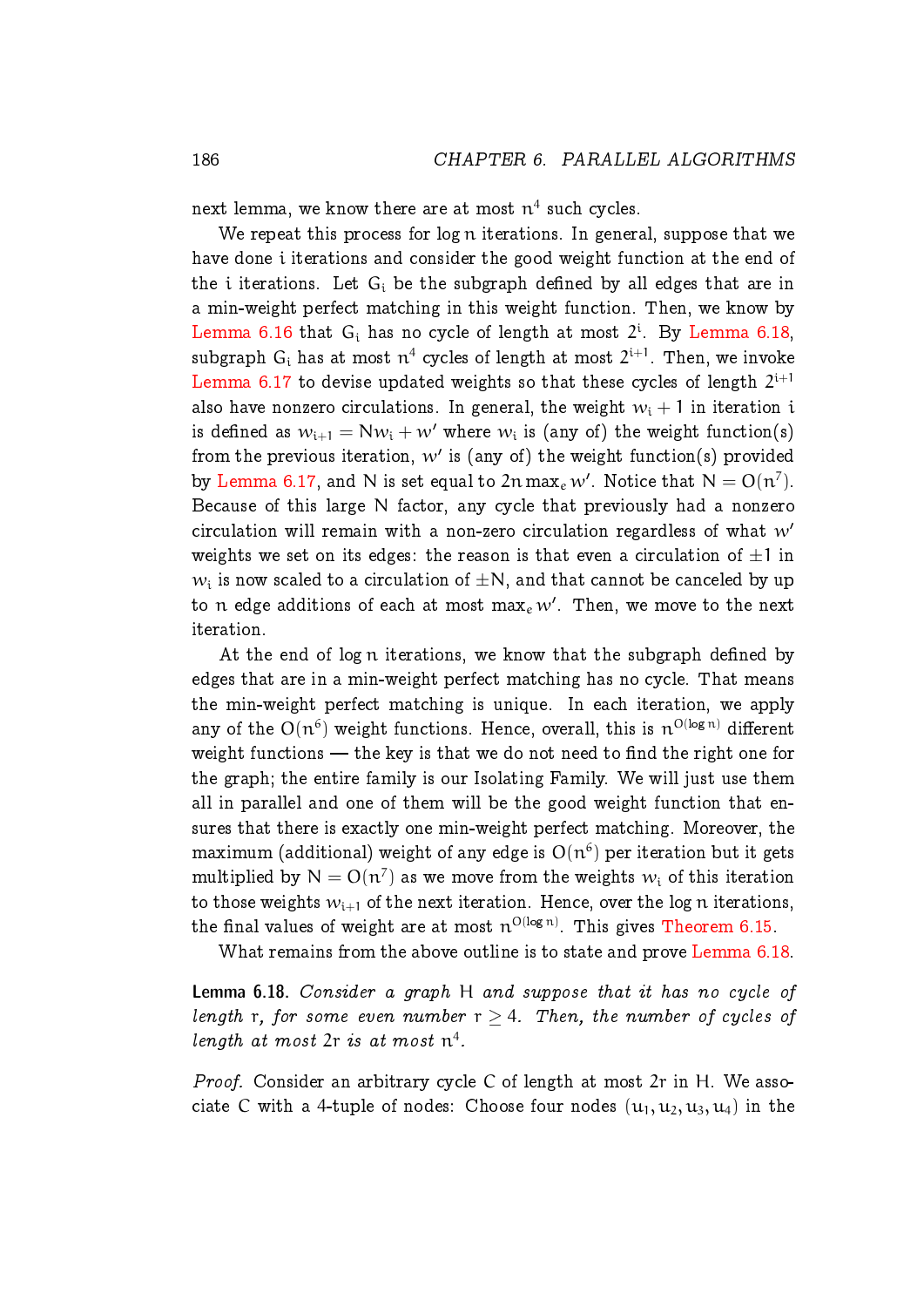next lemma, we know there are at most $n^4$ such cycles.

We repeat this process for $\log n$ iterations. In general, suppose that we have done $i$ iterations and consider the good weight function at the end of the $i$ iterations. Let $G_i$ be the subgraph defined by all edges that are in a min-weight perfect matching in this weight function. Then, we know by Lemma 6.16 that $G_i$ has no cycle of length at most $2^i$. By Lemma 6.18, subgraph $G_i$ has at most $n^4$ cycles of length at most $2^{i+1}$. Then, we invoke Lemma 6.17 to devise updated weights so that these cycles of length $2^{i+1}$ also have nonzero circulations. In general, the weight $w_i + 1$ in iteration $i$ is defined as $w_{i+1} = Nw_i + w'$ where $w_i$ is (any of) the weight function(s) from the previous iteration, $w'$ is (any of) the weight function(s) provided by Lemma 6.17, and $N$ is set equal to $2n \max_e w'$. Notice that $N = O(n^7)$. Because of this large $N$ factor, any cycle that previously had a nonzero circulation will remain with a non-zero circulation regardless of what $w'$ weights we set on its edges: the reason is that even a circulation of $\pm 1$ in $w_i$ is now scaled to a circulation of $\pm N$, and that cannot be canceled by up to $n$ edge additions of each at most $\max_e w'$. Then, we move to the next iteration.

At the end of $\log n$ iterations, we know that the subgraph defined by edges that are in a min-weight perfect matching has no cycle. That means the min-weight perfect matching is unique. In each iteration, we apply any of the $O(n^6)$ weight functions. Hence, overall, this is $n^{O(\log n)}$ different weight functions — the key is that we do not need to find the right one for the graph; the entire family is our Isolating Family. We will just use them all in parallel and one of them will be the good weight function that ensures that there is exactly one min-weight perfect matching. Moreover, the maximum (additional) weight of any edge is $O(n^6)$ per iteration but it gets multiplied by $N = O(n^7)$ as we move from the weights $w_i$ of this iteration to those weights $w_{i+1}$ of the next iteration. Hence, over the $\log n$ iterations, the final values of weight are at most $n^{O(\log n)}$. This gives Theorem 6.15.

What remains from the above outline is to state and prove Lemma 6.18.

**Lemma 6.18.** *Consider a graph $H$ and suppose that it has no cycle of length $r$, for some even number $r \geq 4$. Then, the number of cycles of length at most $2r$ is at most $n^4$.*

*Proof.* Consider an arbitrary cycle $C$ of length at most $2r$ in $H$. We associate $C$ with a 4-tuple of nodes: Choose four nodes $(u_1, u_2, u_3, u_4)$ in the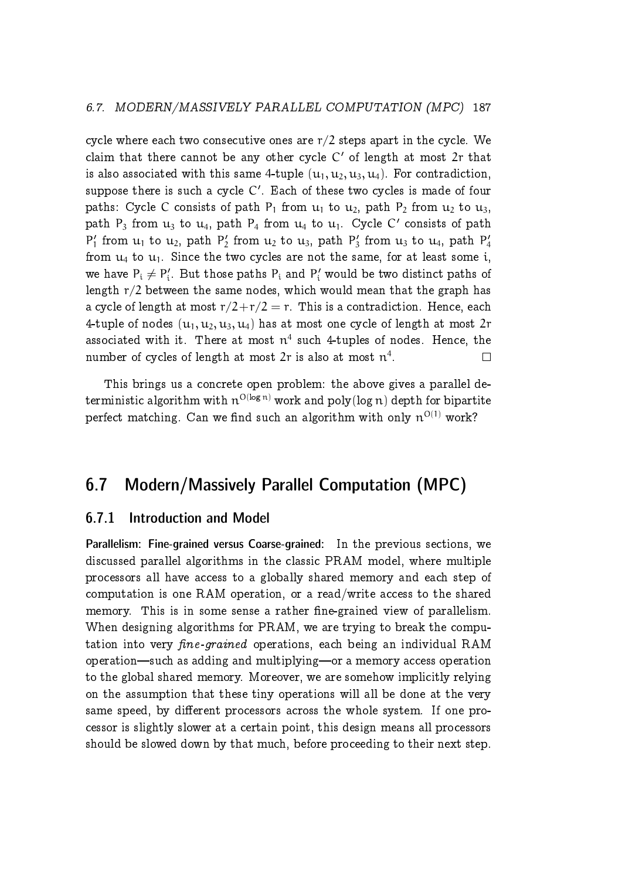cycle where each two consecutive ones are $r/2$ steps apart in the cycle. We claim that there cannot be any other cycle $C'$ of length at most $2r$ that is also associated with this same 4-tuple $(u_1, u_2, u_3, u_4)$. For contradiction, suppose there is such a cycle $C'$. Each of these two cycles is made of four paths: Cycle $C$ consists of path $P_1$ from $u_1$ to $u_2$, path $P_2$ from $u_2$ to $u_3$, path $P_3$ from $u_3$ to $u_4$, path $P_4$ from $u_4$ to $u_1$. Cycle $C'$ consists of path $P'_1$ from $u_1$ to $u_2$, path $P'_2$ from $u_2$ to $u_3$, path $P'_3$ from $u_3$ to $u_4$, path $P'_4$ from $u_4$ to $u_1$. Since the two cycles are not the same, for at least some $i$, we have $P_i \neq P'_i$. But those paths $P_i$ and $P'_i$ would be two distinct paths of length $r/2$ between the same nodes, which would mean that the graph has a cycle of length at most $r/2 + r/2 = r$. This is a contradiction. Hence, each 4-tuple of nodes $(u_1, u_2, u_3, u_4)$ has at most one cycle of length at most $2r$ associated with it. There at most $n^4$ such 4-tuples of nodes. Hence, the number of cycles of length at most $2r$ is also at most $n^4$. □

This brings us a concrete open problem: the above gives a parallel deterministic algorithm with $n^{O(\log n)}$ work and $\text{poly}(\log n)$ depth for bipartite perfect matching. Can we find such an algorithm with only $n^{O(1)}$ work?

## 6.7 Modern/Massively Parallel Computation (MPC)

### 6.7.1 Introduction and Model

**Parallelism: Fine-grained versus Coarse-grained:** In the previous sections, we discussed parallel algorithms in the classic PRAM model, where multiple processors all have access to a globally shared memory and each step of computation is one RAM operation, or a read/write access to the shared memory. This is in some sense a rather fine-grained view of parallelism. When designing algorithms for PRAM, we are trying to break the computation into very *fine-grained* operations, each being an individual RAM operation—such as adding and multiplying—or a memory access operation to the global shared memory. Moreover, we are somehow implicitly relying on the assumption that these tiny operations will all be done at the very same speed, by different processors across the whole system. If one processor is slightly slower at a certain point, this design means all processors should be slowed down by that much, before proceeding to their next step.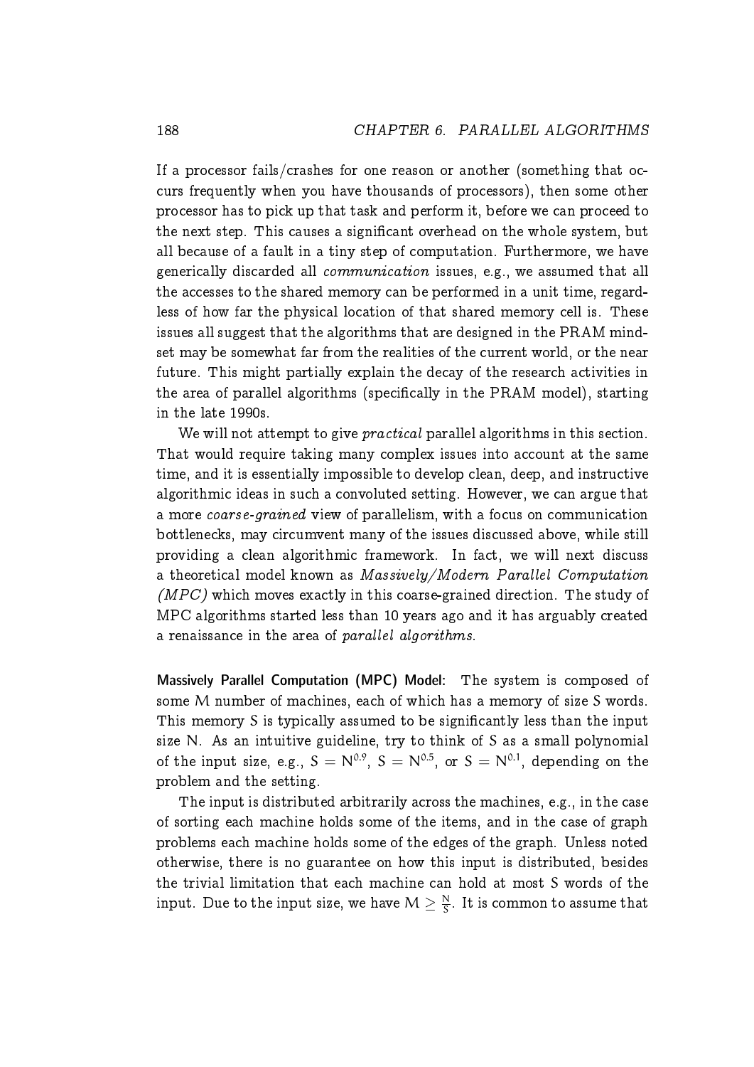If a processor fails/crashes for one reason or another (something that occurs frequently when you have thousands of processors), then some other processor has to pick up that task and perform it, before we can proceed to the next step. This causes a significant overhead on the whole system, but all because of a fault in a tiny step of computation. Furthermore, we have generically discarded all *communication* issues, e.g., we assumed that all the accesses to the shared memory can be performed in a unit time, regardless of how far the physical location of that shared memory cell is. These issues all suggest that the algorithms that are designed in the PRAM mindset may be somewhat far from the realities of the current world, or the near future. This might partially explain the decay of the research activities in the area of parallel algorithms (specifically in the PRAM model), starting in the late 1990s.

We will not attempt to give *practical* parallel algorithms in this section. That would require taking many complex issues into account at the same time, and it is essentially impossible to develop clean, deep, and instructive algorithmic ideas in such a convoluted setting. However, we can argue that a more *coarse-grained* view of parallelism, with a focus on communication bottlenecks, may circumvent many of the issues discussed above, while still providing a clean algorithmic framework. In fact, we will next discuss a theoretical model known as *Massively/Modern Parallel Computation (MPC)* which moves exactly in this coarse-grained direction. The study of MPC algorithms started less than 10 years ago and it has arguably created a renaissance in the area of *parallel algorithms*.

**Massively Parallel Computation (MPC) Model:** The system is composed of some $M$ number of machines, each of which has a memory of size $S$ words. This memory $S$ is typically assumed to be significantly less than the input size $N$. As an intuitive guideline, try to think of $S$ as a small polynomial of the input size, e.g., $S = N^{0.9}$, $S = N^{0.5}$, or $S = N^{0.1}$, depending on the problem and the setting.

The input is distributed arbitrarily across the machines, e.g., in the case of sorting each machine holds some of the items, and in the case of graph problems each machine holds some of the edges of the graph. Unless noted otherwise, there is no guarantee on how this input is distributed, besides the trivial limitation that each machine can hold at most $S$ words of the input. Due to the input size, we have $M \geq \frac{N}{S}$. It is common to assume that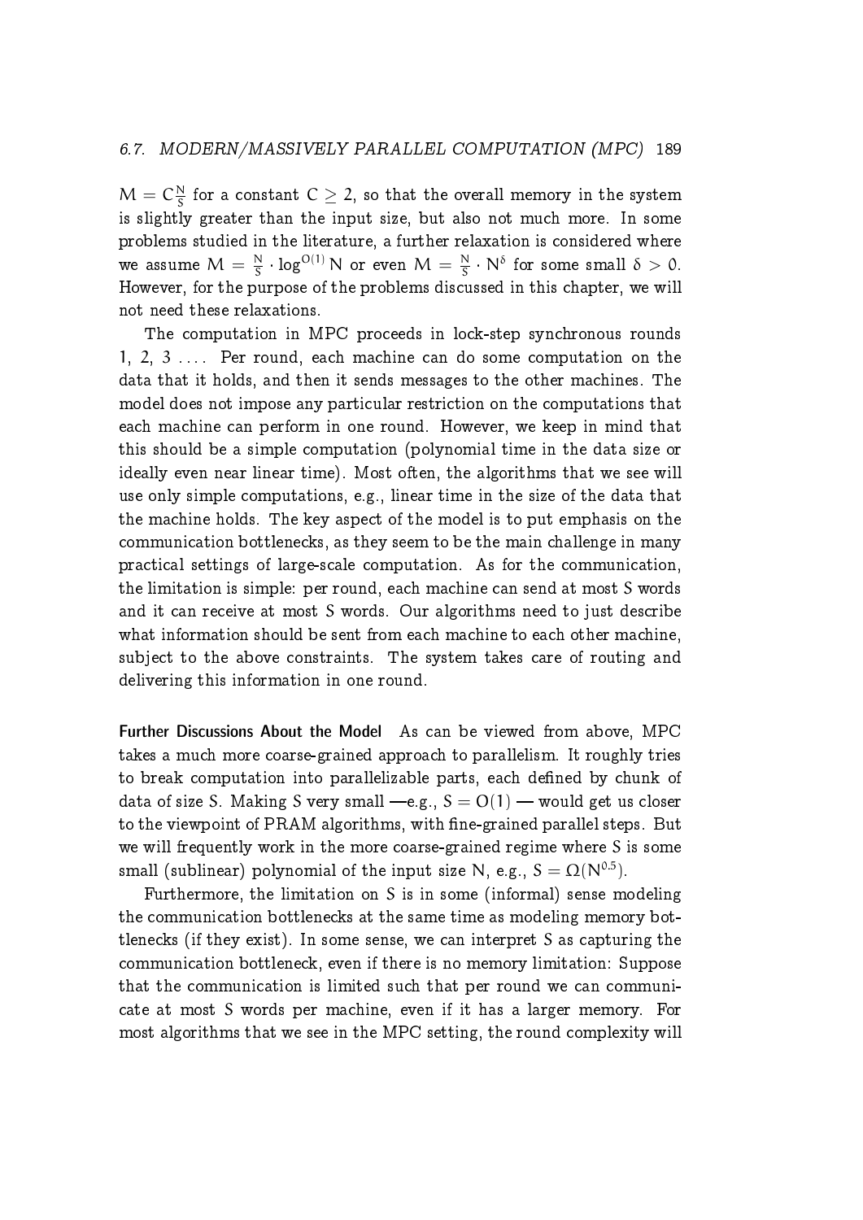$M = C\frac{N}{S}$ for a constant $C \geq 2$, so that the overall memory in the system is slightly greater than the input size, but also not much more. In some problems studied in the literature, a further relaxation is considered where we assume $M = \frac{N}{S} \cdot \log^{O(1)} N$ or even $M = \frac{N}{S} \cdot N^{\delta}$ for some small $\delta > 0$. However, for the purpose of the problems discussed in this chapter, we will not need these relaxations.

The computation in MPC proceeds in lock-step synchronous rounds 1, 2, 3 .... Per round, each machine can do some computation on the data that it holds, and then it sends messages to the other machines. The model does not impose any particular restriction on the computations that each machine can perform in one round. However, we keep in mind that this should be a simple computation (polynomial time in the data size or ideally even near linear time). Most often, the algorithms that we see will use only simple computations, e.g., linear time in the size of the data that the machine holds. The key aspect of the model is to put emphasis on the communication bottlenecks, as they seem to be the main challenge in many practical settings of large-scale computation. As for the communication, the limitation is simple: per round, each machine can send at most S words and it can receive at most S words. Our algorithms need to just describe what information should be sent from each machine to each other machine, subject to the above constraints. The system takes care of routing and delivering this information in one round.

**Further Discussions About the Model** As can be viewed from above, MPC takes a much more coarse-grained approach to parallelism. It roughly tries to break computation into parallelizable parts, each defined by chunk of data of size S. Making S very small —e.g., $S = O(1)$ — would get us closer to the viewpoint of PRAM algorithms, with fine-grained parallel steps. But we will frequently work in the more coarse-grained regime where S is some small (sublinear) polynomial of the input size N, e.g., $S = \Omega(N^{0.5})$.

Furthermore, the limitation on S is in some (informal) sense modeling the communication bottlenecks at the same time as modeling memory bottlenecks (if they exist). In some sense, we can interpret S as capturing the communication bottleneck, even if there is no memory limitation: Suppose that the communication is limited such that per round we can communicate at most S words per machine, even if it has a larger memory. For most algorithms that we see in the MPC setting, the round complexity will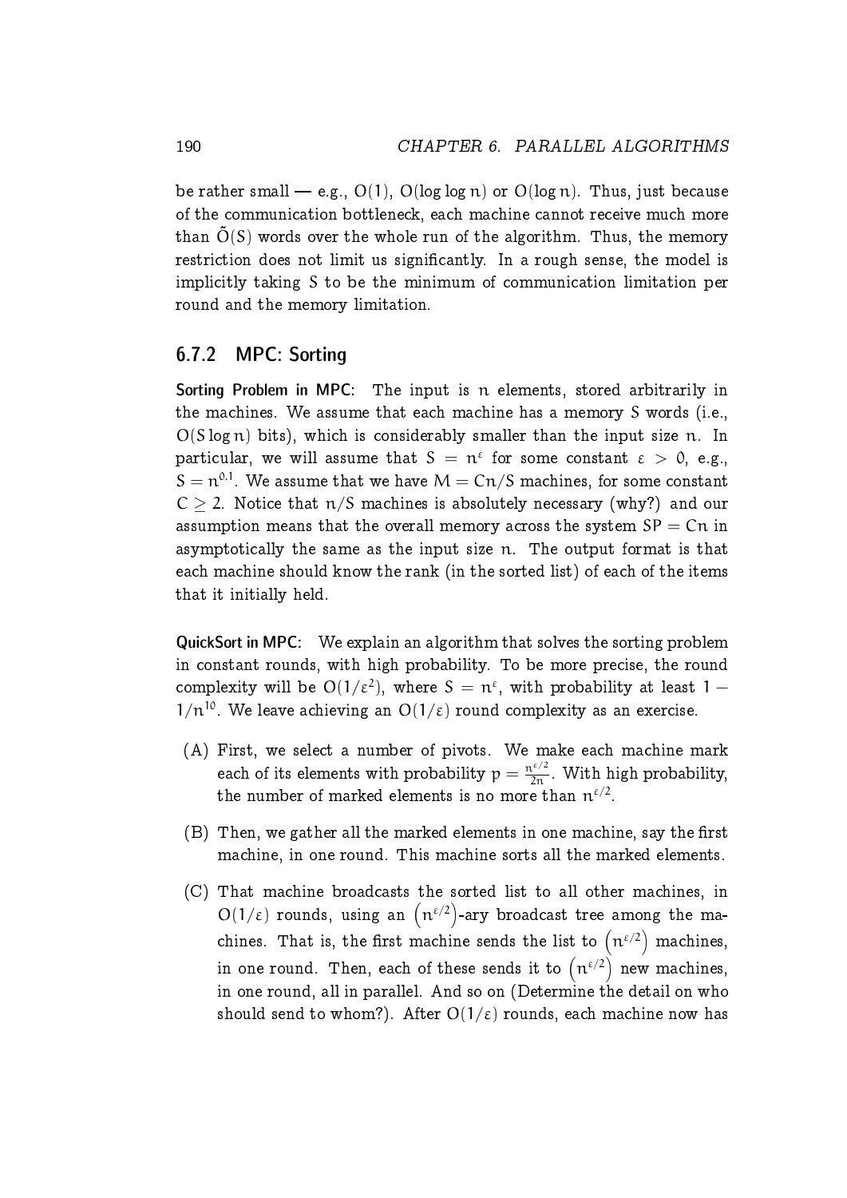be rather small — e.g., $O(1)$, $O(\log \log n)$ or $O(\log n)$. Thus, just because of the communication bottleneck, each machine cannot receive much more than $\tilde{O}(S)$ words over the whole run of the algorithm. Thus, the memory restriction does not limit us significantly. In a rough sense, the model is implicitly taking $S$ to be the minimum of communication limitation per round and the memory limitation.

### 6.7.2 MPC: Sorting

**Sorting Problem in MPC:** The input is $n$ elements, stored arbitrarily in the machines. We assume that each machine has a memory $S$ words (i.e., $O(S \log n)$ bits), which is considerably smaller than the input size $n$. In particular, we will assume that $S = n^{\varepsilon}$ for some constant $\varepsilon > 0$, e.g., $S = n^{0.1}$. We assume that we have $M = Cn/S$ machines, for some constant $C \geq 2$. Notice that $n/S$ machines is absolutely necessary (why?) and our assumption means that the overall memory across the system $SP = Cn$ in asymptotically the same as the input size $n$. The output format is that each machine should know the rank (in the sorted list) of each of the items that it initially held.

**QuickSort in MPC:** We explain an algorithm that solves the sorting problem in constant rounds, with high probability. To be more precise, the round complexity will be $O(1/\varepsilon^2)$, where $S = n^{\varepsilon}$, with probability at least $1 - 1/n^{10}$. We leave achieving an $O(1/\varepsilon)$ round complexity as an exercise.

(A) First, we select a number of pivots. We make each machine mark each of its elements with probability $p = \frac{n^{\varepsilon/2}}{2n}$. With high probability, the number of marked elements is no more than $n^{\varepsilon/2}$.

(B) Then, we gather all the marked elements in one machine, say the first machine, in one round. This machine sorts all the marked elements.

(C) That machine broadcasts the sorted list to all other machines, in $O(1/\varepsilon)$ rounds, using an $\left(n^{\varepsilon/2}\right)$-ary broadcast tree among the machines. That is, the first machine sends the list to $\left(n^{\varepsilon/2}\right)$ machines, in one round. Then, each of these sends it to $\left(n^{\varepsilon/2}\right)$ new machines, in one round, all in parallel. And so on (Determine the detail on who should send to whom?). After $O(1/\varepsilon)$ rounds, each machine now has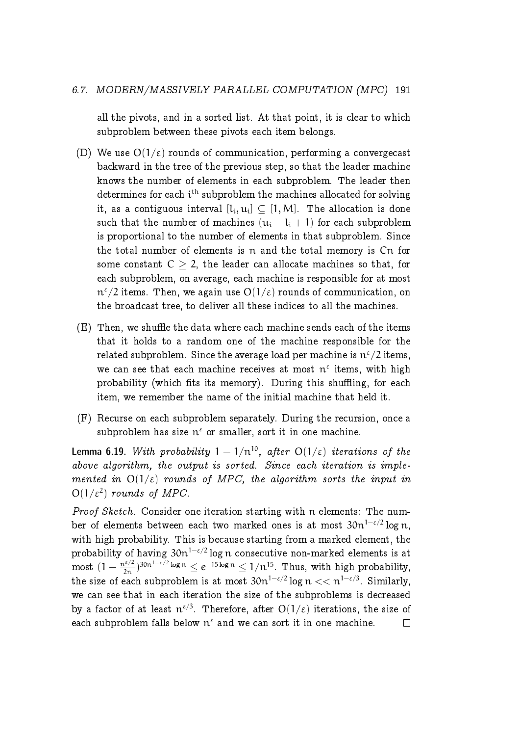all the pivots, and in a sorted list. At that point, it is clear to which subproblem between these pivots each item belongs.

(D) We use $O(1/\varepsilon)$ rounds of communication, performing a convergecast backward in the tree of the previous step, so that the leader machine knows the number of elements in each subproblem. The leader then determines for each $i^{th}$ subproblem the machines allocated for solving it, as a contiguous interval $[l_i, u_i] \subseteq [1, M]$. The allocation is done such that the number of machines $(u_i - l_i + 1)$ for each subproblem is proportional to the number of elements in that subproblem. Since the total number of elements is $n$ and the total memory is $Cn$ for some constant $C \geq 2$, the leader can allocate machines so that, for each subproblem, on average, each machine is responsible for at most $n^{\varepsilon}/2$ items. Then, we again use $O(1/\varepsilon)$ rounds of communication, on the broadcast tree, to deliver all these indices to all the machines.

(E) Then, we shuffle the data where each machine sends each of the items that it holds to a random one of the machine responsible for the related subproblem. Since the average load per machine is $n^{\varepsilon}/2$ items, we can see that each machine receives at most $n^{\varepsilon}$ items, with high probability (which fits its memory). During this shuffling, for each item, we remember the name of the initial machine that held it.

(F) Recurse on each subproblem separately. During the recursion, once a subproblem has size $n^{\varepsilon}$ or smaller, sort it in one machine.

**Lemma 6.19.** *With probability $1 - 1/n^{10}$, after $O(1/\varepsilon)$ iterations of the above algorithm, the output is sorted. Since each iteration is implemented in $O(1/\varepsilon)$ rounds of MPC, the algorithm sorts the input in $O(1/\varepsilon^2)$ rounds of MPC.*

*Proof Sketch.* Consider one iteration starting with $n$ elements: The number of elements between each two marked ones is at most $30n^{1-\varepsilon/2}\log n$, with high probability. This is because starting from a marked element, the probability of having $30n^{1-\varepsilon/2}\log n$ consecutive non-marked elements is at most $(1 - \frac{n^{\varepsilon/2}}{2n})^{30n^{1-\varepsilon/2}\log n} \leq e^{-15\log n} \leq 1/n^{15}$. Thus, with high probability, the size of each subproblem is at most $30n^{1-\varepsilon/2}\log n << n^{1-\varepsilon/3}$. Similarly, we can see that in each iteration the size of the subproblems is decreased by a factor of at least $n^{\varepsilon/3}$. Therefore, after $O(1/\varepsilon)$ iterations, the size of each subproblem falls below $n^{\varepsilon}$ and we can sort it in one machine. $\square$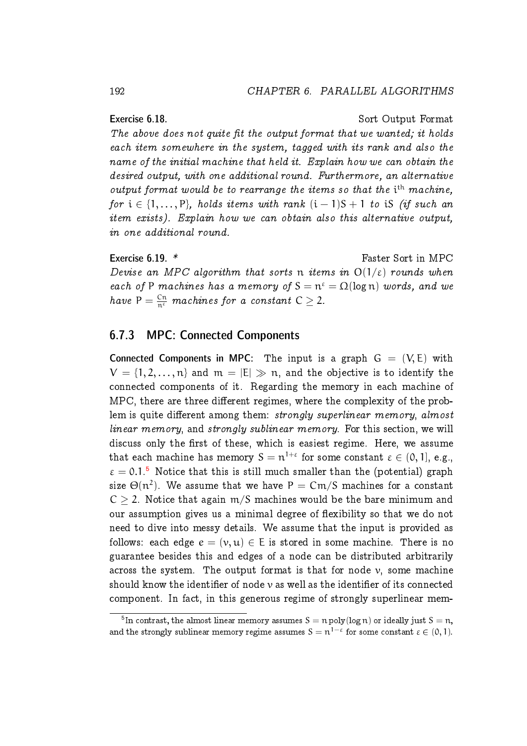**Exercise 6.18.** Sort Output Format

*The above does not quite fit the output format that we wanted; it holds each item somewhere in the system, tagged with its rank and also the name of the initial machine that held it. Explain how we can obtain the desired output, with one additional round. Furthermore, an alternative output format would be to rearrange the items so that the $i^{th}$ machine, for $i \in \{1, \ldots, P\}$, holds items with rank $(i-1)S + 1$ to $iS$ (if such an item exists). Explain how we can obtain also this alternative output, in one additional round.*

**Exercise 6.19.** * Faster Sort in MPC

*Devise an MPC algorithm that sorts $n$ items in $O(1/\varepsilon)$ rounds when each of $P$ machines has a memory of $S = n^{\varepsilon} = \Omega(\log n)$ words, and we have $P = \frac{Cn}{n^{\varepsilon}}$ machines for a constant $C \geq 2$.*

### 6.7.3 MPC: Connected Components

**Connected Components in MPC:** The input is a graph $G = (V, E)$ with $V = \{1, 2, \ldots, n\}$ and $m = |E| \gg n$, and the objective is to identify the connected components of it. Regarding the memory in each machine of MPC, there are three different regimes, where the complexity of the problem is quite different among them: *strongly superlinear memory*, *almost linear memory*, and *strongly sublinear memory*. For this section, we will discuss only the first of these, which is easiest regime. Here, we assume that each machine has memory $S = n^{1+\varepsilon}$ for some constant $\varepsilon \in (0, 1]$, e.g., $\varepsilon = 0.1$.[5] Notice that this is still much smaller than the (potential) graph size $\Theta(n^2)$. We assume that we have $P = Cm/S$ machines for a constant $C \geq 2$. Notice that again $m/S$ machines would be the bare minimum and our assumption gives us a minimal degree of flexibility so that we do not need to dive into messy details. We assume that the input is provided as follows: each edge $e = (v, u) \in E$ is stored in some machine. There is no guarantee besides this and edges of a node can be distributed arbitrarily across the system. The output format is that for node $v$, some machine should know the identifier of node $v$ as well as the identifier of its connected component. In fact, in this generous regime of strongly superlinear mem-

[5] In contrast, the almost linear memory assumes $S = n \operatorname{poly}(\log n)$ or ideally just $S = n$, and the strongly sublinear memory regime assumes $S = n^{1-\varepsilon}$ for some constant $\varepsilon \in (0, 1)$.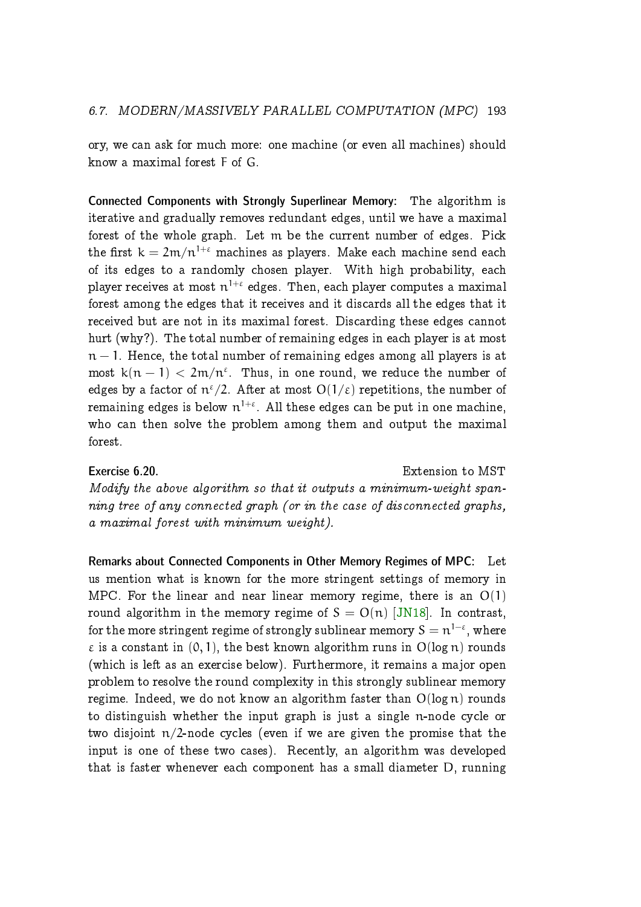ory, we can ask for much more: one machine (or even all machines) should know a maximal forest $F$ of $G$.

**Connected Components with Strongly Superlinear Memory:** The algorithm is iterative and gradually removes redundant edges, until we have a maximal forest of the whole graph. Let $m$ be the current number of edges. Pick the first $k = 2m/n^{1+\varepsilon}$ machines as players. Make each machine send each of its edges to a randomly chosen player. With high probability, each player receives at most $n^{1+\varepsilon}$ edges. Then, each player computes a maximal forest among the edges that it receives and it discards all the edges that it received but are not in its maximal forest. Discarding these edges cannot hurt (why?). The total number of remaining edges in each player is at most $n-1$. Hence, the total number of remaining edges among all players is at most $k(n-1) < 2m/n^{\varepsilon}$. Thus, in one round, we reduce the number of edges by a factor of $n^{\varepsilon}/2$. After at most $O(1/\varepsilon)$ repetitions, the number of remaining edges is below $n^{1+\varepsilon}$. All these edges can be put in one machine, who can then solve the problem among them and output the maximal forest.

**Exercise 6.20.** Extension to MST

*Modify the above algorithm so that it outputs a minimum-weight spanning tree of any connected graph (or in the case of disconnected graphs, a maximal forest with minimum weight).*

**Remarks about Connected Components in Other Memory Regimes of MPC:** Let us mention what is known for the more stringent settings of memory in MPC. For the linear and near linear memory regime, there is an $O(1)$ round algorithm in the memory regime of $S = O(n)$ [JN18]. In contrast, for the more stringent regime of strongly sublinear memory $S = n^{1-\varepsilon}$, where $\varepsilon$ is a constant in $(0, 1)$, the best known algorithm runs in $O(\log n)$ rounds (which is left as an exercise below). Furthermore, it remains a major open problem to resolve the round complexity in this strongly sublinear memory regime. Indeed, we do not know an algorithm faster than $O(\log n)$ rounds to distinguish whether the input graph is just a single $n$-node cycle or two disjoint $n/2$-node cycles (even if we are given the promise that the input is one of these two cases). Recently, an algorithm was developed that is faster whenever each component has a small diameter $D$, running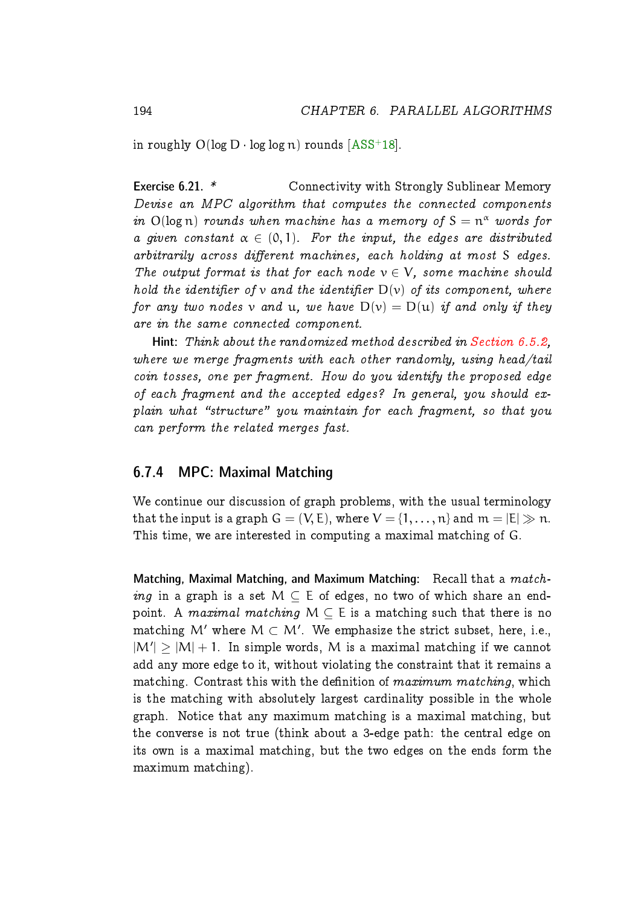in roughly $O(\log D \cdot \log \log n)$ rounds [ASS+18].

**Exercise 6.21.** * Connectivity with Strongly Sublinear Memory
*Devise an MPC algorithm that computes the connected components in $O(\log n)$ rounds when machine has a memory of $S = n^{\alpha}$ words for a given constant $\alpha \in (0, 1)$. For the input, the edges are distributed arbitrarily across different machines, each holding at most $S$ edges. The output format is that for each node $v \in V$, some machine should hold the identifier of $v$ and the identifier $D(v)$ of its component, where for any two nodes $v$ and $u$, we have $D(v) = D(u)$ if and only if they are in the same connected component.*

**Hint:** *Think about the randomized method described in Section 6.5.2, where we merge fragments with each other randomly, using head/tail coin tosses, one per fragment. How do you identify the proposed edge of each fragment and the accepted edges? In general, you should explain what "structure" you maintain for each fragment, so that you can perform the related merges fast.*

### 6.7.4 MPC: Maximal Matching

We continue our discussion of graph problems, with the usual terminology that the input is a graph $G = (V, E)$, where $V = \{1, \ldots, n\}$ and $m = |E| \gg n$. This time, we are interested in computing a maximal matching of $G$.

**Matching, Maximal Matching, and Maximum Matching:** Recall that a *matching* in a graph is a set $M \subseteq E$ of edges, no two of which share an endpoint. A *maximal matching* $M \subseteq E$ is a matching such that there is no matching $M'$ where $M \subset M'$. We emphasize the strict subset, here, i.e., $|M'| \geq |M| + 1$. In simple words, $M$ is a maximal matching if we cannot add any more edge to it, without violating the constraint that it remains a matching. Contrast this with the definition of *maximum matching*, which is the matching with absolutely largest cardinality possible in the whole graph. Notice that any maximum matching is a maximal matching, but the converse is not true (think about a 3-edge path: the central edge on its own is a maximal matching, but the two edges on the ends form the maximum matching).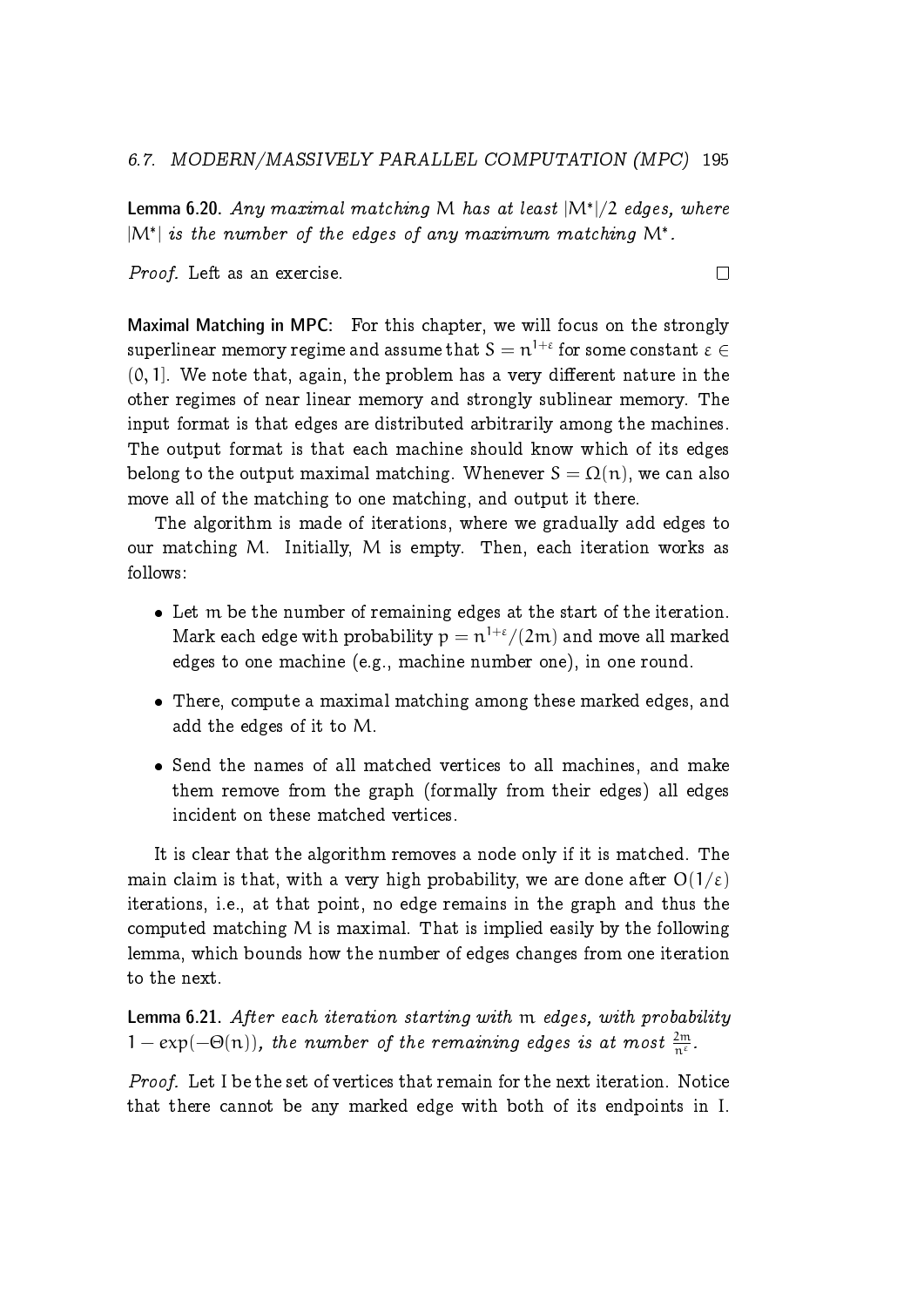**Lemma 6.20.** *Any maximal matching* $M$ *has at least* $|M^*|/2$ *edges, where* $|M^*|$ *is the number of the edges of any maximum matching* $M^*$*.*

*Proof.* Left as an exercise. □

**Maximal Matching in MPC:** For this chapter, we will focus on the strongly superlinear memory regime and assume that $S = n^{1+\varepsilon}$ for some constant $\varepsilon \in (0, 1]$. We note that, again, the problem has a very different nature in the other regimes of near linear memory and strongly sublinear memory. The input format is that edges are distributed arbitrarily among the machines. The output format is that each machine should know which of its edges belong to the output maximal matching. Whenever $S = \Omega(n)$, we can also move all of the matching to one matching, and output it there.

The algorithm is made of iterations, where we gradually add edges to our matching $M$. Initially, $M$ is empty. Then, each iteration works as follows:

- Let $m$ be the number of remaining edges at the start of the iteration. Mark each edge with probability $p = n^{1+\varepsilon}/(2m)$ and move all marked edges to one machine (e.g., machine number one), in one round.
- There, compute a maximal matching among these marked edges, and add the edges of it to $M$.
- Send the names of all matched vertices to all machines, and make them remove from the graph (formally from their edges) all edges incident on these matched vertices.

It is clear that the algorithm removes a node only if it is matched. The main claim is that, with a very high probability, we are done after $O(1/\varepsilon)$ iterations, i.e., at that point, no edge remains in the graph and thus the computed matching $M$ is maximal. That is implied easily by the following lemma, which bounds how the number of edges changes from one iteration to the next.

**Lemma 6.21.** *After each iteration starting with* $m$ *edges, with probability* $1 - \exp(-\Theta(n))$*, the number of the remaining edges is at most* $\frac{2m}{n^{\varepsilon}}$*.*

*Proof.* Let $I$ be the set of vertices that remain for the next iteration. Notice that there cannot be any marked edge with both of its endpoints in $I$.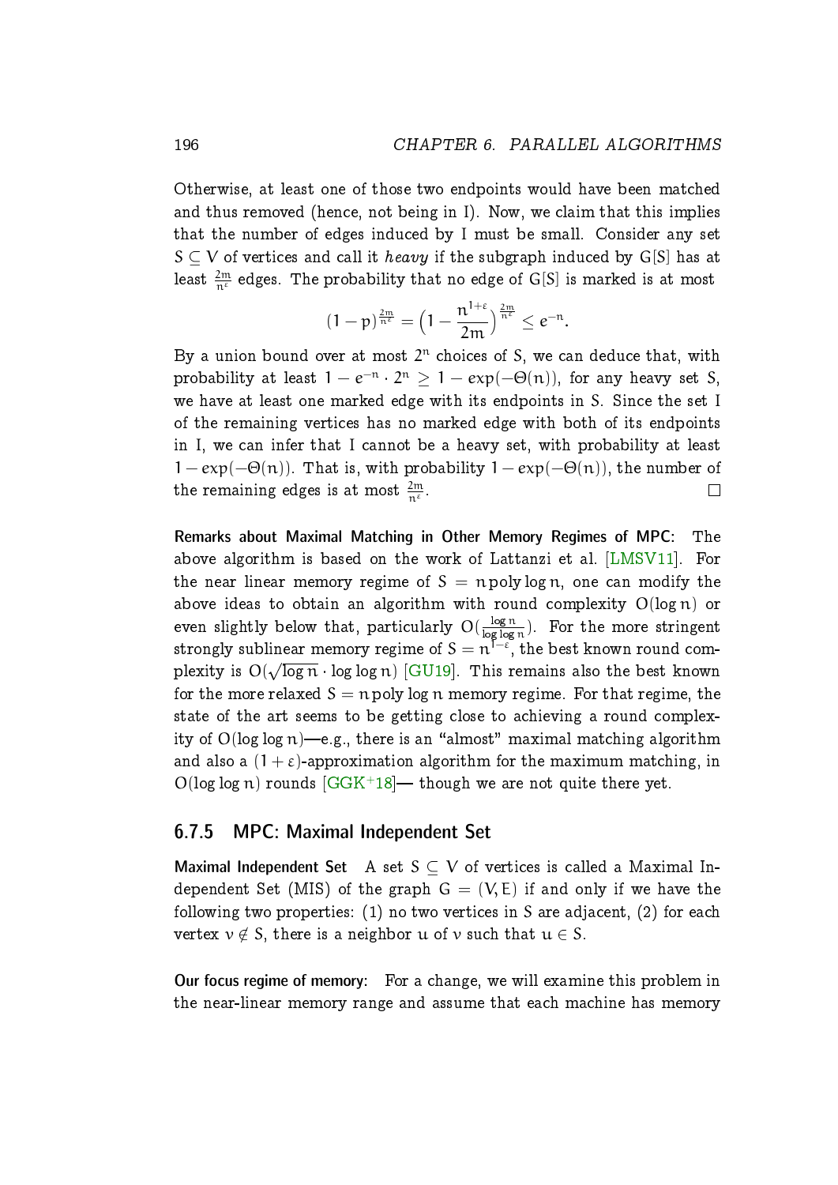Otherwise, at least one of those two endpoints would have been matched and thus removed (hence, not being in I). Now, we claim that this implies that the number of edges induced by I must be small. Consider any set $S \subseteq V$ of vertices and call it *heavy* if the subgraph induced by $G[S]$ has at least $\frac{2m}{n^{\varepsilon}}$ edges. The probability that no edge of $G[S]$ is marked is at most

$$(1-p)^{\frac{2m}{n^{\varepsilon}}} = \Big(1 - \frac{n^{1+\varepsilon}}{2m}\Big)^{\frac{2m}{n^{\varepsilon}}} \leq e^{-n}.$$

By a union bound over at most $2^n$ choices of S, we can deduce that, with probability at least $1 - e^{-n} \cdot 2^n \geq 1 - exp(-\Theta(n))$, for any heavy set S, we have at least one marked edge with its endpoints in S. Since the set I of the remaining vertices has no marked edge with both of its endpoints in I, we can infer that I cannot be a heavy set, with probability at least $1 - exp(-\Theta(n))$. That is, with probability $1 - exp(-\Theta(n))$, the number of the remaining edges is at most $\frac{2m}{n^{\varepsilon}}$. □

**Remarks about Maximal Matching in Other Memory Regimes of MPC:** The above algorithm is based on the work of Lattanzi et al. [LMSV11]. For the near linear memory regime of $S = n \operatorname{poly} \log n$, one can modify the above ideas to obtain an algorithm with round complexity $O(\log n)$ or even slightly below that, particularly $O(\frac{\log n}{\log \log n})$. For the more stringent strongly sublinear memory regime of $S = n^{1-\varepsilon}$, the best known round complexity is $O(\sqrt{\log n} \cdot \log \log n)$ [GU19]. This remains also the best known for the more relaxed $S = n \operatorname{poly} \log n$ memory regime. For that regime, the state of the art seems to be getting close to achieving a round complexity of $O(\log \log n)$—e.g., there is an "almost" maximal matching algorithm and also a $(1+\varepsilon)$-approximation algorithm for the maximum matching, in $O(\log \log n)$ rounds [GGK+18]— though we are not quite there yet.

### 6.7.5 MPC: Maximal Independent Set

**Maximal Independent Set** A set $S \subseteq V$ of vertices is called a Maximal Independent Set (MIS) of the graph $G = (V, E)$ if and only if we have the following two properties: (1) no two vertices in S are adjacent, (2) for each vertex $v \notin S$, there is a neighbor u of v such that $u \in S$.

**Our focus regime of memory:** For a change, we will examine this problem in the near-linear memory range and assume that each machine has memory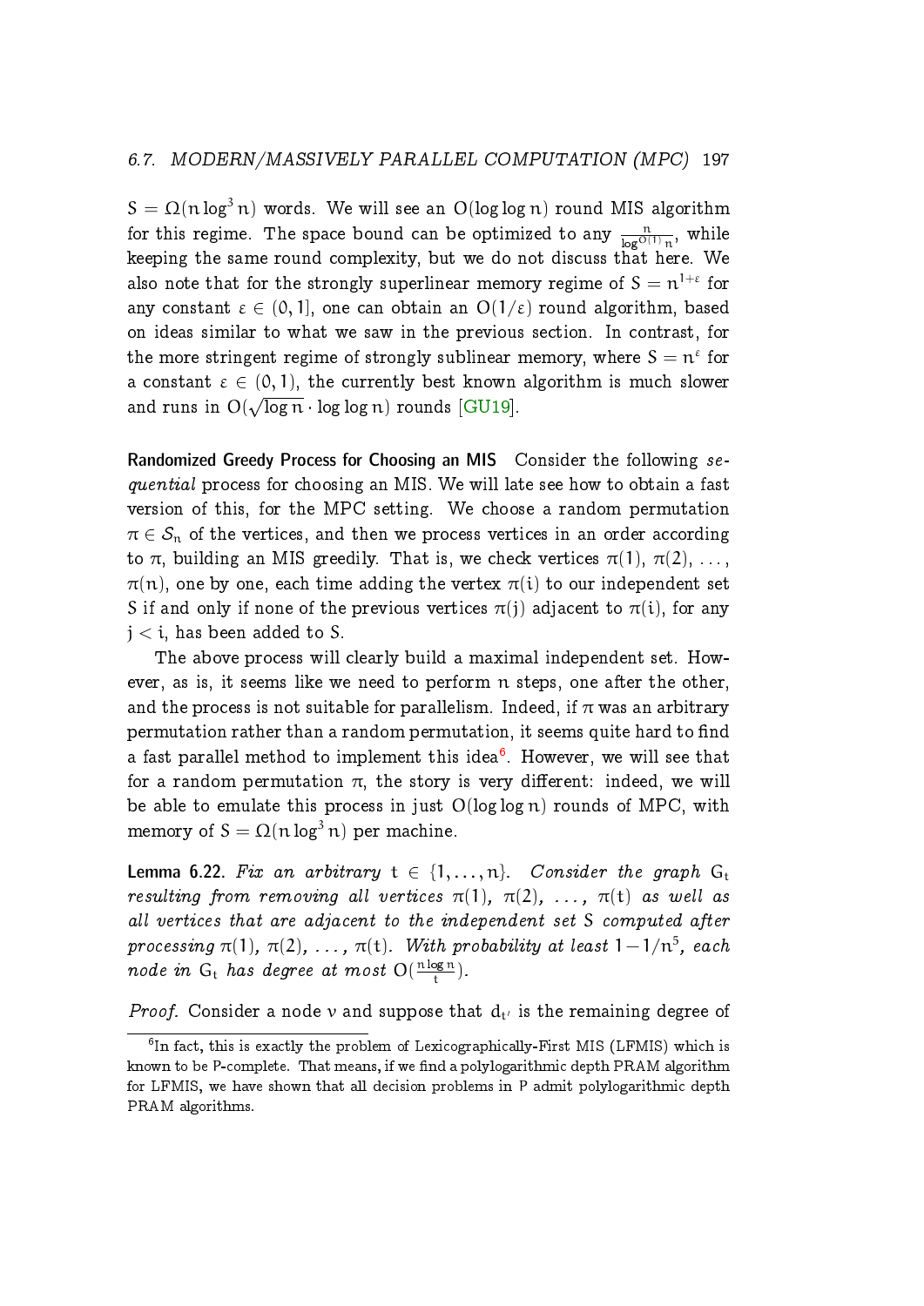$S = \Omega(n \log^3 n)$ words. We will see an $O(\log \log n)$ round MIS algorithm for this regime. The space bound can be optimized to any $\frac{n}{\log^{O(1)} n}$, while keeping the same round complexity, but we do not discuss that here. We also note that for the strongly superlinear memory regime of $S = n^{1+\varepsilon}$ for any constant $\varepsilon \in (0, 1]$, one can obtain an $O(1/\varepsilon)$ round algorithm, based on ideas similar to what we saw in the previous section. In contrast, for the more stringent regime of strongly sublinear memory, where $S = n^{\varepsilon}$ for a constant $\varepsilon \in (0, 1)$, the currently best known algorithm is much slower and runs in $O(\sqrt{\log n} \cdot \log \log n)$ rounds [GU19].

**Randomized Greedy Process for Choosing an MIS** Consider the following *sequential* process for choosing an MIS. We will late see how to obtain a fast version of this, for the MPC setting. We choose a random permutation $\pi \in \mathcal{S}_n$ of the vertices, and then we process vertices in an order according to $\pi$, building an MIS greedily. That is, we check vertices $\pi(1)$, $\pi(2)$, ..., $\pi(n)$, one by one, each time adding the vertex $\pi(i)$ to our independent set S if and only if none of the previous vertices $\pi(j)$ adjacent to $\pi(i)$, for any $j < i$, has been added to S.

The above process will clearly build a maximal independent set. However, as is, it seems like we need to perform n steps, one after the other, and the process is not suitable for parallelism. Indeed, if $\pi$ was an arbitrary permutation rather than a random permutation, it seems quite hard to find a fast parallel method to implement this idea[6]. However, we will see that for a random permutation $\pi$, the story is very different: indeed, we will be able to emulate this process in just $O(\log \log n)$ rounds of MPC, with memory of $S = \Omega(n \log^3 n)$ per machine.

**Lemma 6.22.** *Fix an arbitrary $t \in \{1, \ldots, n\}$. Consider the graph $G_t$ resulting from removing all vertices $\pi(1)$, $\pi(2)$, ..., $\pi(t)$ as well as all vertices that are adjacent to the independent set S computed after processing $\pi(1)$, $\pi(2)$, ..., $\pi(t)$. With probability at least $1 - 1/n^5$, each node in $G_t$ has degree at most $O(\frac{n \log n}{t})$.*

*Proof.* Consider a node $v$ and suppose that $d_{t'}$ is the remaining degree of

[6] In fact, this is exactly the problem of Lexicographically-First MIS (LFMIS) which is known to be P-complete. That means, if we find a polylogarithmic depth PRAM algorithm for LFMIS, we have shown that all decision problems in P admit polylogarithmic depth PRAM algorithms.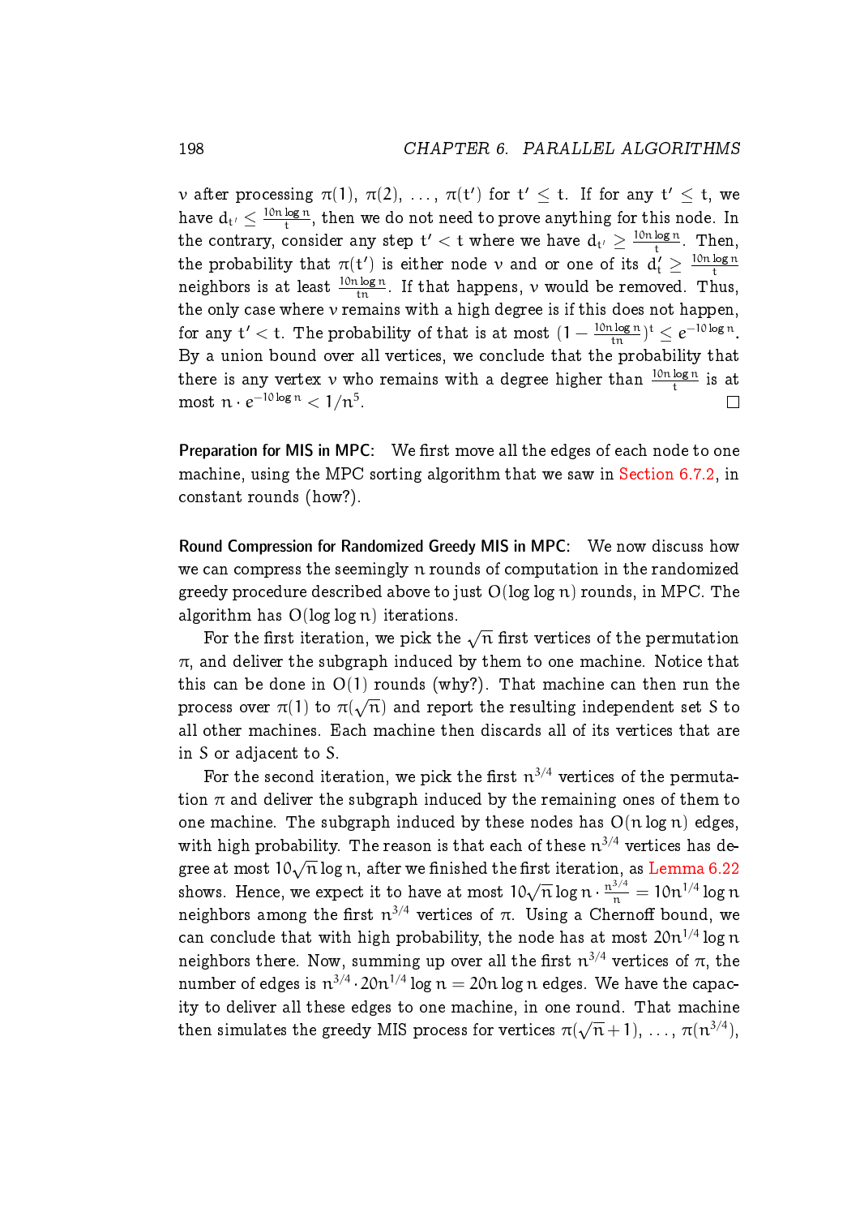$v$ after processing $\pi(1)$, $\pi(2)$, ..., $\pi(t')$ for $t' \leq t$. If for any $t' \leq t$, we have $d_{t'} \leq \frac{10n \log n}{t}$, then we do not need to prove anything for this node. In the contrary, consider any step $t' < t$ where we have $d_{t'} \geq \frac{10n \log n}{t}$. Then, the probability that $\pi(t')$ is either node $v$ and or one of its $d'_t \geq \frac{10n \log n}{t}$ neighbors is at least $\frac{10n \log n}{tn}$. If that happens, $v$ would be removed. Thus, the only case where $v$ remains with a high degree is if this does not happen, for any $t' < t$. The probability of that is at most $(1 - \frac{10n \log n}{tn})^t \leq e^{-10 \log n}$. By a union bound over all vertices, we conclude that the probability that there is any vertex $v$ who remains with a degree higher than $\frac{10n \log n}{t}$ is at most $n \cdot e^{-10 \log n} < 1/n^5$. □

**Preparation for MIS in MPC:** We first move all the edges of each node to one machine, using the MPC sorting algorithm that we saw in Section 6.7.2, in constant rounds (how?).

**Round Compression for Randomized Greedy MIS in MPC:** We now discuss how we can compress the seemingly $n$ rounds of computation in the randomized greedy procedure described above to just $O(\log \log n)$ rounds, in MPC. The algorithm has $O(\log \log n)$ iterations.

For the first iteration, we pick the $\sqrt{n}$ first vertices of the permutation $\pi$, and deliver the subgraph induced by them to one machine. Notice that this can be done in $O(1)$ rounds (why?). That machine can then run the process over $\pi(1)$ to $\pi(\sqrt{n})$ and report the resulting independent set $S$ to all other machines. Each machine then discards all of its vertices that are in $S$ or adjacent to $S$.

For the second iteration, we pick the first $n^{3/4}$ vertices of the permutation $\pi$ and deliver the subgraph induced by the remaining ones of them to one machine. The subgraph induced by these nodes has $O(n \log n)$ edges, with high probability. The reason is that each of these $n^{3/4}$ vertices has degree at most $10\sqrt{n} \log n$, after we finished the first iteration, as Lemma 6.22 shows. Hence, we expect it to have at most $10\sqrt{n} \log n \cdot \frac{n^{3/4}}{n} = 10n^{1/4} \log n$ neighbors among the first $n^{3/4}$ vertices of $\pi$. Using a Chernoff bound, we can conclude that with high probability, the node has at most $20n^{1/4} \log n$ neighbors there. Now, summing up over all the first $n^{3/4}$ vertices of $\pi$, the number of edges is $n^{3/4} \cdot 20n^{1/4} \log n = 20n \log n$ edges. We have the capacity to deliver all these edges to one machine, in one round. That machine then simulates the greedy MIS process for vertices $\pi(\sqrt{n}+1)$, ..., $\pi(n^{3/4})$,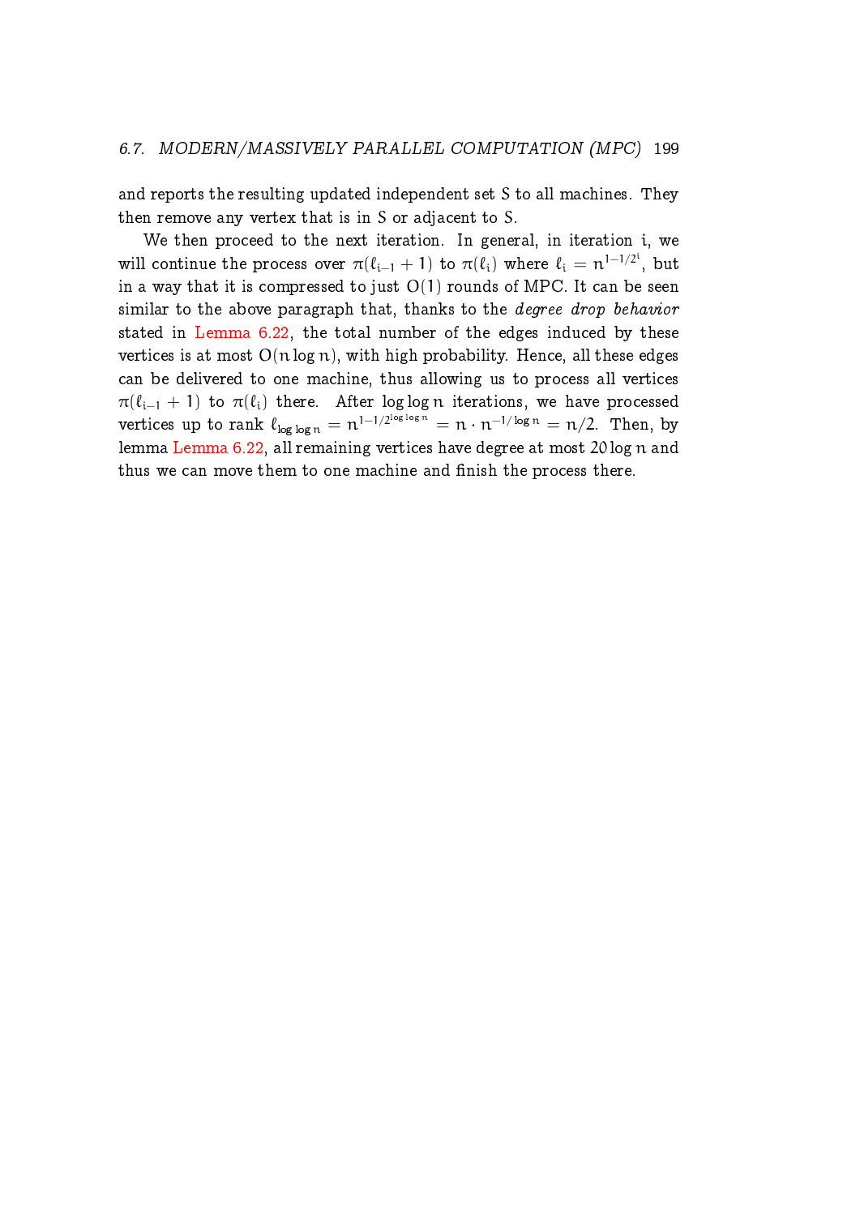and reports the resulting updated independent set $S$ to all machines. They then remove any vertex that is in $S$ or adjacent to $S$.

We then proceed to the next iteration. In general, in iteration $i$, we will continue the process over $\pi(\ell_{i-1}+1)$ to $\pi(\ell_i)$ where $\ell_i = n^{1-1/2^i}$, but in a way that it is compressed to just $O(1)$ rounds of MPC. It can be seen similar to the above paragraph that, thanks to the *degree drop behavior* stated in Lemma 6.22, the total number of the edges induced by these vertices is at most $O(n \log n)$, with high probability. Hence, all these edges can be delivered to one machine, thus allowing us to process all vertices $\pi(\ell_{i-1}+1)$ to $\pi(\ell_i)$ there. After $\log \log n$ iterations, we have processed vertices up to rank $\ell_{\log \log n} = n^{1-1/2^{\log \log n}} = n \cdot n^{-1/\log n} = n/2$. Then, by lemma Lemma 6.22, all remaining vertices have degree at most $20 \log n$ and thus we can move them to one machine and finish the process there.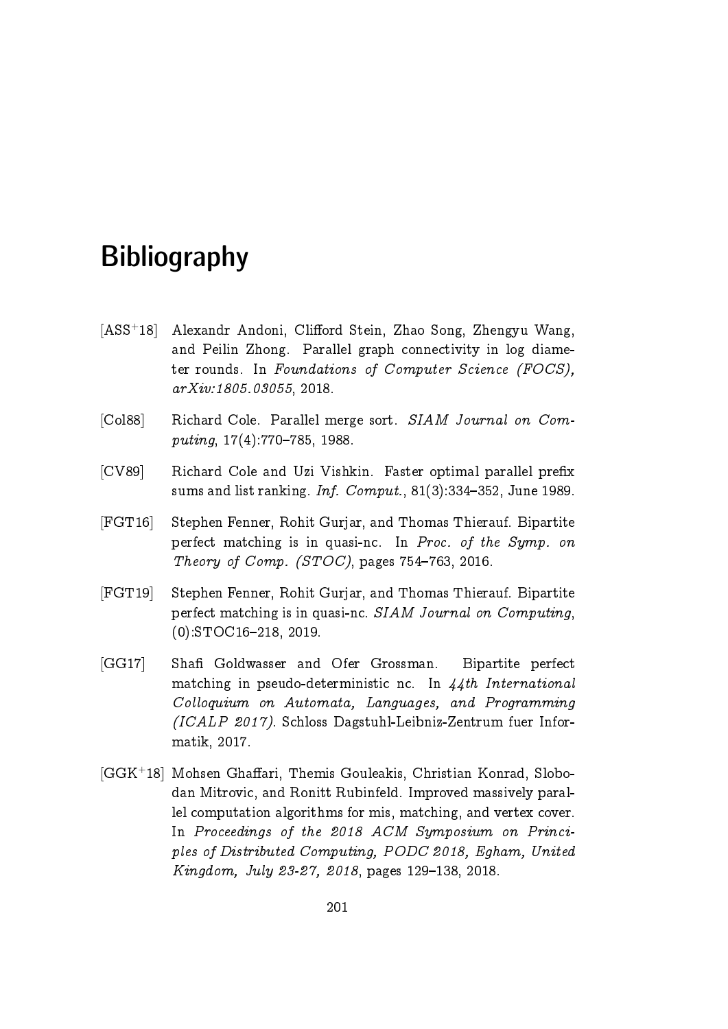# Bibliography

[ASS+18] Alexandr Andoni, Clifford Stein, Zhao Song, Zhengyu Wang, and Peilin Zhong. Parallel graph connectivity in log diameter rounds. In *Foundations of Computer Science (FOCS), arXiv:1805.03055*, 2018.

[Col88] Richard Cole. Parallel merge sort. *SIAM Journal on Computing*, 17(4):770–785, 1988.

[CV89] Richard Cole and Uzi Vishkin. Faster optimal parallel prefix sums and list ranking. *Inf. Comput.*, 81(3):334–352, June 1989.

[FGT16] Stephen Fenner, Rohit Gurjar, and Thomas Thierauf. Bipartite perfect matching is in quasi-nc. In *Proc. of the Symp. on Theory of Comp. (STOC)*, pages 754–763, 2016.

[FGT19] Stephen Fenner, Rohit Gurjar, and Thomas Thierauf. Bipartite perfect matching is in quasi-nc. *SIAM Journal on Computing*, (0):STOC16–218, 2019.

[GG17] Shafi Goldwasser and Ofer Grossman. Bipartite perfect matching in pseudo-deterministic nc. In *44th International Colloquium on Automata, Languages, and Programming (ICALP 2017)*. Schloss Dagstuhl-Leibniz-Zentrum fuer Informatik, 2017.

[GGK+18] Mohsen Ghaffari, Themis Gouleakis, Christian Konrad, Slobodan Mitrovic, and Ronitt Rubinfeld. Improved massively parallel computation algorithms for mis, matching, and vertex cover. In *Proceedings of the 2018 ACM Symposium on Principles of Distributed Computing, PODC 2018, Egham, United Kingdom, July 23-27, 2018*, pages 129–138, 2018.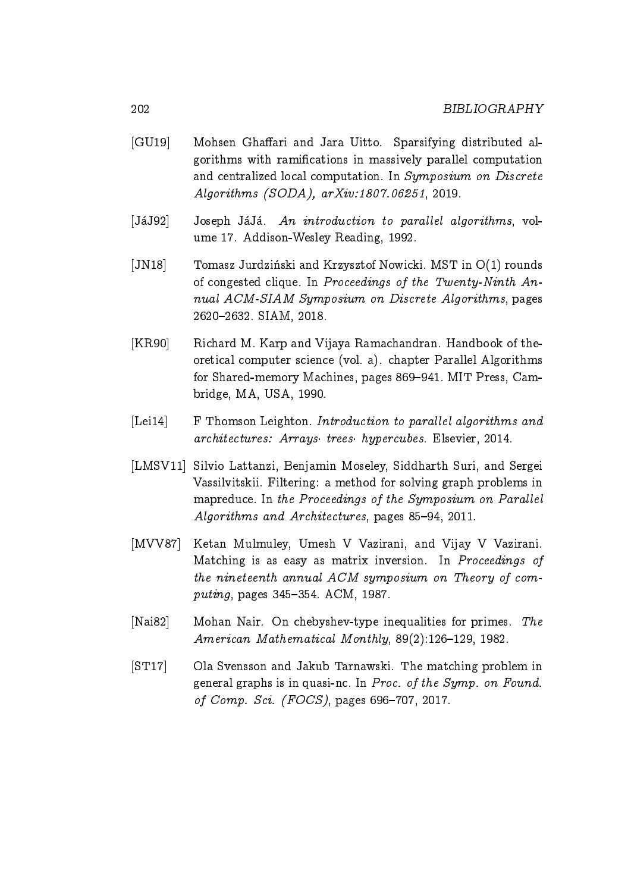[GU19] Mohsen Ghaffari and Jara Uitto. Sparsifying distributed algorithms with ramifications in massively parallel computation and centralized local computation. In *Symposium on Discrete Algorithms (SODA), arXiv:1807.06251*, 2019.

[JáJ92] Joseph JáJá. *An introduction to parallel algorithms*, volume 17. Addison-Wesley Reading, 1992.

[JN18] Tomasz Jurdziński and Krzysztof Nowicki. MST in O(1) rounds of congested clique. In *Proceedings of the Twenty-Ninth Annual ACM-SIAM Symposium on Discrete Algorithms*, pages 2620–2632. SIAM, 2018.

[KR90] Richard M. Karp and Vijaya Ramachandran. Handbook of theoretical computer science (vol. a). chapter Parallel Algorithms for Shared-memory Machines, pages 869–941. MIT Press, Cambridge, MA, USA, 1990.

[Lei14] F Thomson Leighton. *Introduction to parallel algorithms and architectures: Arrays· trees· hypercubes*. Elsevier, 2014.

[LMSV11] Silvio Lattanzi, Benjamin Moseley, Siddharth Suri, and Sergei Vassilvitskii. Filtering: a method for solving graph problems in mapreduce. In *the Proceedings of the Symposium on Parallel Algorithms and Architectures*, pages 85–94, 2011.

[MVV87] Ketan Mulmuley, Umesh V Vazirani, and Vijay V Vazirani. Matching is as easy as matrix inversion. In *Proceedings of the nineteenth annual ACM symposium on Theory of computing*, pages 345–354. ACM, 1987.

[Nai82] Mohan Nair. On chebyshev-type inequalities for primes. *The American Mathematical Monthly*, 89(2):126–129, 1982.

[ST17] Ola Svensson and Jakub Tarnawski. The matching problem in general graphs is in quasi-nc. In *Proc. of the Symp. on Found. of Comp. Sci. (FOCS)*, pages 696–707, 2017.